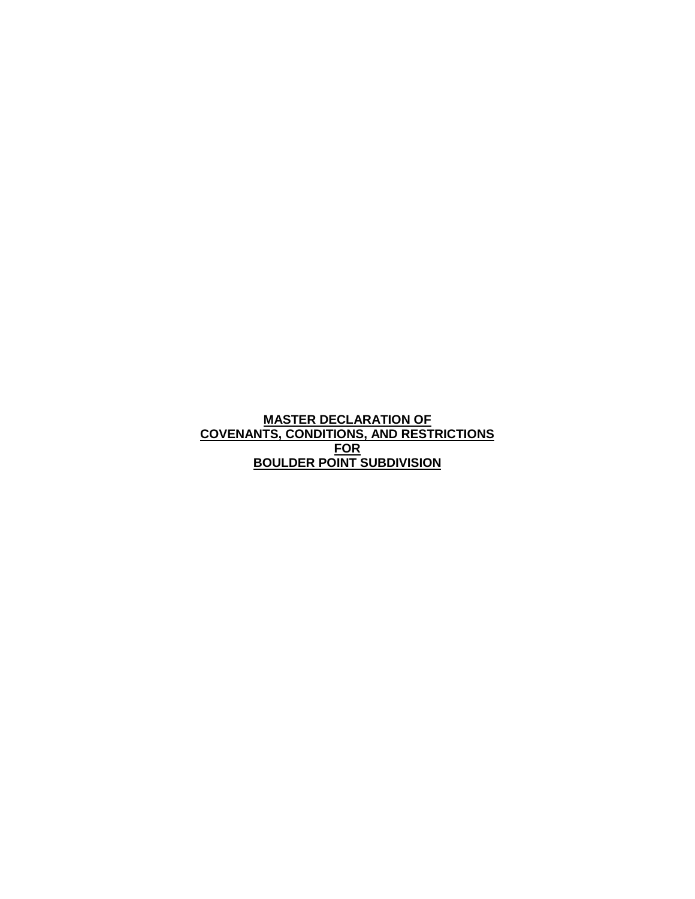# MASTER DECLARATION OF COVENANTS, CONDITIONS, AND RESTRICTIONS FOR BOULDER POINT SUBDIVISION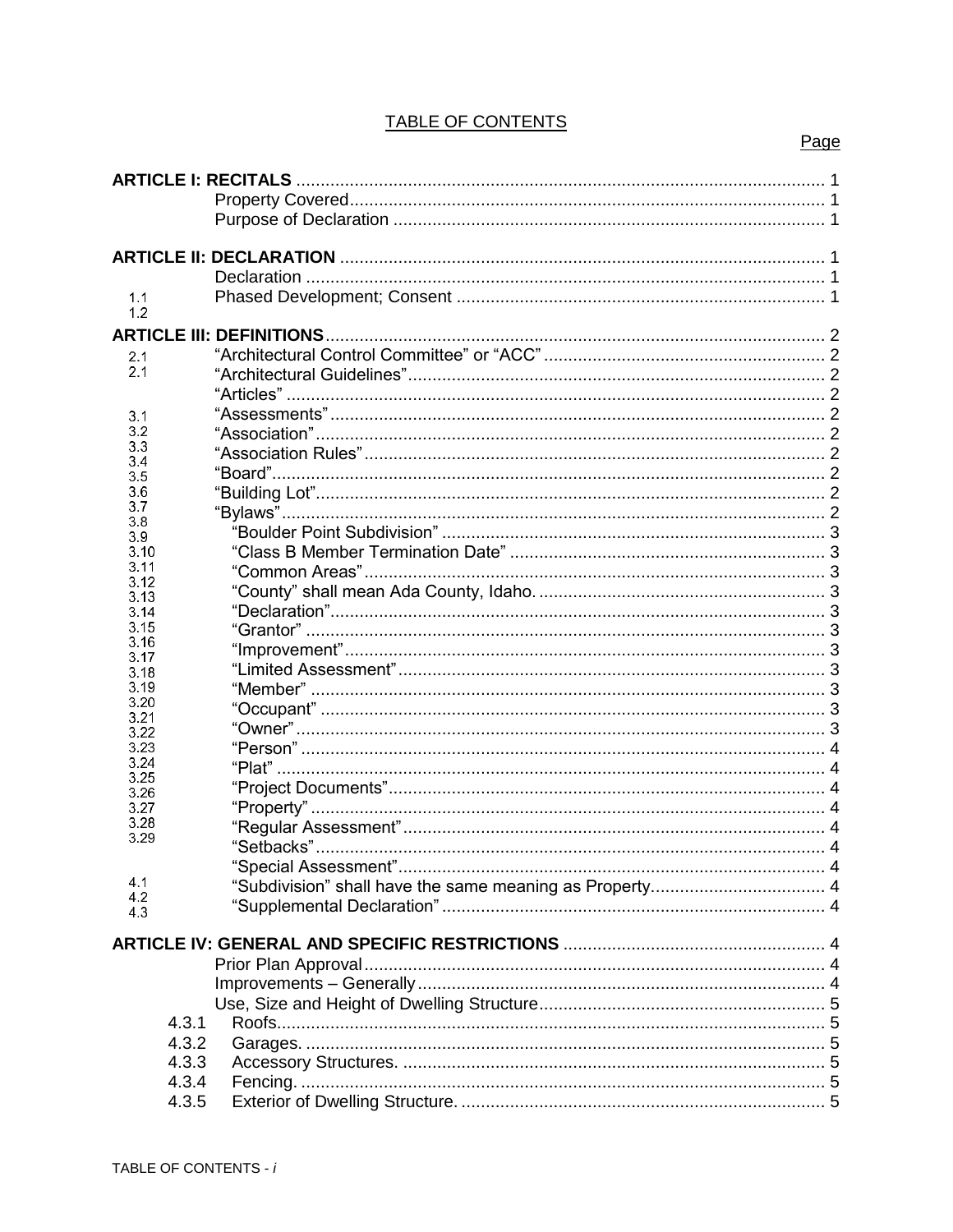# TABLE OF CONTENTS

| | | Page |
|---|---|---|
| **ARTICLE I: RECITALS** | | 1 |
| 1.1 | Property Covered | 1 |
| 1.2 | Purpose of Declaration | 1 |
| **ARTICLE II: DECLARATION** | | 1 |
| 2.1 | Declaration | 1 |
| 2.1 | Phased Development; Consent | 1 |
| **ARTICLE III: DEFINITIONS** | | 2 |
| 3.1 | "Architectural Control Committee" or "ACC" | 2 |
| 3.2 | "Architectural Guidelines" | 2 |
| 3.3 | "Articles" | 2 |
| 3.4 | "Assessments" | 2 |
| 3.5 | "Association" | 2 |
| 3.6 | "Association Rules" | 2 |
| 3.7 | "Board" | 2 |
| 3.8 | "Building Lot" | 2 |
| 3.9 | "Bylaws" | 2 |
| 3.10 | "Boulder Point Subdivision" | 3 |
| 3.11 | "Class B Member Termination Date" | 3 |
| 3.12 | "Common Areas" | 3 |
| 3.13 | "County" shall mean Ada County, Idaho. | 3 |
| 3.14 | "Declaration" | 3 |
| 3.15 | "Grantor" | 3 |
| 3.16 | "Improvement" | 3 |
| 3.17 | "Limited Assessment" | 3 |
| 3.18 | "Member" | 3 |
| 3.19 | "Occupant" | 3 |
| 3.20 | "Owner" | 3 |
| 3.21 | "Person" | 4 |
| 3.22 | "Plat" | 4 |
| 3.23 | "Project Documents" | 4 |
| 3.24 | "Property" | 4 |
| 3.25 | "Regular Assessment" | 4 |
| 3.26 | "Setbacks" | 4 |
| 3.27 | "Special Assessment" | 4 |
| 3.28 | "Subdivision" shall have the same meaning as Property. | 4 |
| 3.29 | "Supplemental Declaration" | 4 |
| **ARTICLE IV: GENERAL AND SPECIFIC RESTRICTIONS** | | 4 |
| 4.1 | Prior Plan Approval | 4 |
| 4.2 | Improvements – Generally | 4 |
| 4.3 | Use, Size and Height of Dwelling Structure | 5 |
| 4.3.1 | Roofs. | 5 |
| 4.3.2 | Garages. | 5 |
| 4.3.3 | Accessory Structures. | 5 |
| 4.3.4 | Fencing. | 5 |
| 4.3.5 | Exterior of Dwelling Structure. | 5 |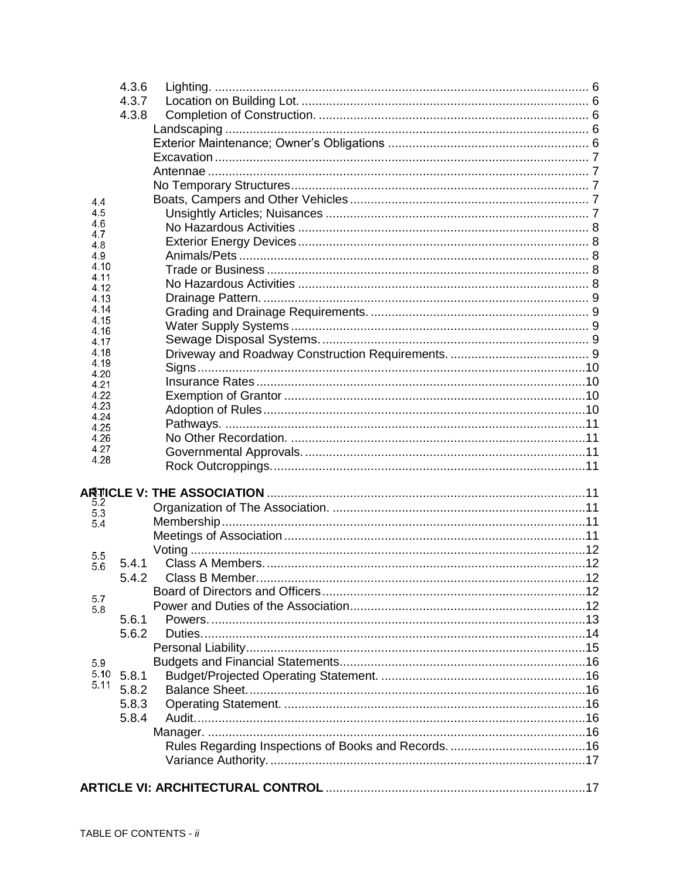4.3.6 Lighting. ........ 6
4.3.7 Location on Building Lot. ........ 6
4.3.8 Completion of Construction. ........ 6

4.4 Landscaping ........ 6
4.5 Exterior Maintenance; Owner's Obligations ........ 6
4.6 Excavation ........ 7
4.7 Antennae ........ 7
4.8 No Temporary Structures ........ 7
4.9 Boats, Campers and Other Vehicles ........ 7
4.10 Unsightly Articles; Nuisances ........ 7
4.11 No Hazardous Activities ........ 8
4.12 Exterior Energy Devices ........ 8
4.13 Animals/Pets ........ 8
4.14 Trade or Business ........ 8
4.15 No Hazardous Activities ........ 8
4.16 Drainage Pattern. ........ 9
4.17 Grading and Drainage Requirements. ........ 9
4.18 Water Supply Systems ........ 9
4.19 Sewage Disposal Systems. ........ 9
4.20 Driveway and Roadway Construction Requirements. ........ 9
4.21 Signs ........ 10
4.22 Insurance Rates ........ 10
4.23 Exemption of Grantor ........ 10
4.24 Adoption of Rules ........ 10
4.25 Pathways. ........ 11
4.26 No Other Recordation. ........ 11
4.27 Governmental Approvals. ........ 11
4.28 Rock Outcroppings. ........ 11

**ARTICLE V: THE ASSOCIATION** ........ 11

5.1 Organization of The Association. ........ 11
5.2 Membership ........ 11
5.3 Meetings of Association ........ 11
5.4 Voting ........ 12
5.4.1 Class A Members. ........ 12
5.4.2 Class B Member. ........ 12
5.5 Board of Directors and Officers ........ 12
5.6 Power and Duties of the Association ........ 12
5.6.1 Powers. ........ 13
5.6.2 Duties. ........ 14
5.7 Personal Liability ........ 15
5.8 Budgets and Financial Statements ........ 16
5.8.1 Budget/Projected Operating Statement. ........ 16
5.8.2 Balance Sheet. ........ 16
5.8.3 Operating Statement. ........ 16
5.8.4 Audit. ........ 16
5.9 Manager. ........ 16
5.10 Rules Regarding Inspections of Books and Records. ........ 16
5.11 Variance Authority. ........ 17

**ARTICLE VI: ARCHITECTURAL CONTROL** ........ 17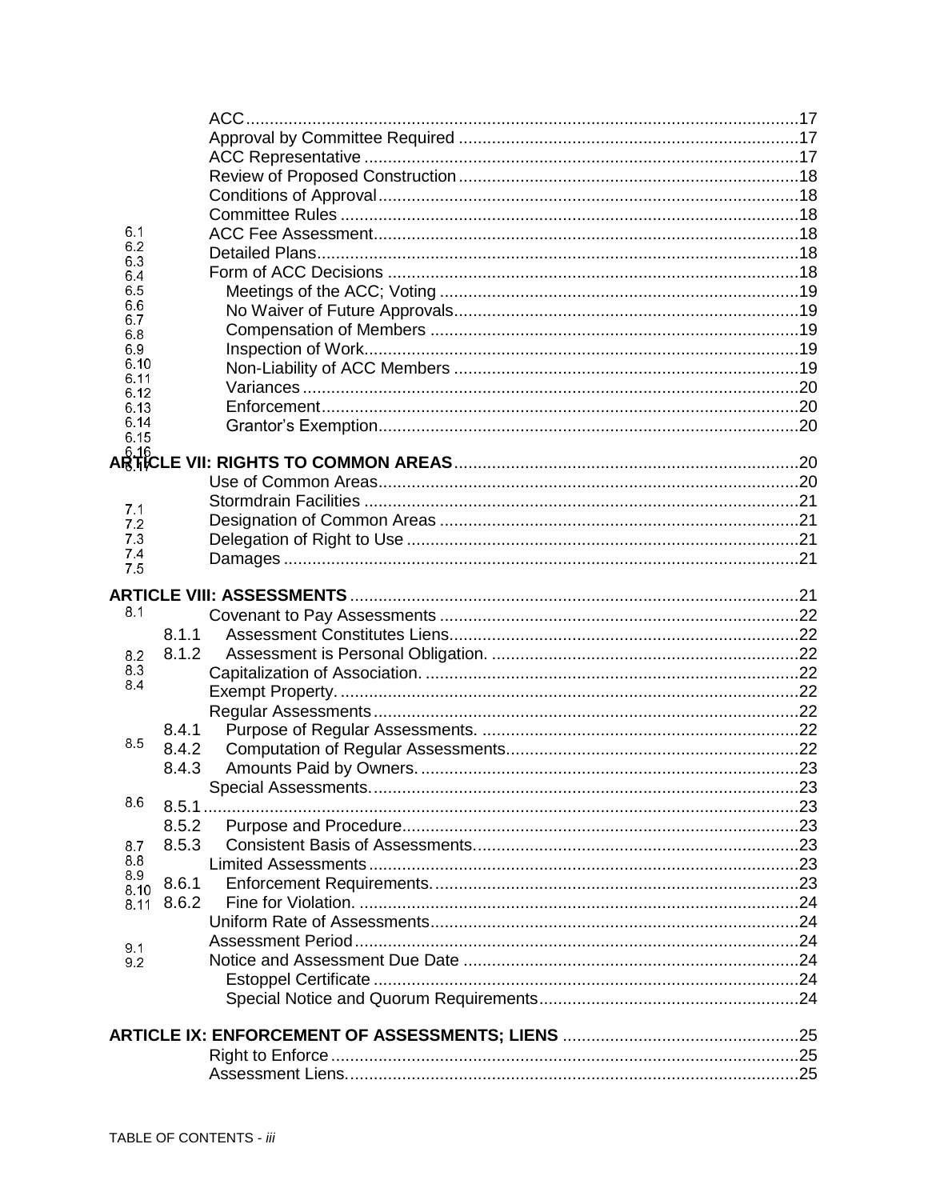| | | | |
|---|---|---|---|
| | | ACC | 17 |
| | | Approval by Committee Required | 17 |
| | | ACC Representative | 17 |
| | | Review of Proposed Construction | 18 |
| | | Conditions of Approval | 18 |
| | | Committee Rules | 18 |
| 6.1 | | ACC Fee Assessment | 18 |
| 6.2 | | Detailed Plans | 18 |
| 6.3 | | Form of ACC Decisions | 18 |
| 6.4 | | Meetings of the ACC; Voting | 19 |
| 6.5 | | No Waiver of Future Approvals | 19 |
| 6.6 | | Compensation of Members | 19 |
| 6.7 | | Inspection of Work | 19 |
| 6.8 | | Non-Liability of ACC Members | 19 |
| 6.9 | | Variances | 20 |
| 6.10 | | Enforcement | 20 |
| 6.11 | | Grantor's Exemption | 20 |
| 6.12 | | | |
| 6.13 | | | |
| 6.14 | | | |
| 6.15 | | | |
| 6.16 | | | |
| 6.17 | | | |
| **ARTICLE VII: RIGHTS TO COMMON AREAS** | | | 20 |
| 7.1 | | Use of Common Areas | 20 |
| 7.2 | | Stormdrain Facilities | 21 |
| 7.3 | | Designation of Common Areas | 21 |
| 7.4 | | Delegation of Right to Use | 21 |
| 7.5 | | Damages | 21 |
| **ARTICLE VIII: ASSESSMENTS** | | | 21 |
| 8.1 | | Covenant to Pay Assessments | 22 |
| | 8.1.1 | Assessment Constitutes Liens | 22 |
| 8.2 | 8.1.2 | Assessment is Personal Obligation. | 22 |
| 8.3 | | Capitalization of Association. | 22 |
| 8.4 | | Exempt Property. | 22 |
| | | Regular Assessments | 22 |
| | 8.4.1 | Purpose of Regular Assessments. | 22 |
| 8.5 | 8.4.2 | Computation of Regular Assessments | 22 |
| | 8.4.3 | Amounts Paid by Owners. | 23 |
| | | Special Assessments. | 23 |
| 8.6 | 8.5.1 | | 23 |
| | 8.5.2 | Purpose and Procedure | 23 |
| 8.7 | 8.5.3 | Consistent Basis of Assessments. | 23 |
| 8.8 | | Limited Assessments | 23 |
| 8.9 | 8.6.1 | Enforcement Requirements. | 23 |
| 8.10 | 8.6.2 | Fine for Violation. | 24 |
| 8.11 | | Uniform Rate of Assessments | 24 |
| | | Assessment Period | 24 |
| 9.1 | | Notice and Assessment Due Date | 24 |
| 9.2 | | Estoppel Certificate | 24 |
| | | Special Notice and Quorum Requirements | 24 |
| **ARTICLE IX: ENFORCEMENT OF ASSESSMENTS; LIENS** | | | 25 |
| | | Right to Enforce | 25 |
| | | Assessment Liens. | 25 |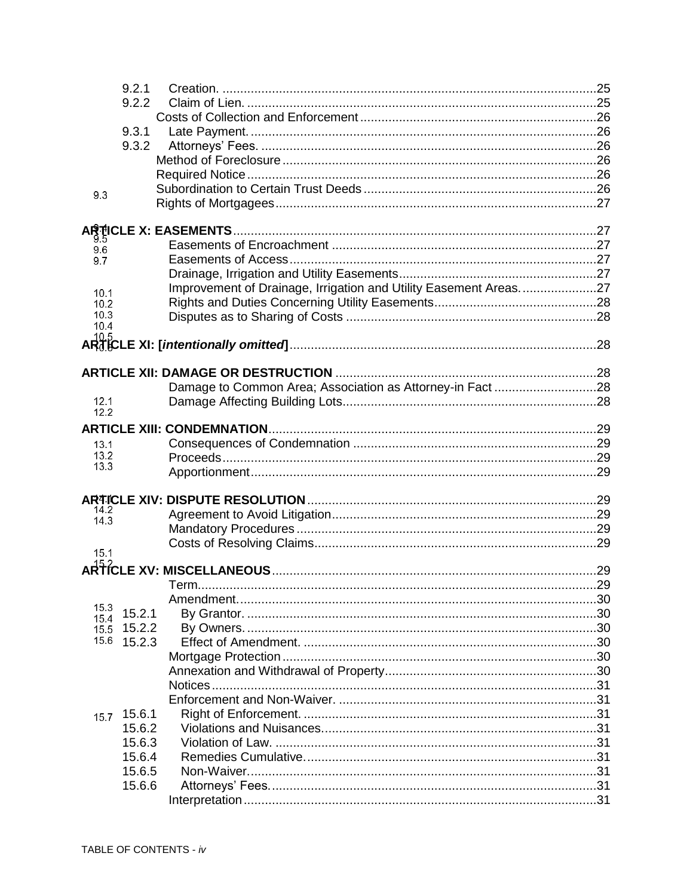9.2.1 Creation. ....................................................................................................25

9.2.2 Claim of Lien. ..............................................................................................25

9.3 Costs of Collection and Enforcement ..................................................................26

9.3.1 Late Payment. ..............................................................................................26

9.3.2 Attorneys' Fees. ...........................................................................................26

9.4 Method of Foreclosure .......................................................................................26

9.5 Required Notice .................................................................................................26

9.6 Subordination to Certain Trust Deeds .................................................................26

9.7 Rights of Mortgagees .........................................................................................27

**ARTICLE X: EASEMENTS** ...................................................................................27

10.1 Easements of Encroachment ...........................................................................27

10.2 Easements of Access .......................................................................................27

10.3 Drainage, Irrigation and Utility Easements .......................................................27

10.4 Improvement of Drainage, Irrigation and Utility Easement Areas. ....................27

10.5 Rights and Duties Concerning Utility Easements .............................................28

10.6 Disputes as to Sharing of Costs .......................................................................28

**ARTICLE XI: [*intentionally omitted*]** ....................................................................28

**ARTICLE XII: DAMAGE OR DESTRUCTION** ......................................................28

12.1 Damage to Common Area; Association as Attorney-in Fact ............................28

12.2 Damage Affecting Building Lots .......................................................................28

**ARTICLE XIII: CONDEMNATION** .........................................................................29

13.1 Consequences of Condemnation .....................................................................29

13.2 Proceeds .........................................................................................................29

13.3 Apportionment .................................................................................................29

**ARTICLE XIV: DISPUTE RESOLUTION** ..............................................................29

14.1 Agreement to Avoid Litigation ..........................................................................29

14.2 Mandatory Procedures .....................................................................................29

14.3 Costs of Resolving Claims ...............................................................................29

**ARTICLE XV: MISCELLANEOUS** ........................................................................29

15.1 Term ................................................................................................................29

15.2 Amendment. ....................................................................................................30

15.2.1 By Grantor. ..................................................................................................30

15.2.2 By Owners. ..................................................................................................30

15.2.3 Effect of Amendment. ...................................................................................30

15.3 Mortgage Protection .........................................................................................30

15.4 Annexation and Withdrawal of Property ............................................................30

15.5 Notices .............................................................................................................31

15.6 Enforcement and Non-Waiver. .........................................................................31

15.6.1 Right of Enforcement. ...................................................................................31

15.6.2 Violations and Nuisances. .............................................................................31

15.6.3 Violation of Law. ...........................................................................................31

15.6.4 Remedies Cumulative. ..................................................................................31

15.6.5 Non-Waiver. ..................................................................................................31

15.6.6 Attorneys' Fees. ............................................................................................31

15.7 Interpretation .....................................................................................................31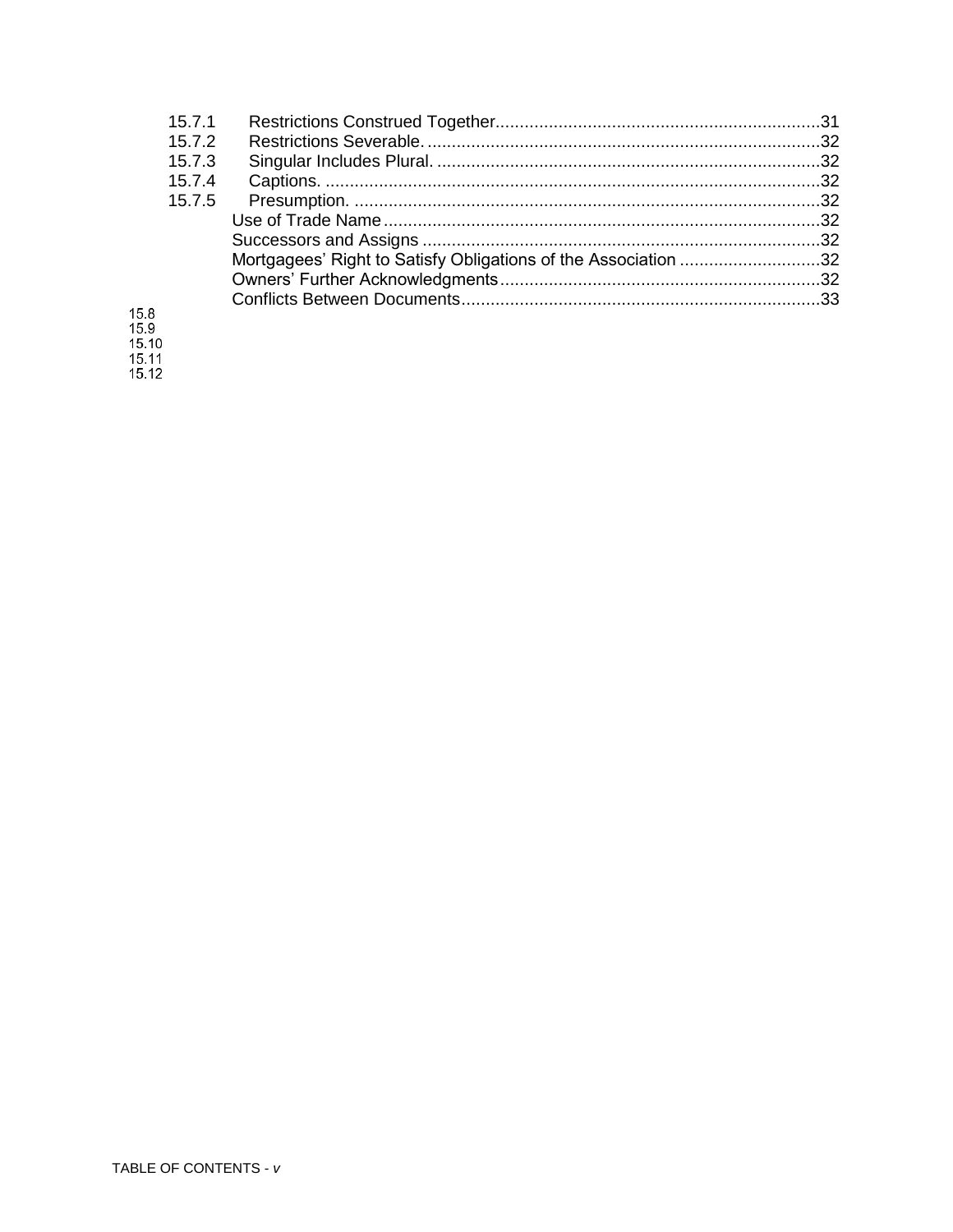15.7.1 Restrictions Construed Together....................................................................31
15.7.2 Restrictions Severable. ..................................................................................32
15.7.3 Singular Includes Plural. ................................................................................32
15.7.4 Captions. .......................................................................................................32
15.7.5 Presumption. .................................................................................................32
15.8 Use of Trade Name..........................................................................................32
15.9 Successors and Assigns ..................................................................................32
15.10 Mortgagees' Right to Satisfy Obligations of the Association .............................32
15.11 Owners' Further Acknowledgments..................................................................32
15.12 Conflicts Between Documents..........................................................................33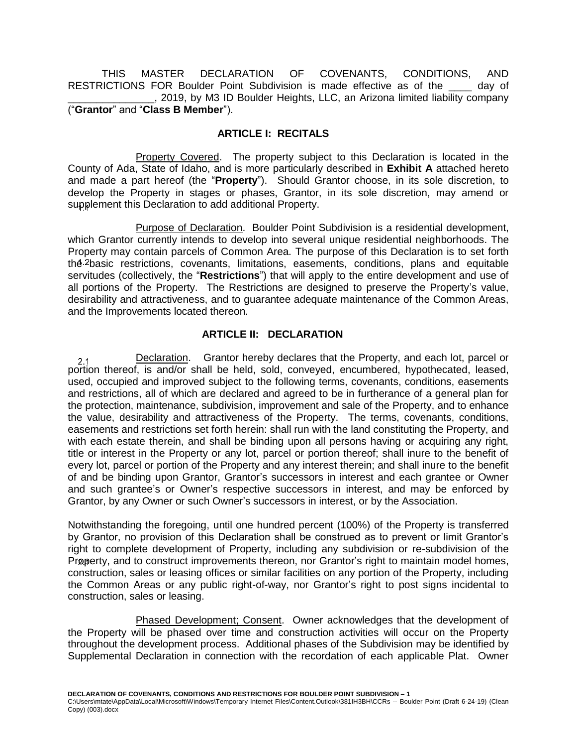THIS MASTER DECLARATION OF COVENANTS, CONDITIONS, AND RESTRICTIONS FOR Boulder Point Subdivision is made effective as of the ____ day of _______________, 2019, by M3 ID Boulder Heights, LLC, an Arizona limited liability company ("**Grantor**" and "**Class B Member**").

## ARTICLE I: RECITALS

1.1 Property Covered. The property subject to this Declaration is located in the County of Ada, State of Idaho, and is more particularly described in **Exhibit A** attached hereto and made a part hereof (the "**Property**"). Should Grantor choose, in its sole discretion, to develop the Property in stages or phases, Grantor, in its sole discretion, may amend or supplement this Declaration to add additional Property.

1.2 Purpose of Declaration. Boulder Point Subdivision is a residential development, which Grantor currently intends to develop into several unique residential neighborhoods. The Property may contain parcels of Common Area. The purpose of this Declaration is to set forth the basic restrictions, covenants, limitations, easements, conditions, plans and equitable servitudes (collectively, the "**Restrictions**") that will apply to the entire development and use of all portions of the Property. The Restrictions are designed to preserve the Property's value, desirability and attractiveness, and to guarantee adequate maintenance of the Common Areas, and the Improvements located thereon.

## ARTICLE II: DECLARATION

2.1 Declaration. Grantor hereby declares that the Property, and each lot, parcel or portion thereof, is and/or shall be held, sold, conveyed, encumbered, hypothecated, leased, used, occupied and improved subject to the following terms, covenants, conditions, easements and restrictions, all of which are declared and agreed to be in furtherance of a general plan for the protection, maintenance, subdivision, improvement and sale of the Property, and to enhance the value, desirability and attractiveness of the Property. The terms, covenants, conditions, easements and restrictions set forth herein: shall run with the land constituting the Property, and with each estate therein, and shall be binding upon all persons having or acquiring any right, title or interest in the Property or any lot, parcel or portion thereof; shall inure to the benefit of every lot, parcel or portion of the Property and any interest therein; and shall inure to the benefit of and be binding upon Grantor, Grantor's successors in interest and each grantee or Owner and such grantee's or Owner's respective successors in interest, and may be enforced by Grantor, by any Owner or such Owner's successors in interest, or by the Association.

Notwithstanding the foregoing, until one hundred percent (100%) of the Property is transferred by Grantor, no provision of this Declaration shall be construed as to prevent or limit Grantor's right to complete development of Property, including any subdivision or re-subdivision of the Property, and to construct improvements thereon, nor Grantor's right to maintain model homes, construction, sales or leasing offices or similar facilities on any portion of the Property, including the Common Areas or any public right-of-way, nor Grantor's right to post signs incidental to construction, sales or leasing.

2.2 Phased Development; Consent. Owner acknowledges that the development of the Property will be phased over time and construction activities will occur on the Property throughout the development process. Additional phases of the Subdivision may be identified by Supplemental Declaration in connection with the recordation of each applicable Plat. Owner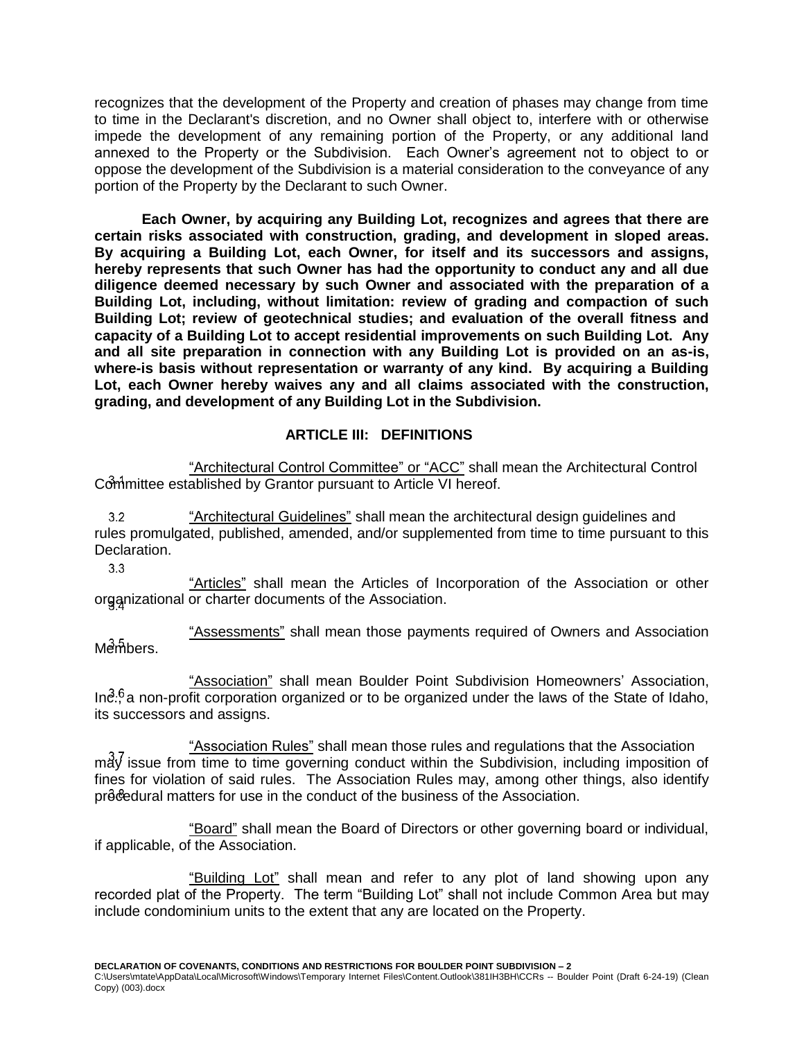recognizes that the development of the Property and creation of phases may change from time to time in the Declarant's discretion, and no Owner shall object to, interfere with or otherwise impede the development of any remaining portion of the Property, or any additional land annexed to the Property or the Subdivision. Each Owner's agreement not to object to or oppose the development of the Subdivision is a material consideration to the conveyance of any portion of the Property by the Declarant to such Owner.

**Each Owner, by acquiring any Building Lot, recognizes and agrees that there are certain risks associated with construction, grading, and development in sloped areas. By acquiring a Building Lot, each Owner, for itself and its successors and assigns, hereby represents that such Owner has had the opportunity to conduct any and all due diligence deemed necessary by such Owner and associated with the preparation of a Building Lot, including, without limitation: review of grading and compaction of such Building Lot; review of geotechnical studies; and evaluation of the overall fitness and capacity of a Building Lot to accept residential improvements on such Building Lot. Any and all site preparation in connection with any Building Lot is provided on an as-is, where-is basis without representation or warranty of any kind. By acquiring a Building Lot, each Owner hereby waives any and all claims associated with the construction, grading, and development of any Building Lot in the Subdivision.**

## ARTICLE III: DEFINITIONS

3.1 "Architectural Control Committee" or "ACC" shall mean the Architectural Control Committee established by Grantor pursuant to Article VI hereof.

3.2 "Architectural Guidelines" shall mean the architectural design guidelines and rules promulgated, published, amended, and/or supplemented from time to time pursuant to this Declaration.

3.3 "Articles" shall mean the Articles of Incorporation of the Association or other organizational or charter documents of the Association.

3.4 "Assessments" shall mean those payments required of Owners and Association Members.

3.5 "Association" shall mean Boulder Point Subdivision Homeowners' Association, Inc., a non-profit corporation organized or to be organized under the laws of the State of Idaho, its successors and assigns.

3.6 "Association Rules" shall mean those rules and regulations that the Association may issue from time to time governing conduct within the Subdivision, including imposition of fines for violation of said rules. The Association Rules may, among other things, also identify procedural matters for use in the conduct of the business of the Association.

3.7 "Board" shall mean the Board of Directors or other governing board or individual, if applicable, of the Association.

3.8 "Building Lot" shall mean and refer to any plot of land showing upon any recorded plat of the Property. The term "Building Lot" shall not include Common Area but may include condominium units to the extent that any are located on the Property.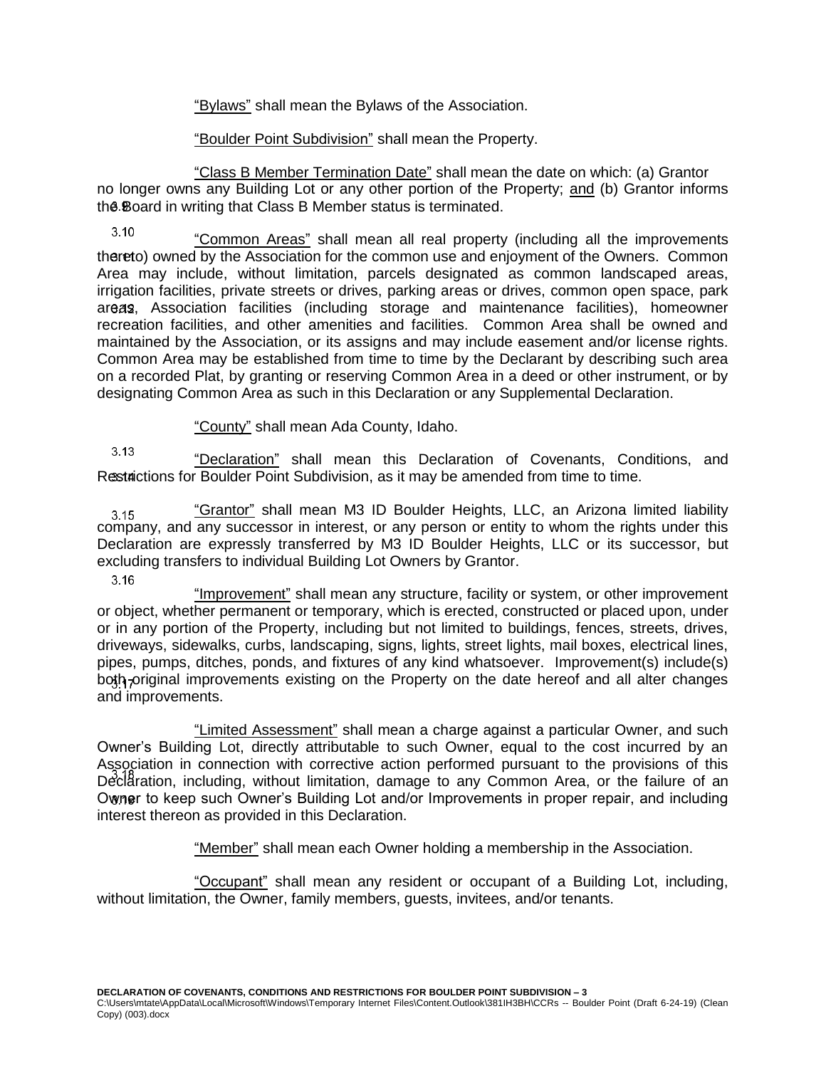"Bylaws" shall mean the Bylaws of the Association.

"Boulder Point Subdivision" shall mean the Property.

"Class B Member Termination Date" shall mean the date on which: (a) Grantor no longer owns any Building Lot or any other portion of the Property; and (b) Grantor informs the Board in writing that Class B Member status is terminated.

"Common Areas" shall mean all real property (including all the improvements thereto) owned by the Association for the common use and enjoyment of the Owners. Common Area may include, without limitation, parcels designated as common landscaped areas, irrigation facilities, private streets or drives, parking areas or drives, common open space, park areas, Association facilities (including storage and maintenance facilities), homeowner recreation facilities, and other amenities and facilities. Common Area shall be owned and maintained by the Association, or its assigns and may include easement and/or license rights. Common Area may be established from time to time by the Declarant by describing such area on a recorded Plat, by granting or reserving Common Area in a deed or other instrument, or by designating Common Area as such in this Declaration or any Supplemental Declaration.

"County" shall mean Ada County, Idaho.

"Declaration" shall mean this Declaration of Covenants, Conditions, and Restrictions for Boulder Point Subdivision, as it may be amended from time to time.

"Grantor" shall mean M3 ID Boulder Heights, LLC, an Arizona limited liability company, and any successor in interest, or any person or entity to whom the rights under this Declaration are expressly transferred by M3 ID Boulder Heights, LLC or its successor, but excluding transfers to individual Building Lot Owners by Grantor.

"Improvement" shall mean any structure, facility or system, or other improvement or object, whether permanent or temporary, which is erected, constructed or placed upon, under or in any portion of the Property, including but not limited to buildings, fences, streets, drives, driveways, sidewalks, curbs, landscaping, signs, lights, street lights, mail boxes, electrical lines, pipes, pumps, ditches, ponds, and fixtures of any kind whatsoever. Improvement(s) include(s) both original improvements existing on the Property on the date hereof and all alter changes and improvements.

"Limited Assessment" shall mean a charge against a particular Owner, and such Owner's Building Lot, directly attributable to such Owner, equal to the cost incurred by an Association in connection with corrective action performed pursuant to the provisions of this Declaration, including, without limitation, damage to any Common Area, or the failure of an Owner to keep such Owner's Building Lot and/or Improvements in proper repair, and including interest thereon as provided in this Declaration.

"Member" shall mean each Owner holding a membership in the Association.

"Occupant" shall mean any resident or occupant of a Building Lot, including, without limitation, the Owner, family members, guests, invitees, and/or tenants.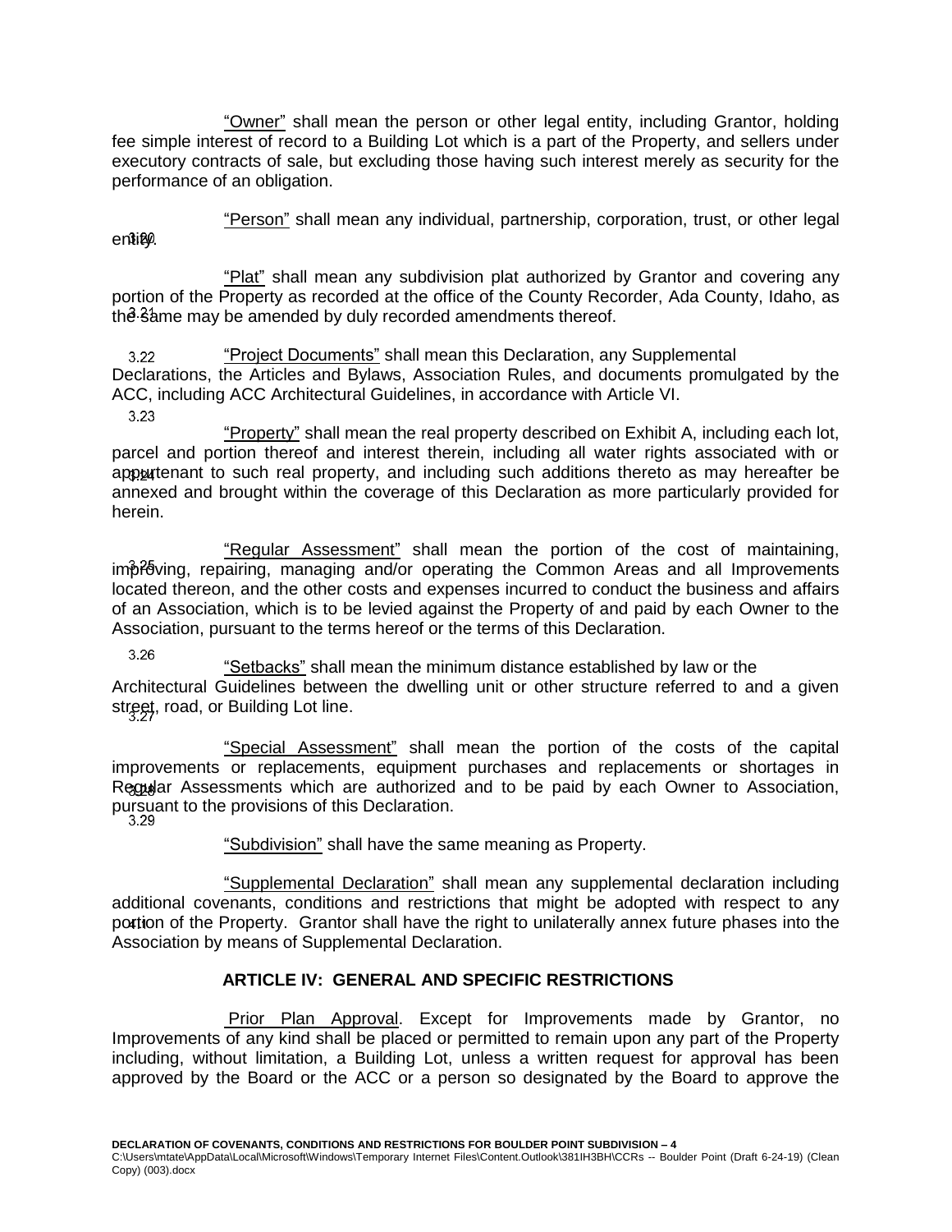"Owner" shall mean the person or other legal entity, including Grantor, holding fee simple interest of record to a Building Lot which is a part of the Property, and sellers under executory contracts of sale, but excluding those having such interest merely as security for the performance of an obligation.

3.20 "Person" shall mean any individual, partnership, corporation, trust, or other legal entity.

3.21 "Plat" shall mean any subdivision plat authorized by Grantor and covering any portion of the Property as recorded at the office of the County Recorder, Ada County, Idaho, as the same may be amended by duly recorded amendments thereof.

3.22 "Project Documents" shall mean this Declaration, any Supplemental Declarations, the Articles and Bylaws, Association Rules, and documents promulgated by the ACC, including ACC Architectural Guidelines, in accordance with Article VI.

3.23 "Property" shall mean the real property described on Exhibit A, including each lot, parcel and portion thereof and interest therein, including all water rights associated with or appurtenant to such real property, and including such additions thereto as may hereafter be annexed and brought within the coverage of this Declaration as more particularly provided for herein.

3.24 "Regular Assessment" shall mean the portion of the cost of maintaining, improving, repairing, managing and/or operating the Common Areas and all Improvements located thereon, and the other costs and expenses incurred to conduct the business and affairs of an Association, which is to be levied against the Property of and paid by each Owner to the Association, pursuant to the terms hereof or the terms of this Declaration.

3.25 "Setbacks" shall mean the minimum distance established by law or the Architectural Guidelines between the dwelling unit or other structure referred to and a given street, road, or Building Lot line.

3.26 "Special Assessment" shall mean the portion of the costs of the capital improvements or replacements, equipment purchases and replacements or shortages in Regular Assessments which are authorized and to be paid by each Owner to Association, pursuant to the provisions of this Declaration.

3.27 "Subdivision" shall have the same meaning as Property.

3.28 "Supplemental Declaration" shall mean any supplemental declaration including additional covenants, conditions and restrictions that might be adopted with respect to any portion of the Property. Grantor shall have the right to unilaterally annex future phases into the Association by means of Supplemental Declaration.

## ARTICLE IV: GENERAL AND SPECIFIC RESTRICTIONS

4.1 Prior Plan Approval. Except for Improvements made by Grantor, no Improvements of any kind shall be placed or permitted to remain upon any part of the Property including, without limitation, a Building Lot, unless a written request for approval has been approved by the Board or the ACC or a person so designated by the Board to approve the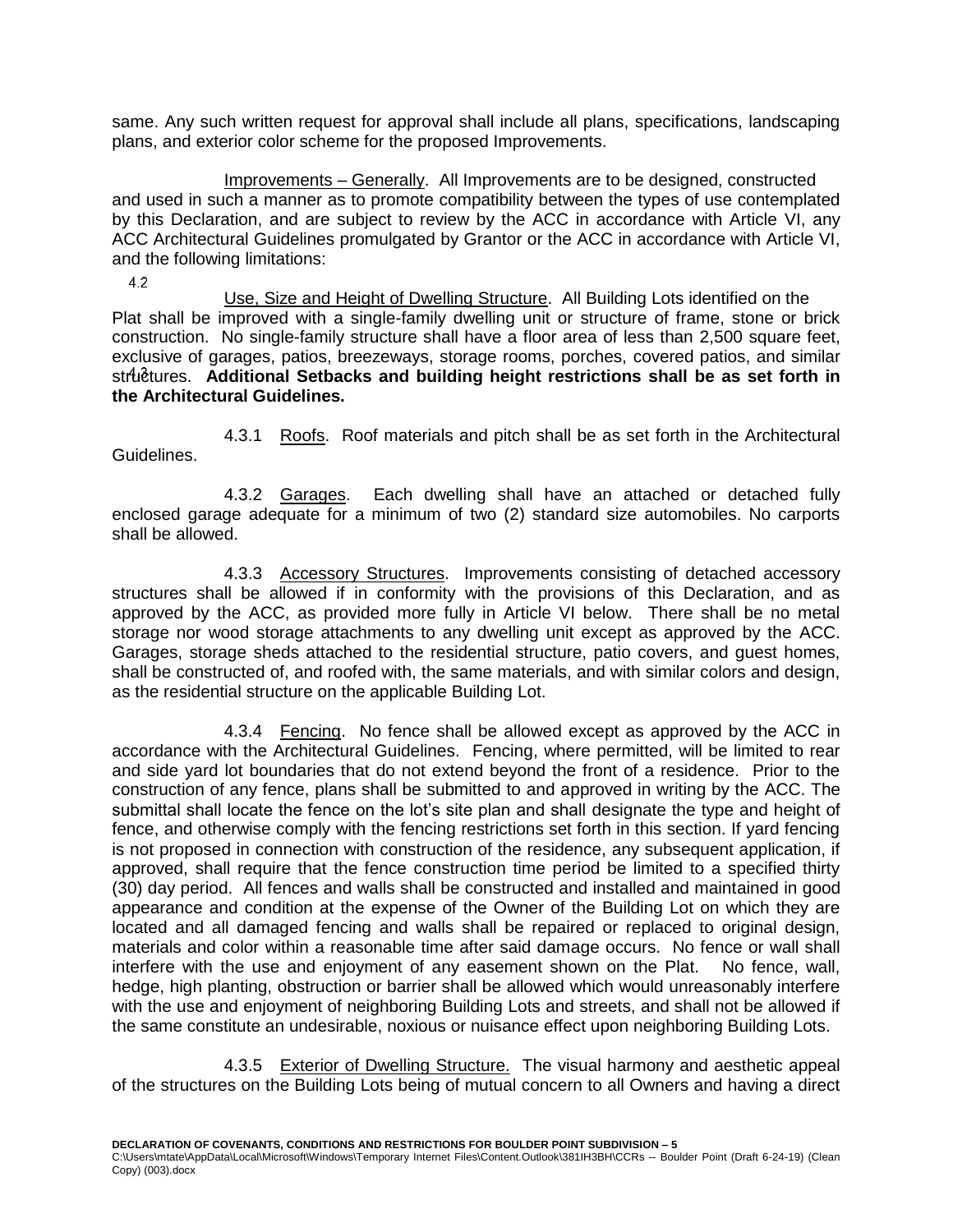same. Any such written request for approval shall include all plans, specifications, landscaping plans, and exterior color scheme for the proposed Improvements.

4.2 Improvements – Generally. All Improvements are to be designed, constructed and used in such a manner as to promote compatibility between the types of use contemplated by this Declaration, and are subject to review by the ACC in accordance with Article VI, any ACC Architectural Guidelines promulgated by Grantor or the ACC in accordance with Article VI, and the following limitations:

4.3 Use, Size and Height of Dwelling Structure. All Building Lots identified on the Plat shall be improved with a single-family dwelling unit or structure of frame, stone or brick construction. No single-family structure shall have a floor area of less than 2,500 square feet, exclusive of garages, patios, breezeways, storage rooms, porches, covered patios, and similar structures. **Additional Setbacks and building height restrictions shall be as set forth in the Architectural Guidelines.**

4.3.1 Roofs. Roof materials and pitch shall be as set forth in the Architectural Guidelines.

4.3.2 Garages. Each dwelling shall have an attached or detached fully enclosed garage adequate for a minimum of two (2) standard size automobiles. No carports shall be allowed.

4.3.3 Accessory Structures. Improvements consisting of detached accessory structures shall be allowed if in conformity with the provisions of this Declaration, and as approved by the ACC, as provided more fully in Article VI below. There shall be no metal storage nor wood storage attachments to any dwelling unit except as approved by the ACC. Garages, storage sheds attached to the residential structure, patio covers, and guest homes, shall be constructed of, and roofed with, the same materials, and with similar colors and design, as the residential structure on the applicable Building Lot.

4.3.4 Fencing. No fence shall be allowed except as approved by the ACC in accordance with the Architectural Guidelines. Fencing, where permitted, will be limited to rear and side yard lot boundaries that do not extend beyond the front of a residence. Prior to the construction of any fence, plans shall be submitted to and approved in writing by the ACC. The submittal shall locate the fence on the lot's site plan and shall designate the type and height of fence, and otherwise comply with the fencing restrictions set forth in this section. If yard fencing is not proposed in connection with construction of the residence, any subsequent application, if approved, shall require that the fence construction time period be limited to a specified thirty (30) day period. All fences and walls shall be constructed and installed and maintained in good appearance and condition at the expense of the Owner of the Building Lot on which they are located and all damaged fencing and walls shall be repaired or replaced to original design, materials and color within a reasonable time after said damage occurs. No fence or wall shall interfere with the use and enjoyment of any easement shown on the Plat. No fence, wall, hedge, high planting, obstruction or barrier shall be allowed which would unreasonably interfere with the use and enjoyment of neighboring Building Lots and streets, and shall not be allowed if the same constitute an undesirable, noxious or nuisance effect upon neighboring Building Lots.

4.3.5 Exterior of Dwelling Structure. The visual harmony and aesthetic appeal of the structures on the Building Lots being of mutual concern to all Owners and having a direct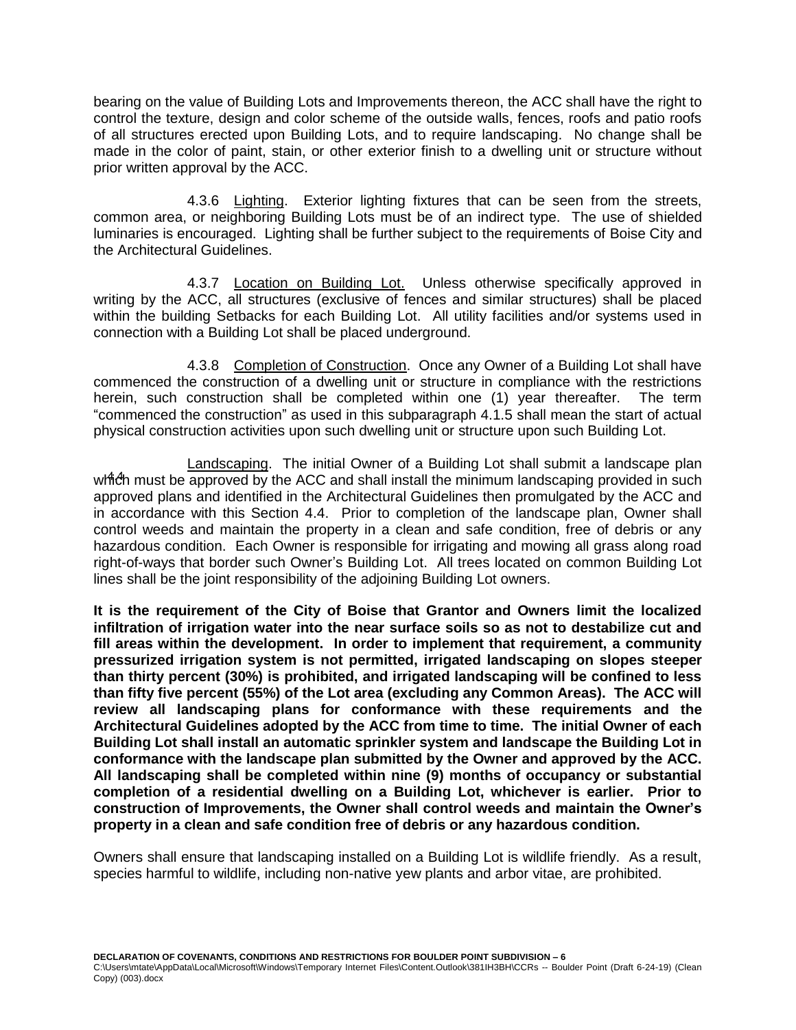bearing on the value of Building Lots and Improvements thereon, the ACC shall have the right to control the texture, design and color scheme of the outside walls, fences, roofs and patio roofs of all structures erected upon Building Lots, and to require landscaping. No change shall be made in the color of paint, stain, or other exterior finish to a dwelling unit or structure without prior written approval by the ACC.

4.3.6 Lighting. Exterior lighting fixtures that can be seen from the streets, common area, or neighboring Building Lots must be of an indirect type. The use of shielded luminaries is encouraged. Lighting shall be further subject to the requirements of Boise City and the Architectural Guidelines.

4.3.7 Location on Building Lot. Unless otherwise specifically approved in writing by the ACC, all structures (exclusive of fences and similar structures) shall be placed within the building Setbacks for each Building Lot. All utility facilities and/or systems used in connection with a Building Lot shall be placed underground.

4.3.8 Completion of Construction. Once any Owner of a Building Lot shall have commenced the construction of a dwelling unit or structure in compliance with the restrictions herein, such construction shall be completed within one (1) year thereafter. The term "commenced the construction" as used in this subparagraph 4.1.5 shall mean the start of actual physical construction activities upon such dwelling unit or structure upon such Building Lot.

4.4 Landscaping. The initial Owner of a Building Lot shall submit a landscape plan which must be approved by the ACC and shall install the minimum landscaping provided in such approved plans and identified in the Architectural Guidelines then promulgated by the ACC and in accordance with this Section 4.4. Prior to completion of the landscape plan, Owner shall control weeds and maintain the property in a clean and safe condition, free of debris or any hazardous condition. Each Owner is responsible for irrigating and mowing all grass along road right-of-ways that border such Owner's Building Lot. All trees located on common Building Lot lines shall be the joint responsibility of the adjoining Building Lot owners.

**It is the requirement of the City of Boise that Grantor and Owners limit the localized infiltration of irrigation water into the near surface soils so as not to destabilize cut and fill areas within the development. In order to implement that requirement, a community pressurized irrigation system is not permitted, irrigated landscaping on slopes steeper than thirty percent (30%) is prohibited, and irrigated landscaping will be confined to less than fifty five percent (55%) of the Lot area (excluding any Common Areas). The ACC will review all landscaping plans for conformance with these requirements and the Architectural Guidelines adopted by the ACC from time to time. The initial Owner of each Building Lot shall install an automatic sprinkler system and landscape the Building Lot in conformance with the landscape plan submitted by the Owner and approved by the ACC. All landscaping shall be completed within nine (9) months of occupancy or substantial completion of a residential dwelling on a Building Lot, whichever is earlier. Prior to construction of Improvements, the Owner shall control weeds and maintain the Owner's property in a clean and safe condition free of debris or any hazardous condition.**

Owners shall ensure that landscaping installed on a Building Lot is wildlife friendly. As a result, species harmful to wildlife, including non-native yew plants and arbor vitae, are prohibited.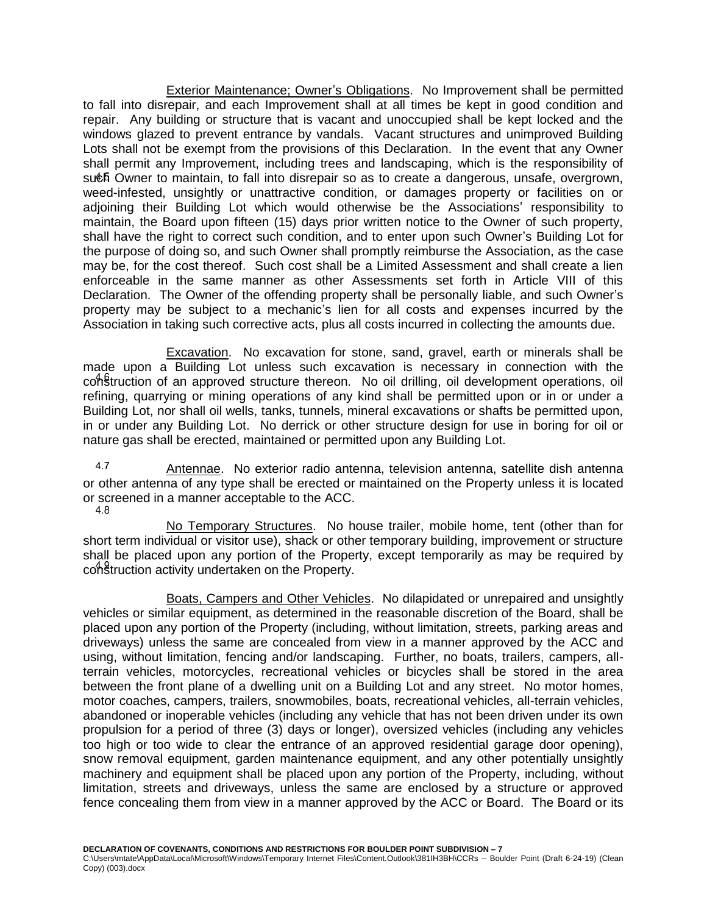4.5 Exterior Maintenance; Owner's Obligations. No Improvement shall be permitted to fall into disrepair, and each Improvement shall at all times be kept in good condition and repair. Any building or structure that is vacant and unoccupied shall be kept locked and the windows glazed to prevent entrance by vandals. Vacant structures and unimproved Building Lots shall not be exempt from the provisions of this Declaration. In the event that any Owner shall permit any Improvement, including trees and landscaping, which is the responsibility of such Owner to maintain, to fall into disrepair so as to create a dangerous, unsafe, overgrown, weed-infested, unsightly or unattractive condition, or damages property or facilities on or adjoining their Building Lot which would otherwise be the Associations' responsibility to maintain, the Board upon fifteen (15) days prior written notice to the Owner of such property, shall have the right to correct such condition, and to enter upon such Owner's Building Lot for the purpose of doing so, and such Owner shall promptly reimburse the Association, as the case may be, for the cost thereof. Such cost shall be a Limited Assessment and shall create a lien enforceable in the same manner as other Assessments set forth in Article VIII of this Declaration. The Owner of the offending property shall be personally liable, and such Owner's property may be subject to a mechanic's lien for all costs and expenses incurred by the Association in taking such corrective acts, plus all costs incurred in collecting the amounts due.

4.6 Excavation. No excavation for stone, sand, gravel, earth or minerals shall be made upon a Building Lot unless such excavation is necessary in connection with the construction of an approved structure thereon. No oil drilling, oil development operations, oil refining, quarrying or mining operations of any kind shall be permitted upon or in or under a Building Lot, nor shall oil wells, tanks, tunnels, mineral excavations or shafts be permitted upon, in or under any Building Lot. No derrick or other structure design for use in boring for oil or nature gas shall be erected, maintained or permitted upon any Building Lot.

4.7 Antennae. No exterior radio antenna, television antenna, satellite dish antenna or other antenna of any type shall be erected or maintained on the Property unless it is located or screened in a manner acceptable to the ACC.

4.8 No Temporary Structures. No house trailer, mobile home, tent (other than for short term individual or visitor use), shack or other temporary building, improvement or structure shall be placed upon any portion of the Property, except temporarily as may be required by construction activity undertaken on the Property.

4.9 Boats, Campers and Other Vehicles. No dilapidated or unrepaired and unsightly vehicles or similar equipment, as determined in the reasonable discretion of the Board, shall be placed upon any portion of the Property (including, without limitation, streets, parking areas and driveways) unless the same are concealed from view in a manner approved by the ACC and using, without limitation, fencing and/or landscaping. Further, no boats, trailers, campers, all-terrain vehicles, motorcycles, recreational vehicles or bicycles shall be stored in the area between the front plane of a dwelling unit on a Building Lot and any street. No motor homes, motor coaches, campers, trailers, snowmobiles, boats, recreational vehicles, all-terrain vehicles, abandoned or inoperable vehicles (including any vehicle that has not been driven under its own propulsion for a period of three (3) days or longer), oversized vehicles (including any vehicles too high or too wide to clear the entrance of an approved residential garage door opening), snow removal equipment, garden maintenance equipment, and any other potentially unsightly machinery and equipment shall be placed upon any portion of the Property, including, without limitation, streets and driveways, unless the same are enclosed by a structure or approved fence concealing them from view in a manner approved by the ACC or Board. The Board or its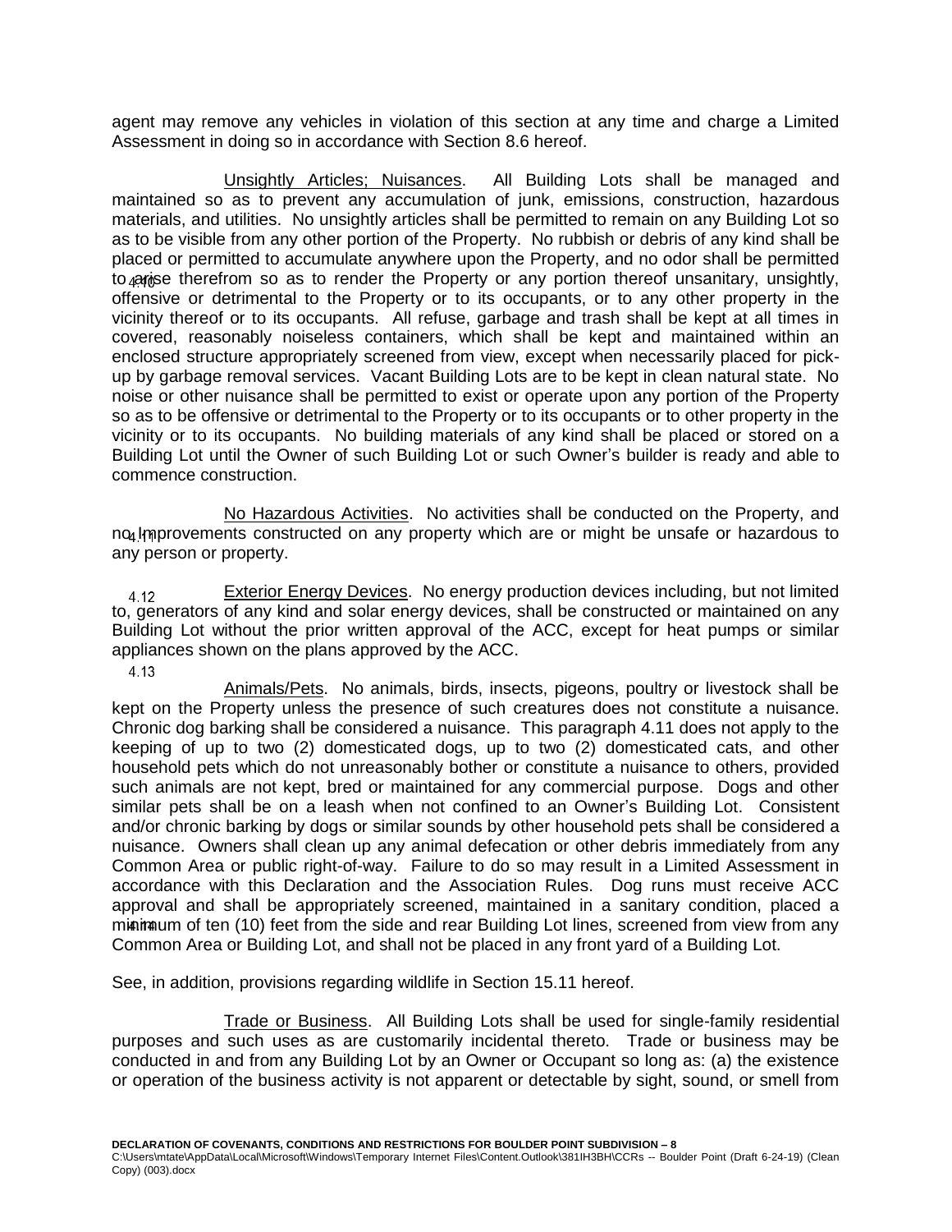agent may remove any vehicles in violation of this section at any time and charge a Limited Assessment in doing so in accordance with Section 8.6 hereof.

4.10 Unsightly Articles; Nuisances. All Building Lots shall be managed and maintained so as to prevent any accumulation of junk, emissions, construction, hazardous materials, and utilities. No unsightly articles shall be permitted to remain on any Building Lot so as to be visible from any other portion of the Property. No rubbish or debris of any kind shall be placed or permitted to accumulate anywhere upon the Property, and no odor shall be permitted to arise therefrom so as to render the Property or any portion thereof unsanitary, unsightly, offensive or detrimental to the Property or to its occupants, or to any other property in the vicinity thereof or to its occupants. All refuse, garbage and trash shall be kept at all times in covered, reasonably noiseless containers, which shall be kept and maintained within an enclosed structure appropriately screened from view, except when necessarily placed for pick-up by garbage removal services. Vacant Building Lots are to be kept in clean natural state. No noise or other nuisance shall be permitted to exist or operate upon any portion of the Property so as to be offensive or detrimental to the Property or to its occupants or to other property in the vicinity or to its occupants. No building materials of any kind shall be placed or stored on a Building Lot until the Owner of such Building Lot or such Owner's builder is ready and able to commence construction.

4.11 No Hazardous Activities. No activities shall be conducted on the Property, and no Improvements constructed on any property which are or might be unsafe or hazardous to any person or property.

4.12 Exterior Energy Devices. No energy production devices including, but not limited to, generators of any kind and solar energy devices, shall be constructed or maintained on any Building Lot without the prior written approval of the ACC, except for heat pumps or similar appliances shown on the plans approved by the ACC.

4.13 Animals/Pets. No animals, birds, insects, pigeons, poultry or livestock shall be kept on the Property unless the presence of such creatures does not constitute a nuisance. Chronic dog barking shall be considered a nuisance. This paragraph 4.11 does not apply to the keeping of up to two (2) domesticated dogs, up to two (2) domesticated cats, and other household pets which do not unreasonably bother or constitute a nuisance to others, provided such animals are not kept, bred or maintained for any commercial purpose. Dogs and other similar pets shall be on a leash when not confined to an Owner's Building Lot. Consistent and/or chronic barking by dogs or similar sounds by other household pets shall be considered a nuisance. Owners shall clean up any animal defecation or other debris immediately from any Common Area or public right-of-way. Failure to do so may result in a Limited Assessment in accordance with this Declaration and the Association Rules. Dog runs must receive ACC approval and shall be appropriately screened, maintained in a sanitary condition, placed a minimum of ten (10) feet from the side and rear Building Lot lines, screened from view from any Common Area or Building Lot, and shall not be placed in any front yard of a Building Lot.

See, in addition, provisions regarding wildlife in Section 15.11 hereof.

4.14 Trade or Business. All Building Lots shall be used for single-family residential purposes and such uses as are customarily incidental thereto. Trade or business may be conducted in and from any Building Lot by an Owner or Occupant so long as: (a) the existence or operation of the business activity is not apparent or detectable by sight, sound, or smell from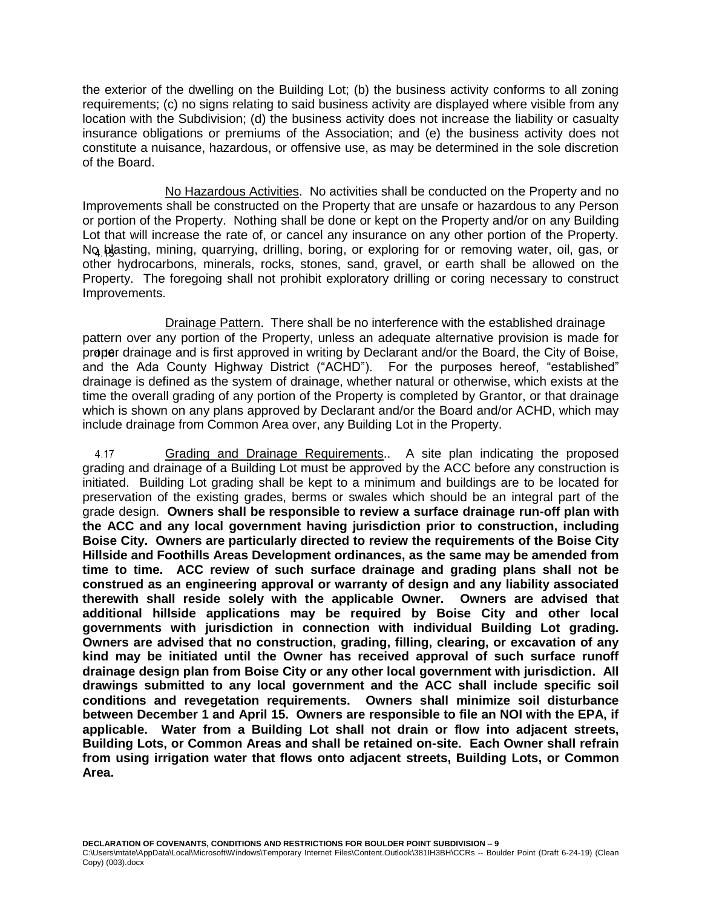the exterior of the dwelling on the Building Lot; (b) the business activity conforms to all zoning requirements; (c) no signs relating to said business activity are displayed where visible from any location with the Subdivision; (d) the business activity does not increase the liability or casualty insurance obligations or premiums of the Association; and (e) the business activity does not constitute a nuisance, hazardous, or offensive use, as may be determined in the sole discretion of the Board.

4.15 No Hazardous Activities. No activities shall be conducted on the Property and no Improvements shall be constructed on the Property that are unsafe or hazardous to any Person or portion of the Property. Nothing shall be done or kept on the Property and/or on any Building Lot that will increase the rate of, or cancel any insurance on any other portion of the Property. No blasting, mining, quarrying, drilling, boring, or exploring for or removing water, oil, gas, or other hydrocarbons, minerals, rocks, stones, sand, gravel, or earth shall be allowed on the Property. The foregoing shall not prohibit exploratory drilling or coring necessary to construct Improvements.

4.16 Drainage Pattern. There shall be no interference with the established drainage pattern over any portion of the Property, unless an adequate alternative provision is made for proper drainage and is first approved in writing by Declarant and/or the Board, the City of Boise, and the Ada County Highway District ("ACHD"). For the purposes hereof, "established" drainage is defined as the system of drainage, whether natural or otherwise, which exists at the time the overall grading of any portion of the Property is completed by Grantor, or that drainage which is shown on any plans approved by Declarant and/or the Board and/or ACHD, which may include drainage from Common Area over, any Building Lot in the Property.

4.17 Grading and Drainage Requirements.. A site plan indicating the proposed grading and drainage of a Building Lot must be approved by the ACC before any construction is initiated. Building Lot grading shall be kept to a minimum and buildings are to be located for preservation of the existing grades, berms or swales which should be an integral part of the grade design. **Owners shall be responsible to review a surface drainage run-off plan with the ACC and any local government having jurisdiction prior to construction, including Boise City. Owners are particularly directed to review the requirements of the Boise City Hillside and Foothills Areas Development ordinances, as the same may be amended from time to time. ACC review of such surface drainage and grading plans shall not be construed as an engineering approval or warranty of design and any liability associated therewith shall reside solely with the applicable Owner. Owners are advised that additional hillside applications may be required by Boise City and other local governments with jurisdiction in connection with individual Building Lot grading. Owners are advised that no construction, grading, filling, clearing, or excavation of any kind may be initiated until the Owner has received approval of such surface runoff drainage design plan from Boise City or any other local government with jurisdiction. All drawings submitted to any local government and the ACC shall include specific soil conditions and revegetation requirements. Owners shall minimize soil disturbance between December 1 and April 15. Owners are responsible to file an NOI with the EPA, if applicable. Water from a Building Lot shall not drain or flow into adjacent streets, Building Lots, or Common Areas and shall be retained on-site. Each Owner shall refrain from using irrigation water that flows onto adjacent streets, Building Lots, or Common Area.**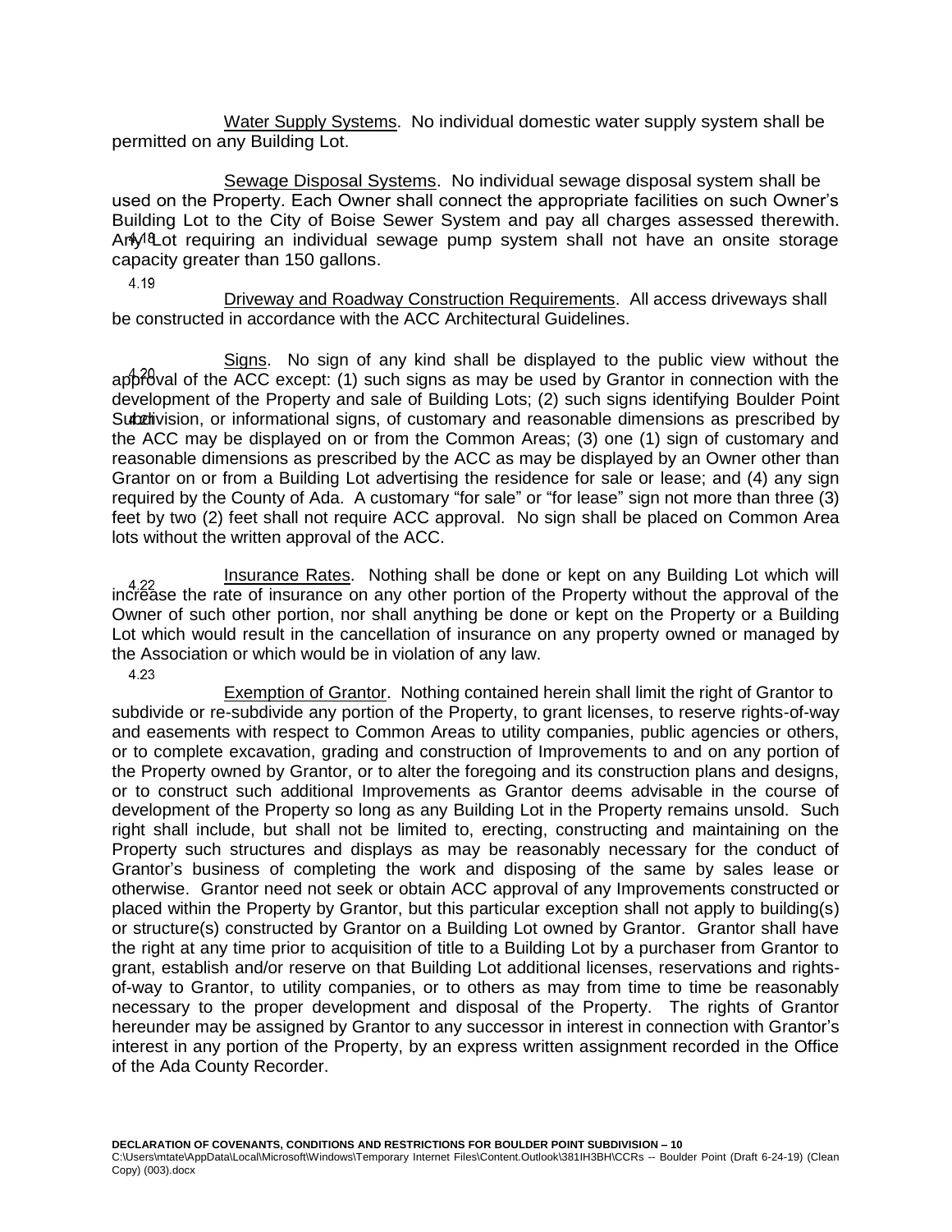4.18 Water Supply Systems. No individual domestic water supply system shall be permitted on any Building Lot.

4.19 Sewage Disposal Systems. No individual sewage disposal system shall be used on the Property. Each Owner shall connect the appropriate facilities on such Owner's Building Lot to the City of Boise Sewer System and pay all charges assessed therewith. Any Lot requiring an individual sewage pump system shall not have an onsite storage capacity greater than 150 gallons.

4.20 Driveway and Roadway Construction Requirements. All access driveways shall be constructed in accordance with the ACC Architectural Guidelines.

4.21 Signs. No sign of any kind shall be displayed to the public view without the approval of the ACC except: (1) such signs as may be used by Grantor in connection with the development of the Property and sale of Building Lots; (2) such signs identifying Boulder Point Subdivision, or informational signs, of customary and reasonable dimensions as prescribed by the ACC may be displayed on or from the Common Areas; (3) one (1) sign of customary and reasonable dimensions as prescribed by the ACC as may be displayed by an Owner other than Grantor on or from a Building Lot advertising the residence for sale or lease; and (4) any sign required by the County of Ada. A customary "for sale" or "for lease" sign not more than three (3) feet by two (2) feet shall not require ACC approval. No sign shall be placed on Common Area lots without the written approval of the ACC.

4.22 Insurance Rates. Nothing shall be done or kept on any Building Lot which will increase the rate of insurance on any other portion of the Property without the approval of the Owner of such other portion, nor shall anything be done or kept on the Property or a Building Lot which would result in the cancellation of insurance on any property owned or managed by the Association or which would be in violation of any law.

4.23 Exemption of Grantor. Nothing contained herein shall limit the right of Grantor to subdivide or re-subdivide any portion of the Property, to grant licenses, to reserve rights-of-way and easements with respect to Common Areas to utility companies, public agencies or others, or to complete excavation, grading and construction of Improvements to and on any portion of the Property owned by Grantor, or to alter the foregoing and its construction plans and designs, or to construct such additional Improvements as Grantor deems advisable in the course of development of the Property so long as any Building Lot in the Property remains unsold. Such right shall include, but shall not be limited to, erecting, constructing and maintaining on the Property such structures and displays as may be reasonably necessary for the conduct of Grantor's business of completing the work and disposing of the same by sales lease or otherwise. Grantor need not seek or obtain ACC approval of any Improvements constructed or placed within the Property by Grantor, but this particular exception shall not apply to building(s) or structure(s) constructed by Grantor on a Building Lot owned by Grantor. Grantor shall have the right at any time prior to acquisition of title to a Building Lot by a purchaser from Grantor to grant, establish and/or reserve on that Building Lot additional licenses, reservations and rights-of-way to Grantor, to utility companies, or to others as may from time to time be reasonably necessary to the proper development and disposal of the Property. The rights of Grantor hereunder may be assigned by Grantor to any successor in interest in connection with Grantor's interest in any portion of the Property, by an express written assignment recorded in the Office of the Ada County Recorder.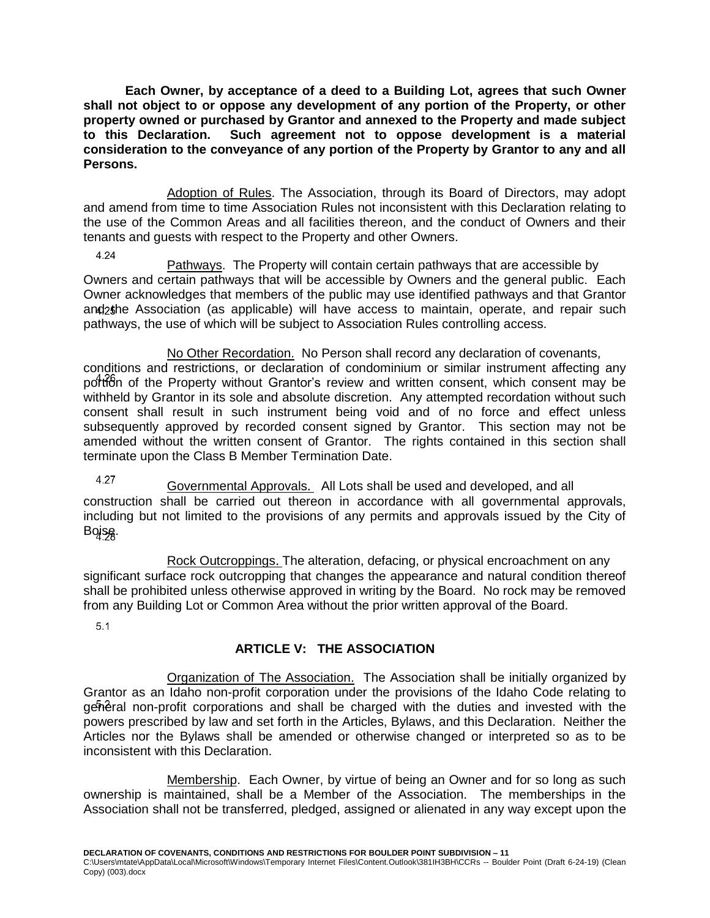**Each Owner, by acceptance of a deed to a Building Lot, agrees that such Owner shall not object to or oppose any development of any portion of the Property, or other property owned or purchased by Grantor and annexed to the Property and made subject to this Declaration. Such agreement not to oppose development is a material consideration to the conveyance of any portion of the Property by Grantor to any and all Persons.**

4.24 Adoption of Rules. The Association, through its Board of Directors, may adopt and amend from time to time Association Rules not inconsistent with this Declaration relating to the use of the Common Areas and all facilities thereon, and the conduct of Owners and their tenants and guests with respect to the Property and other Owners.

4.25 Pathways. The Property will contain certain pathways that are accessible by Owners and certain pathways that will be accessible by Owners and the general public. Each Owner acknowledges that members of the public may use identified pathways and that Grantor and the Association (as applicable) will have access to maintain, operate, and repair such pathways, the use of which will be subject to Association Rules controlling access.

4.26 No Other Recordation. No Person shall record any declaration of covenants, conditions and restrictions, or declaration of condominium or similar instrument affecting any portion of the Property without Grantor's review and written consent, which consent may be withheld by Grantor in its sole and absolute discretion. Any attempted recordation without such consent shall result in such instrument being void and of no force and effect unless subsequently approved by recorded consent signed by Grantor. This section may not be amended without the written consent of Grantor. The rights contained in this section shall terminate upon the Class B Member Termination Date.

4.27 Governmental Approvals. All Lots shall be used and developed, and all construction shall be carried out thereon in accordance with all governmental approvals, including but not limited to the provisions of any permits and approvals issued by the City of Boise.

4.28 Rock Outcroppings. The alteration, defacing, or physical encroachment on any significant surface rock outcropping that changes the appearance and natural condition thereof shall be prohibited unless otherwise approved in writing by the Board. No rock may be removed from any Building Lot or Common Area without the prior written approval of the Board.

## ARTICLE V: THE ASSOCIATION

5.1 Organization of The Association. The Association shall be initially organized by Grantor as an Idaho non-profit corporation under the provisions of the Idaho Code relating to general non-profit corporations and shall be charged with the duties and invested with the powers prescribed by law and set forth in the Articles, Bylaws, and this Declaration. Neither the Articles nor the Bylaws shall be amended or otherwise changed or interpreted so as to be inconsistent with this Declaration.

5.2 Membership. Each Owner, by virtue of being an Owner and for so long as such ownership is maintained, shall be a Member of the Association. The memberships in the Association shall not be transferred, pledged, assigned or alienated in any way except upon the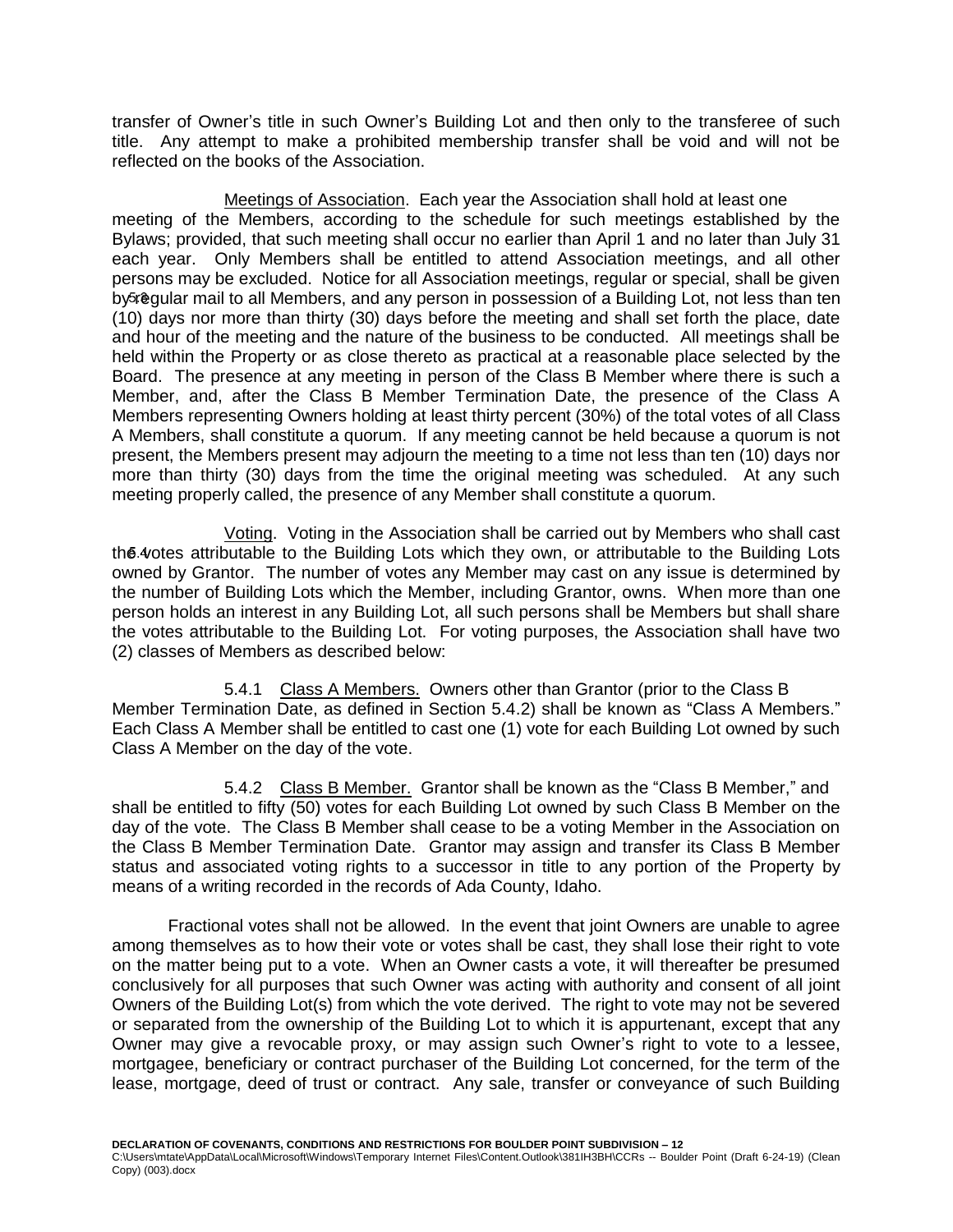transfer of Owner's title in such Owner's Building Lot and then only to the transferee of such title. Any attempt to make a prohibited membership transfer shall be void and will not be reflected on the books of the Association.

5.3 Meetings of Association. Each year the Association shall hold at least one meeting of the Members, according to the schedule for such meetings established by the Bylaws; provided, that such meeting shall occur no earlier than April 1 and no later than July 31 each year. Only Members shall be entitled to attend Association meetings, and all other persons may be excluded. Notice for all Association meetings, regular or special, shall be given by regular mail to all Members, and any person in possession of a Building Lot, not less than ten (10) days nor more than thirty (30) days before the meeting and shall set forth the place, date and hour of the meeting and the nature of the business to be conducted. All meetings shall be held within the Property or as close thereto as practical at a reasonable place selected by the Board. The presence at any meeting in person of the Class B Member where there is such a Member, and, after the Class B Member Termination Date, the presence of the Class A Members representing Owners holding at least thirty percent (30%) of the total votes of all Class A Members, shall constitute a quorum. If any meeting cannot be held because a quorum is not present, the Members present may adjourn the meeting to a time not less than ten (10) days nor more than thirty (30) days from the time the original meeting was scheduled. At any such meeting properly called, the presence of any Member shall constitute a quorum.

5.4 Voting. Voting in the Association shall be carried out by Members who shall cast the votes attributable to the Building Lots which they own, or attributable to the Building Lots owned by Grantor. The number of votes any Member may cast on any issue is determined by the number of Building Lots which the Member, including Grantor, owns. When more than one person holds an interest in any Building Lot, all such persons shall be Members but shall share the votes attributable to the Building Lot. For voting purposes, the Association shall have two (2) classes of Members as described below:

5.4.1 Class A Members. Owners other than Grantor (prior to the Class B Member Termination Date, as defined in Section 5.4.2) shall be known as "Class A Members." Each Class A Member shall be entitled to cast one (1) vote for each Building Lot owned by such Class A Member on the day of the vote.

5.4.2 Class B Member. Grantor shall be known as the "Class B Member," and shall be entitled to fifty (50) votes for each Building Lot owned by such Class B Member on the day of the vote. The Class B Member shall cease to be a voting Member in the Association on the Class B Member Termination Date. Grantor may assign and transfer its Class B Member status and associated voting rights to a successor in title to any portion of the Property by means of a writing recorded in the records of Ada County, Idaho.

Fractional votes shall not be allowed. In the event that joint Owners are unable to agree among themselves as to how their vote or votes shall be cast, they shall lose their right to vote on the matter being put to a vote. When an Owner casts a vote, it will thereafter be presumed conclusively for all purposes that such Owner was acting with authority and consent of all joint Owners of the Building Lot(s) from which the vote derived. The right to vote may not be severed or separated from the ownership of the Building Lot to which it is appurtenant, except that any Owner may give a revocable proxy, or may assign such Owner's right to vote to a lessee, mortgagee, beneficiary or contract purchaser of the Building Lot concerned, for the term of the lease, mortgage, deed of trust or contract. Any sale, transfer or conveyance of such Building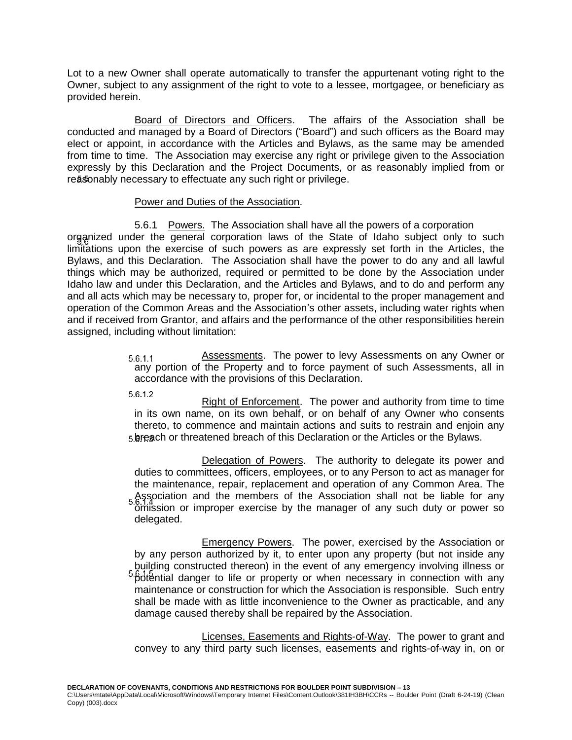Lot to a new Owner shall operate automatically to transfer the appurtenant voting right to the Owner, subject to any assignment of the right to vote to a lessee, mortgagee, or beneficiary as provided herein.

5.5 Board of Directors and Officers. The affairs of the Association shall be conducted and managed by a Board of Directors ("Board") and such officers as the Board may elect or appoint, in accordance with the Articles and Bylaws, as the same may be amended from time to time. The Association may exercise any right or privilege given to the Association expressly by this Declaration and the Project Documents, or as reasonably implied from or reasonably necessary to effectuate any such right or privilege.

5.6 Power and Duties of the Association.

5.6.1 Powers. The Association shall have all the powers of a corporation organized under the general corporation laws of the State of Idaho subject only to such limitations upon the exercise of such powers as are expressly set forth in the Articles, the Bylaws, and this Declaration. The Association shall have the power to do any and all lawful things which may be authorized, required or permitted to be done by the Association under Idaho law and under this Declaration, and the Articles and Bylaws, and to do and perform any and all acts which may be necessary to, proper for, or incidental to the proper management and operation of the Common Areas and the Association's other assets, including water rights when and if received from Grantor, and affairs and the performance of the other responsibilities herein assigned, including without limitation:

5.6.1.1 Assessments. The power to levy Assessments on any Owner or any portion of the Property and to force payment of such Assessments, all in accordance with the provisions of this Declaration.

5.6.1.2 Right of Enforcement. The power and authority from time to time in its own name, on its own behalf, or on behalf of any Owner who consents thereto, to commence and maintain actions and suits to restrain and enjoin any breach or threatened breach of this Declaration or the Articles or the Bylaws.

5.6.1.3 Delegation of Powers. The authority to delegate its power and duties to committees, officers, employees, or to any Person to act as manager for the maintenance, repair, replacement and operation of any Common Area. The Association and the members of the Association shall not be liable for any omission or improper exercise by the manager of any such duty or power so delegated.

5.6.1.4 Emergency Powers. The power, exercised by the Association or by any person authorized by it, to enter upon any property (but not inside any building constructed thereon) in the event of any emergency involving illness or potential danger to life or property or when necessary in connection with any maintenance or construction for which the Association is responsible. Such entry shall be made with as little inconvenience to the Owner as practicable, and any damage caused thereby shall be repaired by the Association.

5.6.1.5 Licenses, Easements and Rights-of-Way. The power to grant and convey to any third party such licenses, easements and rights-of-way in, on or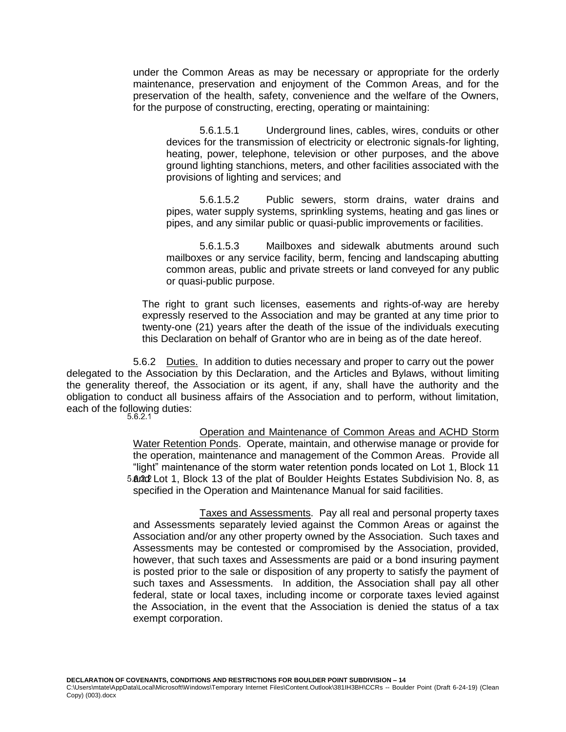under the Common Areas as may be necessary or appropriate for the orderly maintenance, preservation and enjoyment of the Common Areas, and for the preservation of the health, safety, convenience and the welfare of the Owners, for the purpose of constructing, erecting, operating or maintaining:

5.6.1.5.1 Underground lines, cables, wires, conduits or other devices for the transmission of electricity or electronic signals-for lighting, heating, power, telephone, television or other purposes, and the above ground lighting stanchions, meters, and other facilities associated with the provisions of lighting and services; and

5.6.1.5.2 Public sewers, storm drains, water drains and pipes, water supply systems, sprinkling systems, heating and gas lines or pipes, and any similar public or quasi-public improvements or facilities.

5.6.1.5.3 Mailboxes and sidewalk abutments around such mailboxes or any service facility, berm, fencing and landscaping abutting common areas, public and private streets or land conveyed for any public or quasi-public purpose.

The right to grant such licenses, easements and rights-of-way are hereby expressly reserved to the Association and may be granted at any time prior to twenty-one (21) years after the death of the issue of the individuals executing this Declaration on behalf of Grantor who are in being as of the date hereof.

5.6.2 Duties. In addition to duties necessary and proper to carry out the power delegated to the Association by this Declaration, and the Articles and Bylaws, without limiting the generality thereof, the Association or its agent, if any, shall have the authority and the obligation to conduct all business affairs of the Association and to perform, without limitation, each of the following duties:

5.6.2.1 Operation and Maintenance of Common Areas and ACHD Storm Water Retention Ponds. Operate, maintain, and otherwise manage or provide for the operation, maintenance and management of the Common Areas. Provide all "light" maintenance of the storm water retention ponds located on Lot 1, Block 11 and Lot 1, Block 13 of the plat of Boulder Heights Estates Subdivision No. 8, as specified in the Operation and Maintenance Manual for said facilities.

5.6.2.2 Taxes and Assessments. Pay all real and personal property taxes and Assessments separately levied against the Common Areas or against the Association and/or any other property owned by the Association. Such taxes and Assessments may be contested or compromised by the Association, provided, however, that such taxes and Assessments are paid or a bond insuring payment is posted prior to the sale or disposition of any property to satisfy the payment of such taxes and Assessments. In addition, the Association shall pay all other federal, state or local taxes, including income or corporate taxes levied against the Association, in the event that the Association is denied the status of a tax exempt corporation.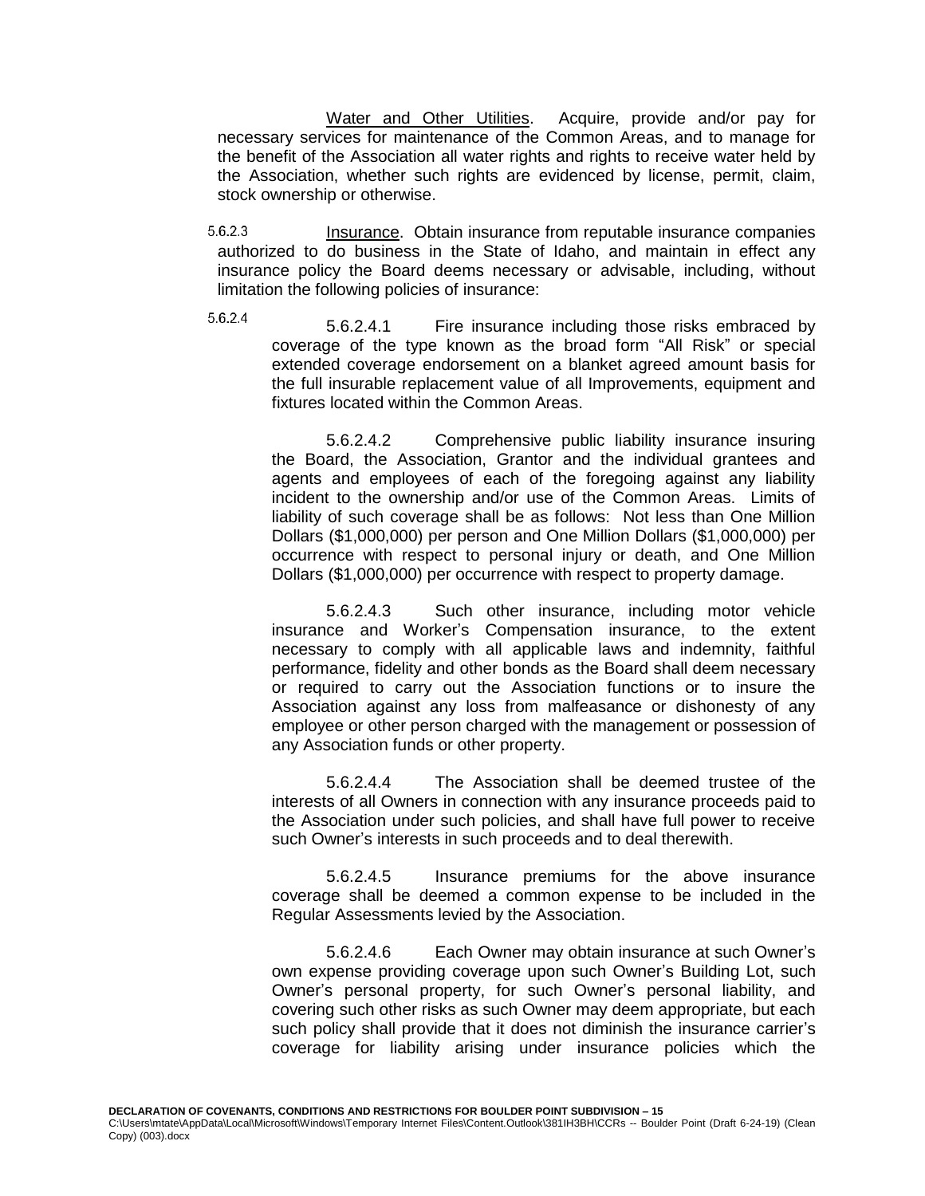Water and Other Utilities. Acquire, provide and/or pay for necessary services for maintenance of the Common Areas, and to manage for the benefit of the Association all water rights and rights to receive water held by the Association, whether such rights are evidenced by license, permit, claim, stock ownership or otherwise.

5.6.2.3 Insurance. Obtain insurance from reputable insurance companies authorized to do business in the State of Idaho, and maintain in effect any insurance policy the Board deems necessary or advisable, including, without limitation the following policies of insurance:

5.6.2.4

5.6.2.4.1 Fire insurance including those risks embraced by coverage of the type known as the broad form "All Risk" or special extended coverage endorsement on a blanket agreed amount basis for the full insurable replacement value of all Improvements, equipment and fixtures located within the Common Areas.

5.6.2.4.2 Comprehensive public liability insurance insuring the Board, the Association, Grantor and the individual grantees and agents and employees of each of the foregoing against any liability incident to the ownership and/or use of the Common Areas. Limits of liability of such coverage shall be as follows: Not less than One Million Dollars ($1,000,000) per person and One Million Dollars ($1,000,000) per occurrence with respect to personal injury or death, and One Million Dollars ($1,000,000) per occurrence with respect to property damage.

5.6.2.4.3 Such other insurance, including motor vehicle insurance and Worker's Compensation insurance, to the extent necessary to comply with all applicable laws and indemnity, faithful performance, fidelity and other bonds as the Board shall deem necessary or required to carry out the Association functions or to insure the Association against any loss from malfeasance or dishonesty of any employee or other person charged with the management or possession of any Association funds or other property.

5.6.2.4.4 The Association shall be deemed trustee of the interests of all Owners in connection with any insurance proceeds paid to the Association under such policies, and shall have full power to receive such Owner's interests in such proceeds and to deal therewith.

5.6.2.4.5 Insurance premiums for the above insurance coverage shall be deemed a common expense to be included in the Regular Assessments levied by the Association.

5.6.2.4.6 Each Owner may obtain insurance at such Owner's own expense providing coverage upon such Owner's Building Lot, such Owner's personal property, for such Owner's personal liability, and covering such other risks as such Owner may deem appropriate, but each such policy shall provide that it does not diminish the insurance carrier's coverage for liability arising under insurance policies which the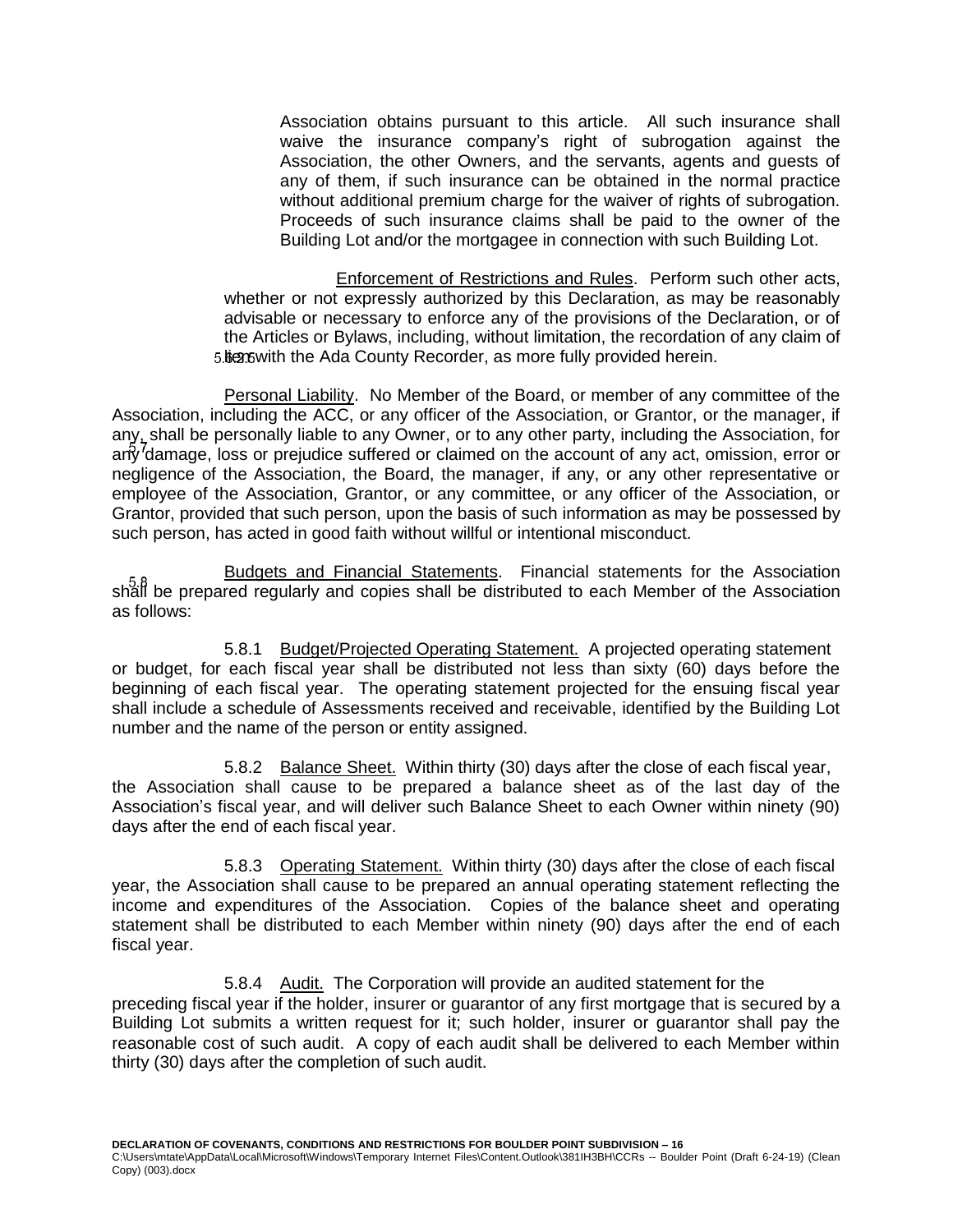Association obtains pursuant to this article. All such insurance shall waive the insurance company's right of subrogation against the Association, the other Owners, and the servants, agents and guests of any of them, if such insurance can be obtained in the normal practice without additional premium charge for the waiver of rights of subrogation. Proceeds of such insurance claims shall be paid to the owner of the Building Lot and/or the mortgagee in connection with such Building Lot.

5.6.26 Enforcement of Restrictions and Rules. Perform such other acts, whether or not expressly authorized by this Declaration, as may be reasonably advisable or necessary to enforce any of the provisions of the Declaration, or of the Articles or Bylaws, including, without limitation, the recordation of any claim of lien with the Ada County Recorder, as more fully provided herein.

5.7 Personal Liability. No Member of the Board, or member of any committee of the Association, including the ACC, or any officer of the Association, or Grantor, or the manager, if any, shall be personally liable to any Owner, or to any other party, including the Association, for any damage, loss or prejudice suffered or claimed on the account of any act, omission, error or negligence of the Association, the Board, the manager, if any, or any other representative or employee of the Association, Grantor, or any committee, or any officer of the Association, or Grantor, provided that such person, upon the basis of such information as may be possessed by such person, has acted in good faith without willful or intentional misconduct.

5.8 Budgets and Financial Statements. Financial statements for the Association shall be prepared regularly and copies shall be distributed to each Member of the Association as follows:

5.8.1 Budget/Projected Operating Statement. A projected operating statement or budget, for each fiscal year shall be distributed not less than sixty (60) days before the beginning of each fiscal year. The operating statement projected for the ensuing fiscal year shall include a schedule of Assessments received and receivable, identified by the Building Lot number and the name of the person or entity assigned.

5.8.2 Balance Sheet. Within thirty (30) days after the close of each fiscal year, the Association shall cause to be prepared a balance sheet as of the last day of the Association's fiscal year, and will deliver such Balance Sheet to each Owner within ninety (90) days after the end of each fiscal year.

5.8.3 Operating Statement. Within thirty (30) days after the close of each fiscal year, the Association shall cause to be prepared an annual operating statement reflecting the income and expenditures of the Association. Copies of the balance sheet and operating statement shall be distributed to each Member within ninety (90) days after the end of each fiscal year.

5.8.4 Audit. The Corporation will provide an audited statement for the preceding fiscal year if the holder, insurer or guarantor of any first mortgage that is secured by a Building Lot submits a written request for it; such holder, insurer or guarantor shall pay the reasonable cost of such audit. A copy of each audit shall be delivered to each Member within thirty (30) days after the completion of such audit.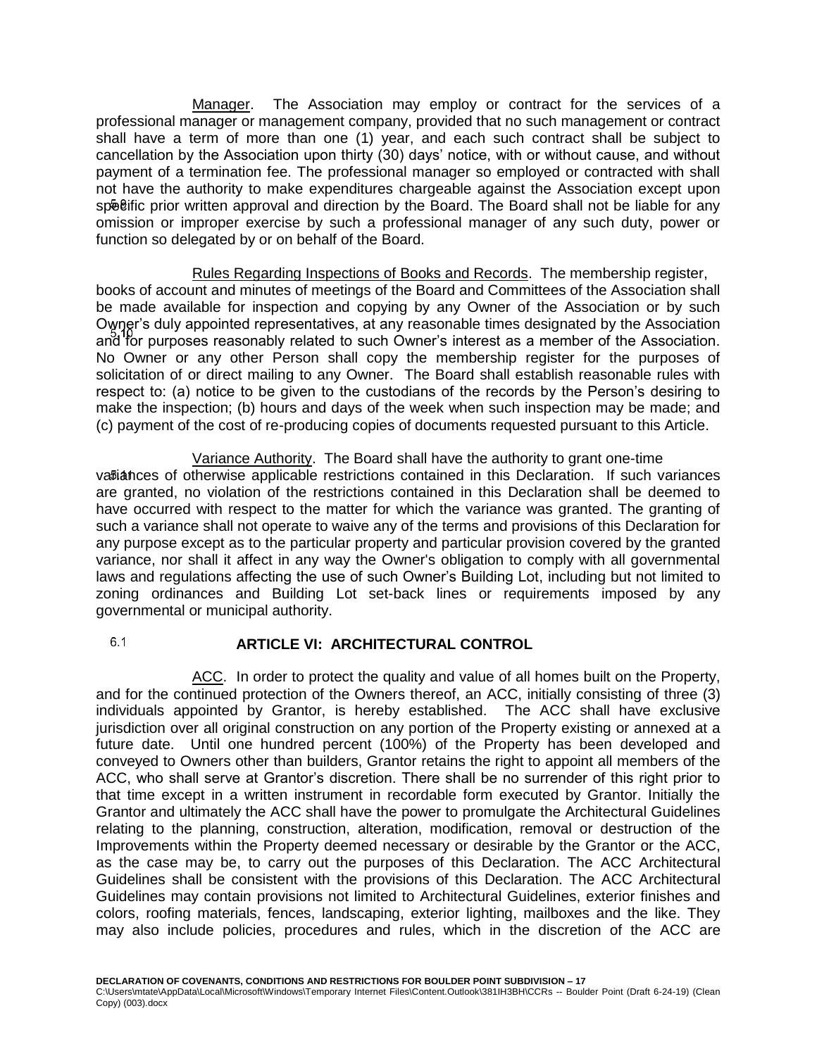5.9 Manager. The Association may employ or contract for the services of a professional manager or management company, provided that no such management or contract shall have a term of more than one (1) year, and each such contract shall be subject to cancellation by the Association upon thirty (30) days' notice, with or without cause, and without payment of a termination fee. The professional manager so employed or contracted with shall not have the authority to make expenditures chargeable against the Association except upon specific prior written approval and direction by the Board. The Board shall not be liable for any omission or improper exercise by such a professional manager of any such duty, power or function so delegated by or on behalf of the Board.

5.10 Rules Regarding Inspections of Books and Records. The membership register, books of account and minutes of meetings of the Board and Committees of the Association shall be made available for inspection and copying by any Owner of the Association or by such Owner's duly appointed representatives, at any reasonable times designated by the Association and for purposes reasonably related to such Owner's interest as a member of the Association. No Owner or any other Person shall copy the membership register for the purposes of solicitation of or direct mailing to any Owner. The Board shall establish reasonable rules with respect to: (a) notice to be given to the custodians of the records by the Person's desiring to make the inspection; (b) hours and days of the week when such inspection may be made; and (c) payment of the cost of re-producing copies of documents requested pursuant to this Article.

5.11 Variance Authority. The Board shall have the authority to grant one-time variances of otherwise applicable restrictions contained in this Declaration. If such variances are granted, no violation of the restrictions contained in this Declaration shall be deemed to have occurred with respect to the matter for which the variance was granted. The granting of such a variance shall not operate to waive any of the terms and provisions of this Declaration for any purpose except as to the particular property and particular provision covered by the granted variance, nor shall it affect in any way the Owner's obligation to comply with all governmental laws and regulations affecting the use of such Owner's Building Lot, including but not limited to zoning ordinances and Building Lot set-back lines or requirements imposed by any governmental or municipal authority.

## ARTICLE VI: ARCHITECTURAL CONTROL

6.1 ACC. In order to protect the quality and value of all homes built on the Property, and for the continued protection of the Owners thereof, an ACC, initially consisting of three (3) individuals appointed by Grantor, is hereby established. The ACC shall have exclusive jurisdiction over all original construction on any portion of the Property existing or annexed at a future date. Until one hundred percent (100%) of the Property has been developed and conveyed to Owners other than builders, Grantor retains the right to appoint all members of the ACC, who shall serve at Grantor's discretion. There shall be no surrender of this right prior to that time except in a written instrument in recordable form executed by Grantor. Initially the Grantor and ultimately the ACC shall have the power to promulgate the Architectural Guidelines relating to the planning, construction, alteration, modification, removal or destruction of the Improvements within the Property deemed necessary or desirable by the Grantor or the ACC, as the case may be, to carry out the purposes of this Declaration. The ACC Architectural Guidelines shall be consistent with the provisions of this Declaration. The ACC Architectural Guidelines may contain provisions not limited to Architectural Guidelines, exterior finishes and colors, roofing materials, fences, landscaping, exterior lighting, mailboxes and the like. They may also include policies, procedures and rules, which in the discretion of the ACC are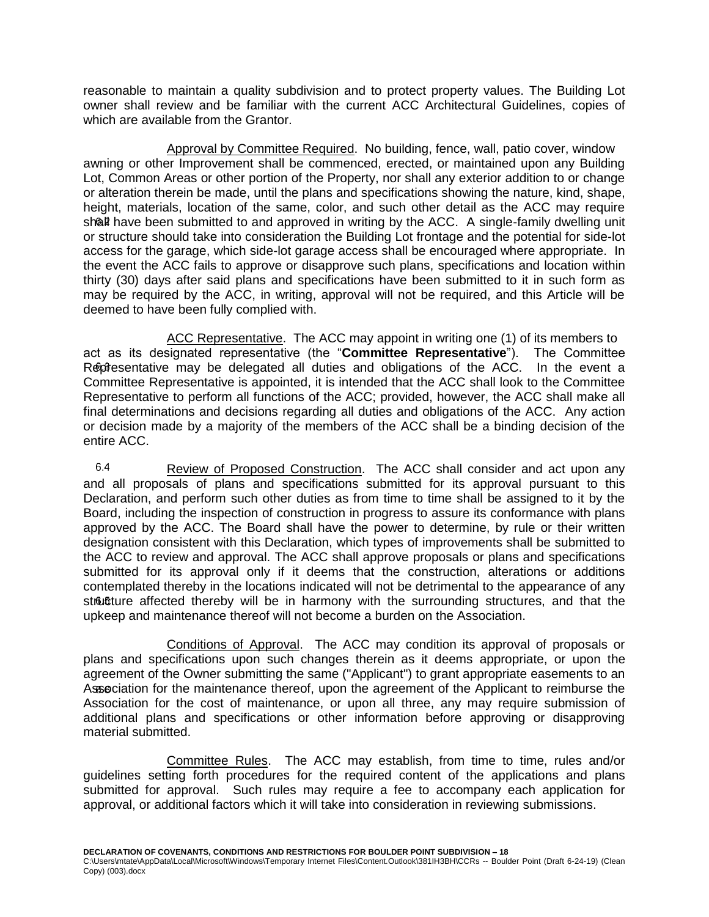reasonable to maintain a quality subdivision and to protect property values. The Building Lot owner shall review and be familiar with the current ACC Architectural Guidelines, copies of which are available from the Grantor.

6.2 Approval by Committee Required. No building, fence, wall, patio cover, window awning or other Improvement shall be commenced, erected, or maintained upon any Building Lot, Common Areas or other portion of the Property, nor shall any exterior addition to or change or alteration therein be made, until the plans and specifications showing the nature, kind, shape, height, materials, location of the same, color, and such other detail as the ACC may require shall have been submitted to and approved in writing by the ACC. A single-family dwelling unit or structure should take into consideration the Building Lot frontage and the potential for side-lot access for the garage, which side-lot garage access shall be encouraged where appropriate. In the event the ACC fails to approve or disapprove such plans, specifications and location within thirty (30) days after said plans and specifications have been submitted to it in such form as may be required by the ACC, in writing, approval will not be required, and this Article will be deemed to have been fully complied with.

6.3 ACC Representative. The ACC may appoint in writing one (1) of its members to act as its designated representative (the "**Committee Representative**"). The Committee Representative may be delegated all duties and obligations of the ACC. In the event a Committee Representative is appointed, it is intended that the ACC shall look to the Committee Representative to perform all functions of the ACC; provided, however, the ACC shall make all final determinations and decisions regarding all duties and obligations of the ACC. Any action or decision made by a majority of the members of the ACC shall be a binding decision of the entire ACC.

6.4 Review of Proposed Construction. The ACC shall consider and act upon any and all proposals of plans and specifications submitted for its approval pursuant to this Declaration, and perform such other duties as from time to time shall be assigned to it by the Board, including the inspection of construction in progress to assure its conformance with plans approved by the ACC. The Board shall have the power to determine, by rule or their written designation consistent with this Declaration, which types of improvements shall be submitted to the ACC to review and approval. The ACC shall approve proposals or plans and specifications submitted for its approval only if it deems that the construction, alterations or additions contemplated thereby in the locations indicated will not be detrimental to the appearance of any structure affected thereby will be in harmony with the surrounding structures, and that the upkeep and maintenance thereof will not become a burden on the Association.

6.5 Conditions of Approval. The ACC may condition its approval of proposals or plans and specifications upon such changes therein as it deems appropriate, or upon the agreement of the Owner submitting the same ("Applicant") to grant appropriate easements to an Association for the maintenance thereof, upon the agreement of the Applicant to reimburse the Association for the cost of maintenance, or upon all three, any may require submission of additional plans and specifications or other information before approving or disapproving material submitted.

6.6 Committee Rules. The ACC may establish, from time to time, rules and/or guidelines setting forth procedures for the required content of the applications and plans submitted for approval. Such rules may require a fee to accompany each application for approval, or additional factors which it will take into consideration in reviewing submissions.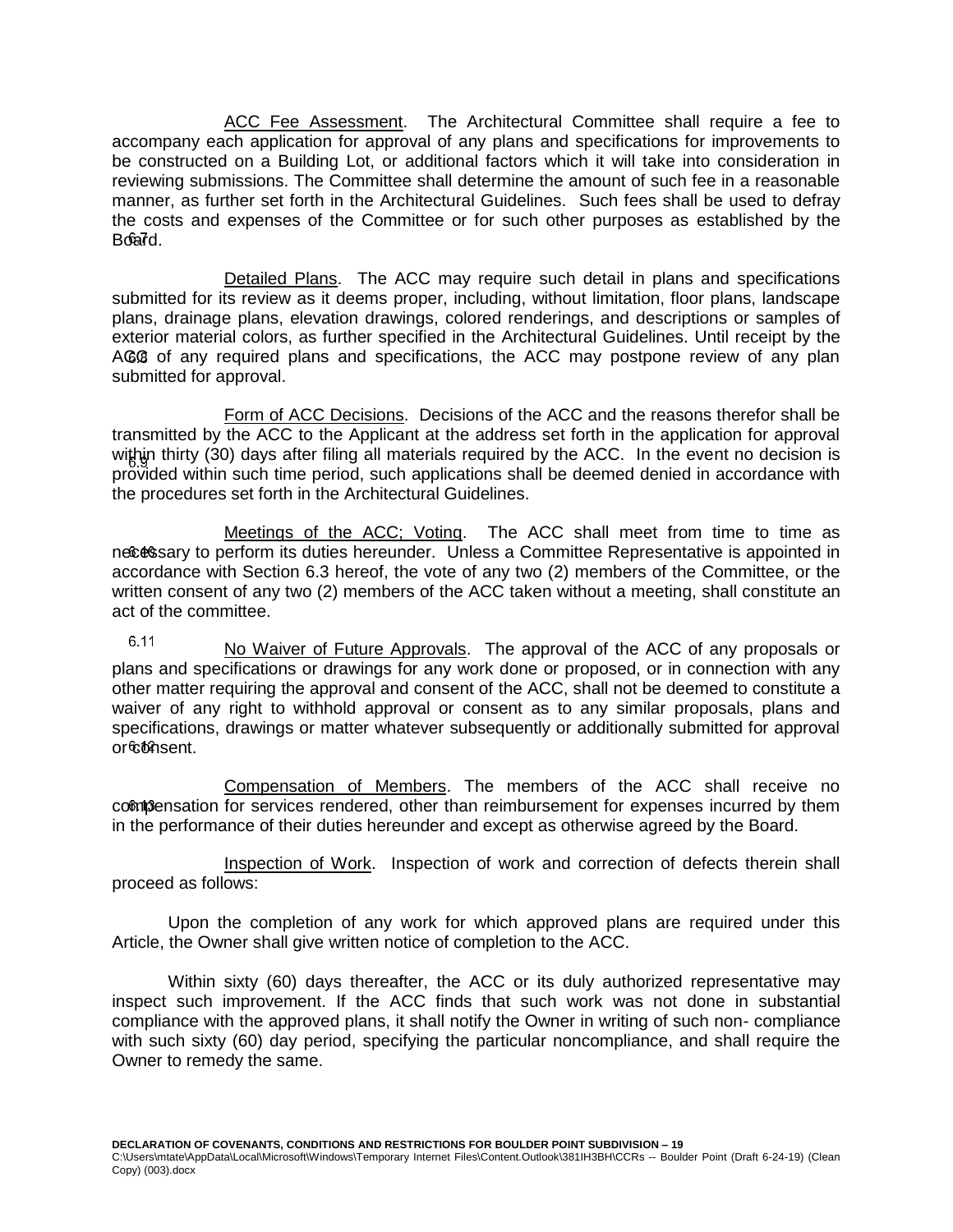6.7 ACC Fee Assessment. The Architectural Committee shall require a fee to accompany each application for approval of any plans and specifications for improvements to be constructed on a Building Lot, or additional factors which it will take into consideration in reviewing submissions. The Committee shall determine the amount of such fee in a reasonable manner, as further set forth in the Architectural Guidelines. Such fees shall be used to defray the costs and expenses of the Committee or for such other purposes as established by the Board.

6.8 Detailed Plans. The ACC may require such detail in plans and specifications submitted for its review as it deems proper, including, without limitation, floor plans, landscape plans, drainage plans, elevation drawings, colored renderings, and descriptions or samples of exterior material colors, as further specified in the Architectural Guidelines. Until receipt by the ACC of any required plans and specifications, the ACC may postpone review of any plan submitted for approval.

6.9 Form of ACC Decisions. Decisions of the ACC and the reasons therefor shall be transmitted by the ACC to the Applicant at the address set forth in the application for approval within thirty (30) days after filing all materials required by the ACC. In the event no decision is provided within such time period, such applications shall be deemed denied in accordance with the procedures set forth in the Architectural Guidelines.

6.10 Meetings of the ACC; Voting. The ACC shall meet from time to time as necessary to perform its duties hereunder. Unless a Committee Representative is appointed in accordance with Section 6.3 hereof, the vote of any two (2) members of the Committee, or the written consent of any two (2) members of the ACC taken without a meeting, shall constitute an act of the committee.

6.11 No Waiver of Future Approvals. The approval of the ACC of any proposals or plans and specifications or drawings for any work done or proposed, or in connection with any other matter requiring the approval and consent of the ACC, shall not be deemed to constitute a waiver of any right to withhold approval or consent as to any similar proposals, plans and specifications, drawings or matter whatever subsequently or additionally submitted for approval or consent.

6.12 Compensation of Members. The members of the ACC shall receive no compensation for services rendered, other than reimbursement for expenses incurred by them in the performance of their duties hereunder and except as otherwise agreed by the Board.

6.13 Inspection of Work. Inspection of work and correction of defects therein shall proceed as follows:

Upon the completion of any work for which approved plans are required under this Article, the Owner shall give written notice of completion to the ACC.

Within sixty (60) days thereafter, the ACC or its duly authorized representative may inspect such improvement. If the ACC finds that such work was not done in substantial compliance with the approved plans, it shall notify the Owner in writing of such non- compliance with such sixty (60) day period, specifying the particular noncompliance, and shall require the Owner to remedy the same.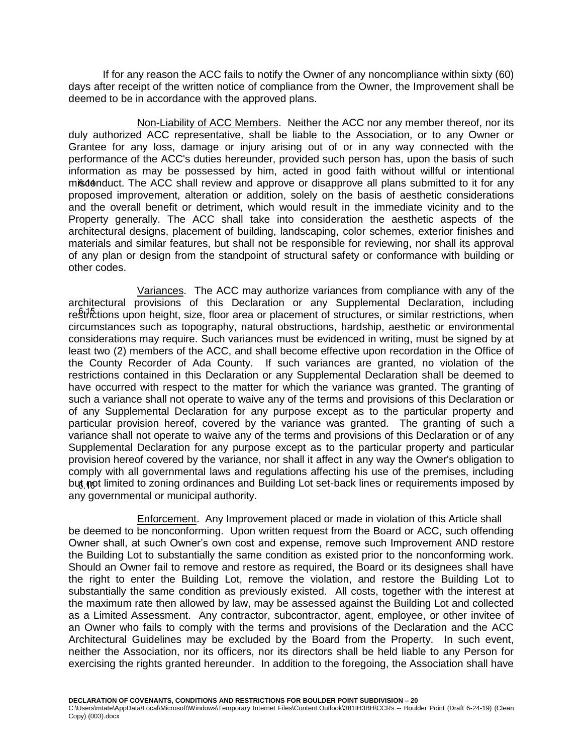If for any reason the ACC fails to notify the Owner of any noncompliance within sixty (60) days after receipt of the written notice of compliance from the Owner, the Improvement shall be deemed to be in accordance with the approved plans.

6.14 Non-Liability of ACC Members. Neither the ACC nor any member thereof, nor its duly authorized ACC representative, shall be liable to the Association, or to any Owner or Grantee for any loss, damage or injury arising out of or in any way connected with the performance of the ACC's duties hereunder, provided such person has, upon the basis of such information as may be possessed by him, acted in good faith without willful or intentional misconduct. The ACC shall review and approve or disapprove all plans submitted to it for any proposed improvement, alteration or addition, solely on the basis of aesthetic considerations and the overall benefit or detriment, which would result in the immediate vicinity and to the Property generally. The ACC shall take into consideration the aesthetic aspects of the architectural designs, placement of building, landscaping, color schemes, exterior finishes and materials and similar features, but shall not be responsible for reviewing, nor shall its approval of any plan or design from the standpoint of structural safety or conformance with building or other codes.

6.15 Variances. The ACC may authorize variances from compliance with any of the architectural provisions of this Declaration or any Supplemental Declaration, including restrictions upon height, size, floor area or placement of structures, or similar restrictions, when circumstances such as topography, natural obstructions, hardship, aesthetic or environmental considerations may require. Such variances must be evidenced in writing, must be signed by at least two (2) members of the ACC, and shall become effective upon recordation in the Office of the County Recorder of Ada County. If such variances are granted, no violation of the restrictions contained in this Declaration or any Supplemental Declaration shall be deemed to have occurred with respect to the matter for which the variance was granted. The granting of such a variance shall not operate to waive any of the terms and provisions of this Declaration or of any Supplemental Declaration for any purpose except as to the particular property and particular provision hereof, covered by the variance was granted. The granting of such a variance shall not operate to waive any of the terms and provisions of this Declaration or of any Supplemental Declaration for any purpose except as to the particular property and particular provision hereof covered by the variance, nor shall it affect in any way the Owner's obligation to comply with all governmental laws and regulations affecting his use of the premises, including but not limited to zoning ordinances and Building Lot set-back lines or requirements imposed by any governmental or municipal authority.

6.16 Enforcement. Any Improvement placed or made in violation of this Article shall be deemed to be nonconforming. Upon written request from the Board or ACC, such offending Owner shall, at such Owner's own cost and expense, remove such Improvement AND restore the Building Lot to substantially the same condition as existed prior to the nonconforming work. Should an Owner fail to remove and restore as required, the Board or its designees shall have the right to enter the Building Lot, remove the violation, and restore the Building Lot to substantially the same condition as previously existed. All costs, together with the interest at the maximum rate then allowed by law, may be assessed against the Building Lot and collected as a Limited Assessment. Any contractor, subcontractor, agent, employee, or other invitee of an Owner who fails to comply with the terms and provisions of the Declaration and the ACC Architectural Guidelines may be excluded by the Board from the Property. In such event, neither the Association, nor its officers, nor its directors shall be held liable to any Person for exercising the rights granted hereunder. In addition to the foregoing, the Association shall have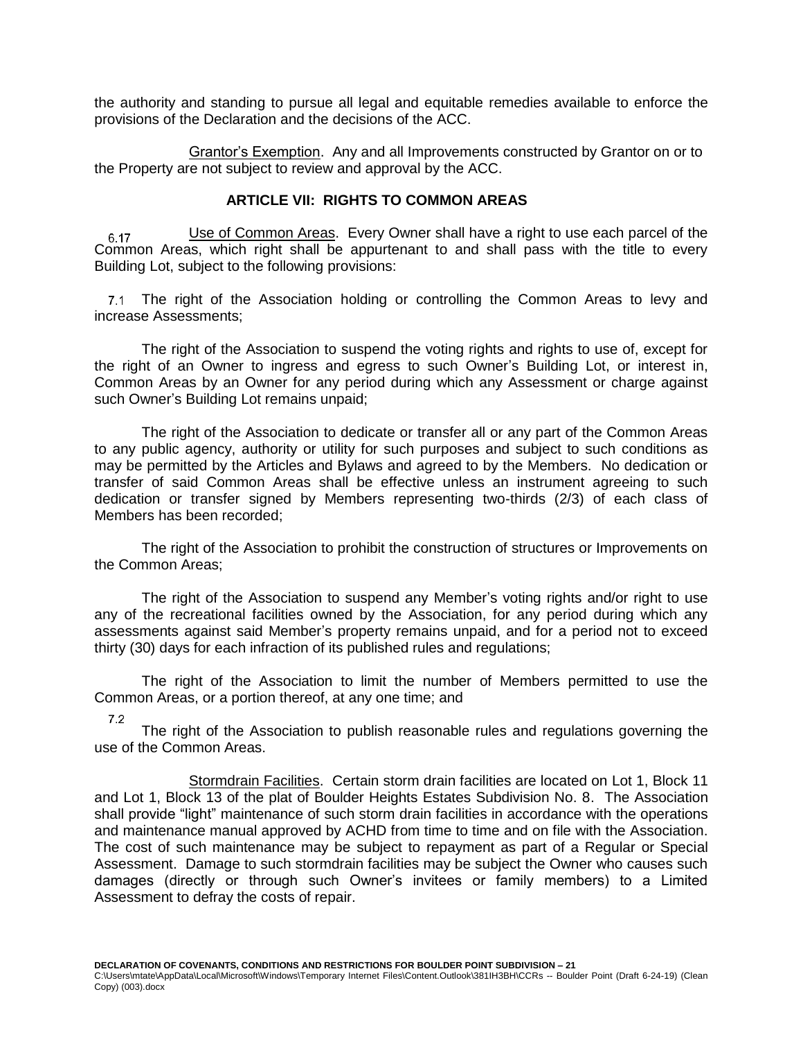the authority and standing to pursue all legal and equitable remedies available to enforce the provisions of the Declaration and the decisions of the ACC.

6.17 Grantor's Exemption. Any and all Improvements constructed by Grantor on or to the Property are not subject to review and approval by the ACC.

## ARTICLE VII: RIGHTS TO COMMON AREAS

7.1 Use of Common Areas. Every Owner shall have a right to use each parcel of the Common Areas, which right shall be appurtenant to and shall pass with the title to every Building Lot, subject to the following provisions:

The right of the Association holding or controlling the Common Areas to levy and increase Assessments;

The right of the Association to suspend the voting rights and rights to use of, except for the right of an Owner to ingress and egress to such Owner's Building Lot, or interest in, Common Areas by an Owner for any period during which any Assessment or charge against such Owner's Building Lot remains unpaid;

The right of the Association to dedicate or transfer all or any part of the Common Areas to any public agency, authority or utility for such purposes and subject to such conditions as may be permitted by the Articles and Bylaws and agreed to by the Members. No dedication or transfer of said Common Areas shall be effective unless an instrument agreeing to such dedication or transfer signed by Members representing two-thirds (2/3) of each class of Members has been recorded;

The right of the Association to prohibit the construction of structures or Improvements on the Common Areas;

The right of the Association to suspend any Member's voting rights and/or right to use any of the recreational facilities owned by the Association, for any period during which any assessments against said Member's property remains unpaid, and for a period not to exceed thirty (30) days for each infraction of its published rules and regulations;

The right of the Association to limit the number of Members permitted to use the Common Areas, or a portion thereof, at any one time; and

The right of the Association to publish reasonable rules and regulations governing the use of the Common Areas.

7.2 Stormdrain Facilities. Certain storm drain facilities are located on Lot 1, Block 11 and Lot 1, Block 13 of the plat of Boulder Heights Estates Subdivision No. 8. The Association shall provide "light" maintenance of such storm drain facilities in accordance with the operations and maintenance manual approved by ACHD from time to time and on file with the Association. The cost of such maintenance may be subject to repayment as part of a Regular or Special Assessment. Damage to such stormdrain facilities may be subject the Owner who causes such damages (directly or through such Owner's invitees or family members) to a Limited Assessment to defray the costs of repair.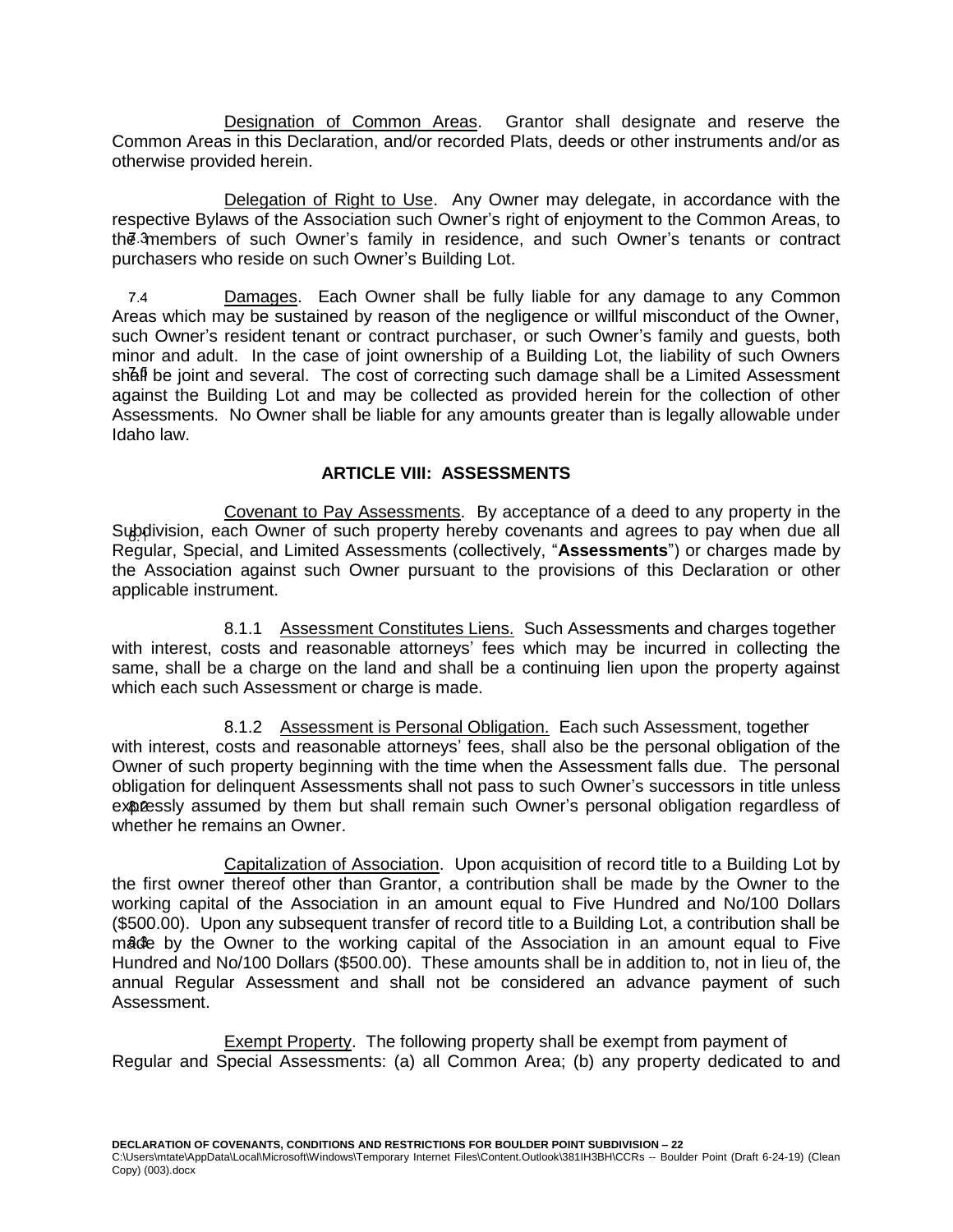7.2 Designation of Common Areas. Grantor shall designate and reserve the Common Areas in this Declaration, and/or recorded Plats, deeds or other instruments and/or as otherwise provided herein.

7.3 Delegation of Right to Use. Any Owner may delegate, in accordance with the respective Bylaws of the Association such Owner's right of enjoyment to the Common Areas, to the members of such Owner's family in residence, and such Owner's tenants or contract purchasers who reside on such Owner's Building Lot.

7.4 Damages. Each Owner shall be fully liable for any damage to any Common Areas which may be sustained by reason of the negligence or willful misconduct of the Owner, such Owner's resident tenant or contract purchaser, or such Owner's family and guests, both minor and adult. In the case of joint ownership of a Building Lot, the liability of such Owners shall be joint and several. The cost of correcting such damage shall be a Limited Assessment against the Building Lot and may be collected as provided herein for the collection of other Assessments. No Owner shall be liable for any amounts greater than is legally allowable under Idaho law.

## ARTICLE VIII: ASSESSMENTS

8.1 Covenant to Pay Assessments. By acceptance of a deed to any property in the Subdivision, each Owner of such property hereby covenants and agrees to pay when due all Regular, Special, and Limited Assessments (collectively, "**Assessments**") or charges made by the Association against such Owner pursuant to the provisions of this Declaration or other applicable instrument.

8.1.1 Assessment Constitutes Liens. Such Assessments and charges together with interest, costs and reasonable attorneys' fees which may be incurred in collecting the same, shall be a charge on the land and shall be a continuing lien upon the property against which each such Assessment or charge is made.

8.1.2 Assessment is Personal Obligation. Each such Assessment, together with interest, costs and reasonable attorneys' fees, shall also be the personal obligation of the Owner of such property beginning with the time when the Assessment falls due. The personal obligation for delinquent Assessments shall not pass to such Owner's successors in title unless expressly assumed by them but shall remain such Owner's personal obligation regardless of whether he remains an Owner.

8.2 Capitalization of Association. Upon acquisition of record title to a Building Lot by the first owner thereof other than Grantor, a contribution shall be made by the Owner to the working capital of the Association in an amount equal to Five Hundred and No/100 Dollars ($500.00). Upon any subsequent transfer of record title to a Building Lot, a contribution shall be made by the Owner to the working capital of the Association in an amount equal to Five Hundred and No/100 Dollars ($500.00). These amounts shall be in addition to, not in lieu of, the annual Regular Assessment and shall not be considered an advance payment of such Assessment.

8.3 Exempt Property. The following property shall be exempt from payment of Regular and Special Assessments: (a) all Common Area; (b) any property dedicated to and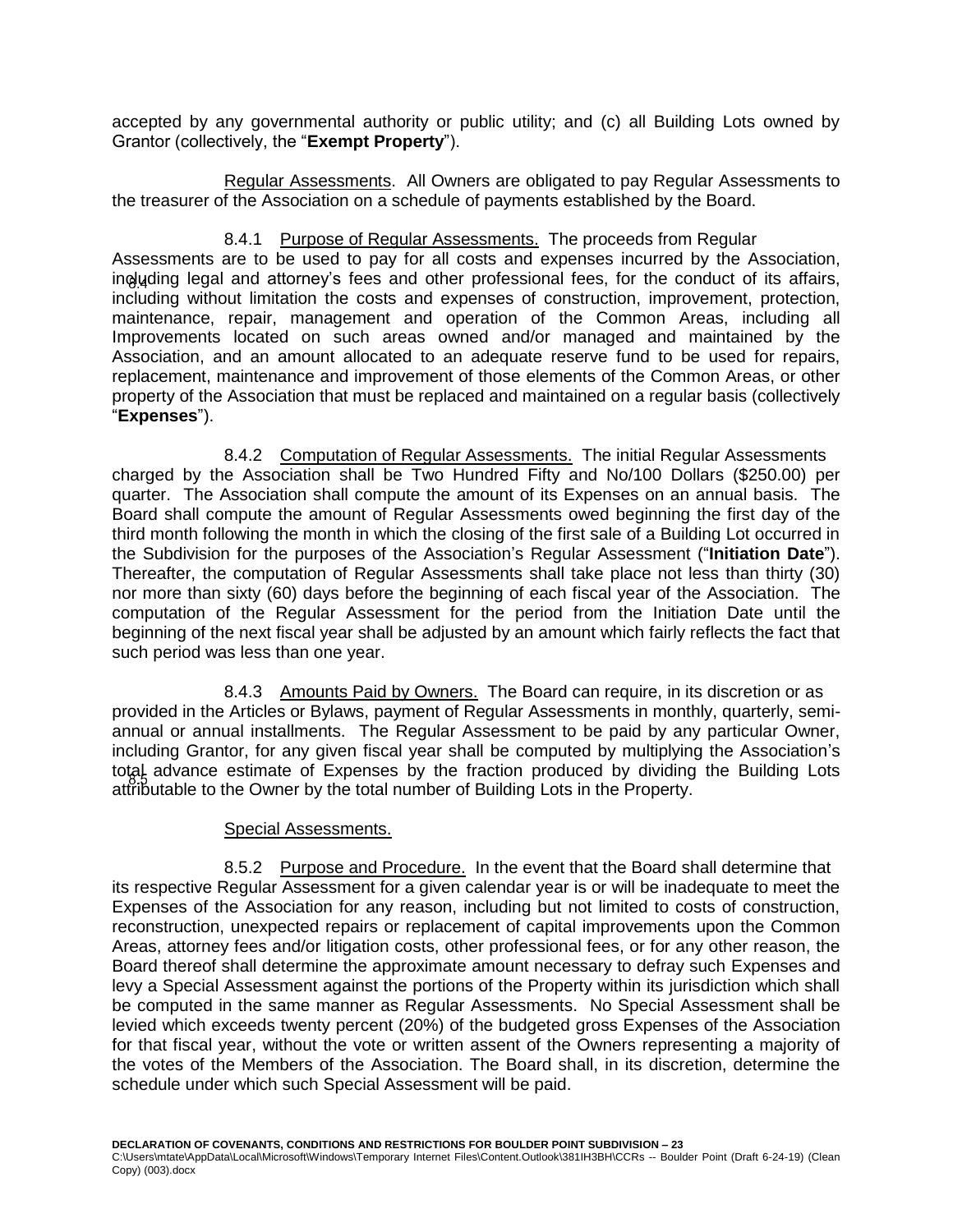accepted by any governmental authority or public utility; and (c) all Building Lots owned by Grantor (collectively, the "**Exempt Property**").

8.4 Regular Assessments. All Owners are obligated to pay Regular Assessments to the treasurer of the Association on a schedule of payments established by the Board.

8.4.1 Purpose of Regular Assessments. The proceeds from Regular Assessments are to be used to pay for all costs and expenses incurred by the Association, including legal and attorney's fees and other professional fees, for the conduct of its affairs, including without limitation the costs and expenses of construction, improvement, protection, maintenance, repair, management and operation of the Common Areas, including all Improvements located on such areas owned and/or managed and maintained by the Association, and an amount allocated to an adequate reserve fund to be used for repairs, replacement, maintenance and improvement of those elements of the Common Areas, or other property of the Association that must be replaced and maintained on a regular basis (collectively "**Expenses**").

8.4.2 Computation of Regular Assessments. The initial Regular Assessments charged by the Association shall be Two Hundred Fifty and No/100 Dollars ($250.00) per quarter. The Association shall compute the amount of its Expenses on an annual basis. The Board shall compute the amount of Regular Assessments owed beginning the first day of the third month following the month in which the closing of the first sale of a Building Lot occurred in the Subdivision for the purposes of the Association's Regular Assessment ("**Initiation Date**"). Thereafter, the computation of Regular Assessments shall take place not less than thirty (30) nor more than sixty (60) days before the beginning of each fiscal year of the Association. The computation of the Regular Assessment for the period from the Initiation Date until the beginning of the next fiscal year shall be adjusted by an amount which fairly reflects the fact that such period was less than one year.

8.4.3 Amounts Paid by Owners. The Board can require, in its discretion or as provided in the Articles or Bylaws, payment of Regular Assessments in monthly, quarterly, semi-annual or annual installments. The Regular Assessment to be paid by any particular Owner, including Grantor, for any given fiscal year shall be computed by multiplying the Association's total advance estimate of Expenses by the fraction produced by dividing the Building Lots attributable to the Owner by the total number of Building Lots in the Property.

8.5 Special Assessments.

8.5.2 Purpose and Procedure. In the event that the Board shall determine that its respective Regular Assessment for a given calendar year is or will be inadequate to meet the Expenses of the Association for any reason, including but not limited to costs of construction, reconstruction, unexpected repairs or replacement of capital improvements upon the Common Areas, attorney fees and/or litigation costs, other professional fees, or for any other reason, the Board thereof shall determine the approximate amount necessary to defray such Expenses and levy a Special Assessment against the portions of the Property within its jurisdiction which shall be computed in the same manner as Regular Assessments. No Special Assessment shall be levied which exceeds twenty percent (20%) of the budgeted gross Expenses of the Association for that fiscal year, without the vote or written assent of the Owners representing a majority of the votes of the Members of the Association. The Board shall, in its discretion, determine the schedule under which such Special Assessment will be paid.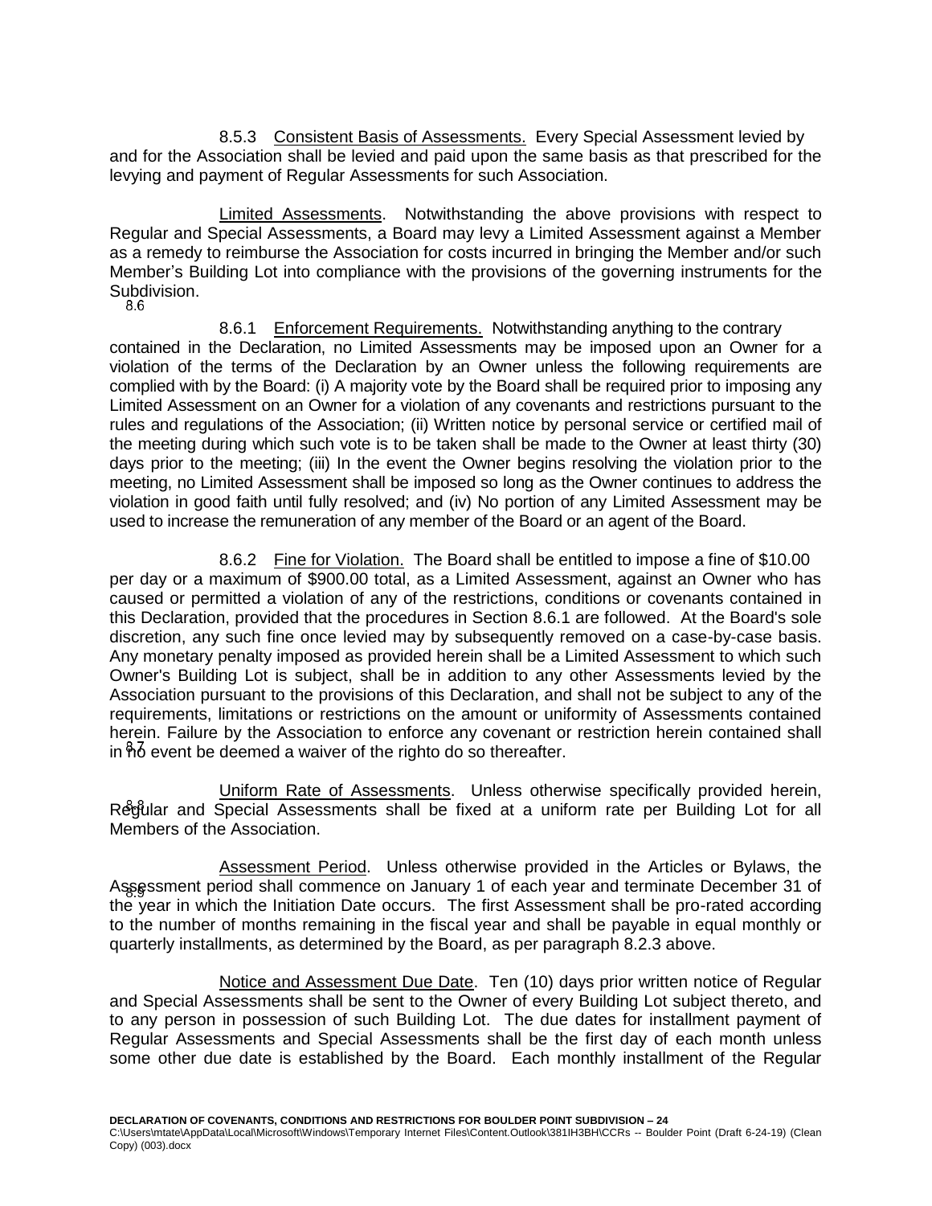8.5.3 Consistent Basis of Assessments. Every Special Assessment levied by and for the Association shall be levied and paid upon the same basis as that prescribed for the levying and payment of Regular Assessments for such Association.

8.6 Limited Assessments. Notwithstanding the above provisions with respect to Regular and Special Assessments, a Board may levy a Limited Assessment against a Member as a remedy to reimburse the Association for costs incurred in bringing the Member and/or such Member's Building Lot into compliance with the provisions of the governing instruments for the Subdivision.

8.6.1 Enforcement Requirements. Notwithstanding anything to the contrary contained in the Declaration, no Limited Assessments may be imposed upon an Owner for a violation of the terms of the Declaration by an Owner unless the following requirements are complied with by the Board: (i) A majority vote by the Board shall be required prior to imposing any Limited Assessment on an Owner for a violation of any covenants and restrictions pursuant to the rules and regulations of the Association; (ii) Written notice by personal service or certified mail of the meeting during which such vote is to be taken shall be made to the Owner at least thirty (30) days prior to the meeting; (iii) In the event the Owner begins resolving the violation prior to the meeting, no Limited Assessment shall be imposed so long as the Owner continues to address the violation in good faith until fully resolved; and (iv) No portion of any Limited Assessment may be used to increase the remuneration of any member of the Board or an agent of the Board.

8.6.2 Fine for Violation. The Board shall be entitled to impose a fine of $10.00 per day or a maximum of $900.00 total, as a Limited Assessment, against an Owner who has caused or permitted a violation of any of the restrictions, conditions or covenants contained in this Declaration, provided that the procedures in Section 8.6.1 are followed. At the Board's sole discretion, any such fine once levied may by subsequently removed on a case-by-case basis. Any monetary penalty imposed as provided herein shall be a Limited Assessment to which such Owner's Building Lot is subject, shall be in addition to any other Assessments levied by the Association pursuant to the provisions of this Declaration, and shall not be subject to any of the requirements, limitations or restrictions on the amount or uniformity of Assessments contained herein. Failure by the Association to enforce any covenant or restriction herein contained shall in no event be deemed a waiver of the righto do so thereafter.

8.7 Uniform Rate of Assessments. Unless otherwise specifically provided herein, Regular and Special Assessments shall be fixed at a uniform rate per Building Lot for all Members of the Association.

8.8 Assessment Period. Unless otherwise provided in the Articles or Bylaws, the Assessment period shall commence on January 1 of each year and terminate December 31 of the year in which the Initiation Date occurs. The first Assessment shall be pro-rated according to the number of months remaining in the fiscal year and shall be payable in equal monthly or quarterly installments, as determined by the Board, as per paragraph 8.2.3 above.

8.9 Notice and Assessment Due Date. Ten (10) days prior written notice of Regular and Special Assessments shall be sent to the Owner of every Building Lot subject thereto, and to any person in possession of such Building Lot. The due dates for installment payment of Regular Assessments and Special Assessments shall be the first day of each month unless some other due date is established by the Board. Each monthly installment of the Regular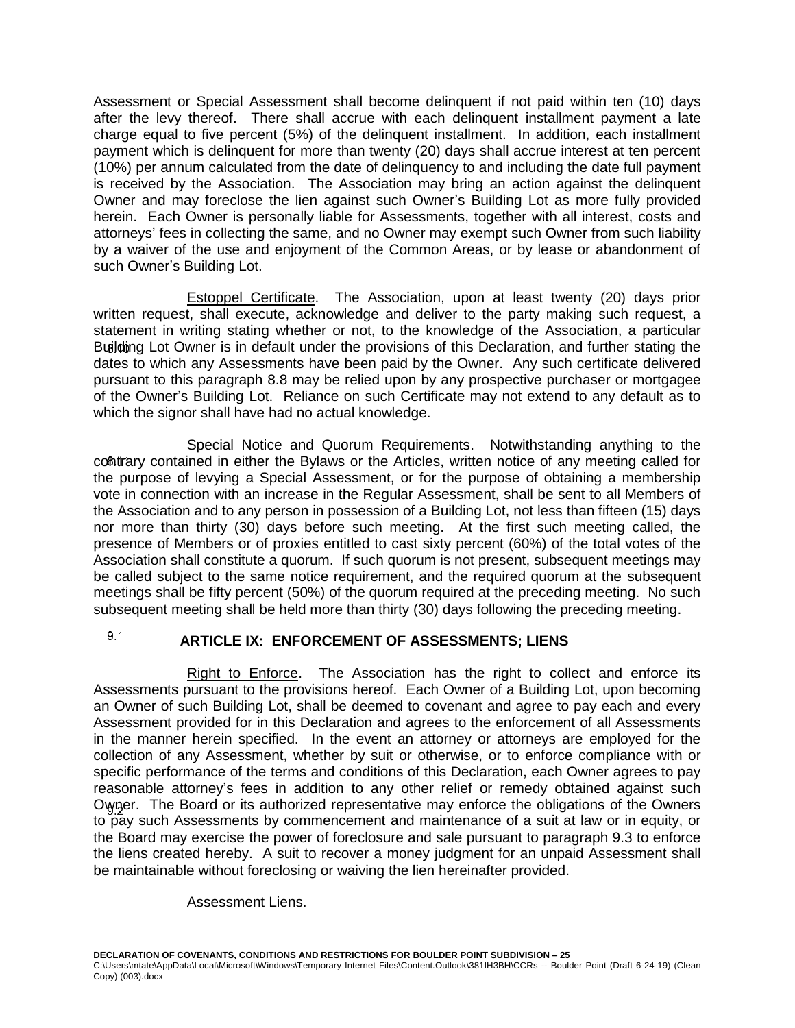Assessment or Special Assessment shall become delinquent if not paid within ten (10) days after the levy thereof. There shall accrue with each delinquent installment payment a late charge equal to five percent (5%) of the delinquent installment. In addition, each installment payment which is delinquent for more than twenty (20) days shall accrue interest at ten percent (10%) per annum calculated from the date of delinquency to and including the date full payment is received by the Association. The Association may bring an action against the delinquent Owner and may foreclose the lien against such Owner's Building Lot as more fully provided herein. Each Owner is personally liable for Assessments, together with all interest, costs and attorneys' fees in collecting the same, and no Owner may exempt such Owner from such liability by a waiver of the use and enjoyment of the Common Areas, or by lease or abandonment of such Owner's Building Lot.

8.10 Estoppel Certificate. The Association, upon at least twenty (20) days prior written request, shall execute, acknowledge and deliver to the party making such request, a statement in writing stating whether or not, to the knowledge of the Association, a particular Building Lot Owner is in default under the provisions of this Declaration, and further stating the dates to which any Assessments have been paid by the Owner. Any such certificate delivered pursuant to this paragraph 8.8 may be relied upon by any prospective purchaser or mortgagee of the Owner's Building Lot. Reliance on such Certificate may not extend to any default as to which the signor shall have had no actual knowledge.

8.11 Special Notice and Quorum Requirements. Notwithstanding anything to the contrary contained in either the Bylaws or the Articles, written notice of any meeting called for the purpose of levying a Special Assessment, or for the purpose of obtaining a membership vote in connection with an increase in the Regular Assessment, shall be sent to all Members of the Association and to any person in possession of a Building Lot, not less than fifteen (15) days nor more than thirty (30) days before such meeting. At the first such meeting called, the presence of Members or of proxies entitled to cast sixty percent (60%) of the total votes of the Association shall constitute a quorum. If such quorum is not present, subsequent meetings may be called subject to the same notice requirement, and the required quorum at the subsequent meetings shall be fifty percent (50%) of the quorum required at the preceding meeting. No such subsequent meeting shall be held more than thirty (30) days following the preceding meeting.

## ARTICLE IX: ENFORCEMENT OF ASSESSMENTS; LIENS

9.1 Right to Enforce. The Association has the right to collect and enforce its Assessments pursuant to the provisions hereof. Each Owner of a Building Lot, upon becoming an Owner of such Building Lot, shall be deemed to covenant and agree to pay each and every Assessment provided for in this Declaration and agrees to the enforcement of all Assessments in the manner herein specified. In the event an attorney or attorneys are employed for the collection of any Assessment, whether by suit or otherwise, or to enforce compliance with or specific performance of the terms and conditions of this Declaration, each Owner agrees to pay reasonable attorney's fees in addition to any other relief or remedy obtained against such Owner. The Board or its authorized representative may enforce the obligations of the Owners to pay such Assessments by commencement and maintenance of a suit at law or in equity, or the Board may exercise the power of foreclosure and sale pursuant to paragraph 9.3 to enforce the liens created hereby. A suit to recover a money judgment for an unpaid Assessment shall be maintainable without foreclosing or waiving the lien hereinafter provided.

9.2 Assessment Liens.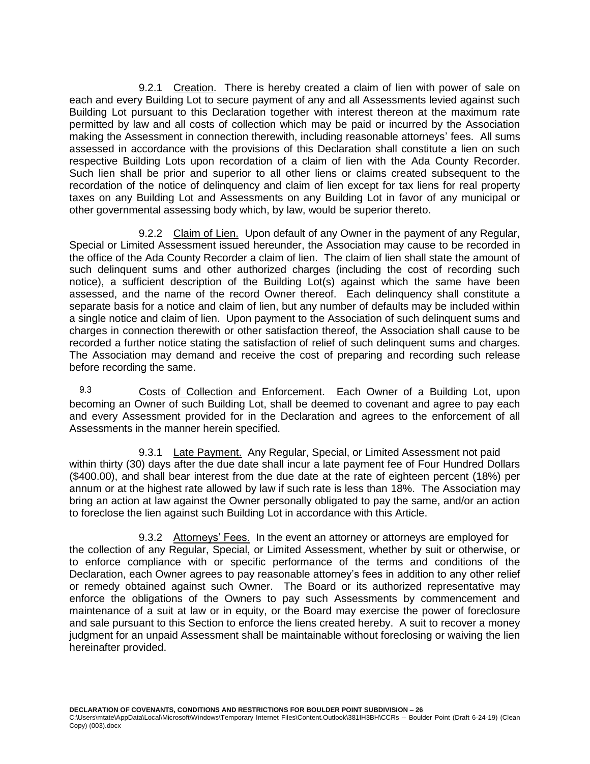9.2.1 Creation. There is hereby created a claim of lien with power of sale on each and every Building Lot to secure payment of any and all Assessments levied against such Building Lot pursuant to this Declaration together with interest thereon at the maximum rate permitted by law and all costs of collection which may be paid or incurred by the Association making the Assessment in connection therewith, including reasonable attorneys' fees. All sums assessed in accordance with the provisions of this Declaration shall constitute a lien on such respective Building Lots upon recordation of a claim of lien with the Ada County Recorder. Such lien shall be prior and superior to all other liens or claims created subsequent to the recordation of the notice of delinquency and claim of lien except for tax liens for real property taxes on any Building Lot and Assessments on any Building Lot in favor of any municipal or other governmental assessing body which, by law, would be superior thereto.

9.2.2 Claim of Lien. Upon default of any Owner in the payment of any Regular, Special or Limited Assessment issued hereunder, the Association may cause to be recorded in the office of the Ada County Recorder a claim of lien. The claim of lien shall state the amount of such delinquent sums and other authorized charges (including the cost of recording such notice), a sufficient description of the Building Lot(s) against which the same have been assessed, and the name of the record Owner thereof. Each delinquency shall constitute a separate basis for a notice and claim of lien, but any number of defaults may be included within a single notice and claim of lien. Upon payment to the Association of such delinquent sums and charges in connection therewith or other satisfaction thereof, the Association shall cause to be recorded a further notice stating the satisfaction of relief of such delinquent sums and charges. The Association may demand and receive the cost of preparing and recording such release before recording the same.

9.3 Costs of Collection and Enforcement. Each Owner of a Building Lot, upon becoming an Owner of such Building Lot, shall be deemed to covenant and agree to pay each and every Assessment provided for in the Declaration and agrees to the enforcement of all Assessments in the manner herein specified.

9.3.1 Late Payment. Any Regular, Special, or Limited Assessment not paid within thirty (30) days after the due date shall incur a late payment fee of Four Hundred Dollars ($400.00), and shall bear interest from the due date at the rate of eighteen percent (18%) per annum or at the highest rate allowed by law if such rate is less than 18%. The Association may bring an action at law against the Owner personally obligated to pay the same, and/or an action to foreclose the lien against such Building Lot in accordance with this Article.

9.3.2 Attorneys' Fees. In the event an attorney or attorneys are employed for the collection of any Regular, Special, or Limited Assessment, whether by suit or otherwise, or to enforce compliance with or specific performance of the terms and conditions of the Declaration, each Owner agrees to pay reasonable attorney's fees in addition to any other relief or remedy obtained against such Owner. The Board or its authorized representative may enforce the obligations of the Owners to pay such Assessments by commencement and maintenance of a suit at law or in equity, or the Board may exercise the power of foreclosure and sale pursuant to this Section to enforce the liens created hereby. A suit to recover a money judgment for an unpaid Assessment shall be maintainable without foreclosing or waiving the lien hereinafter provided.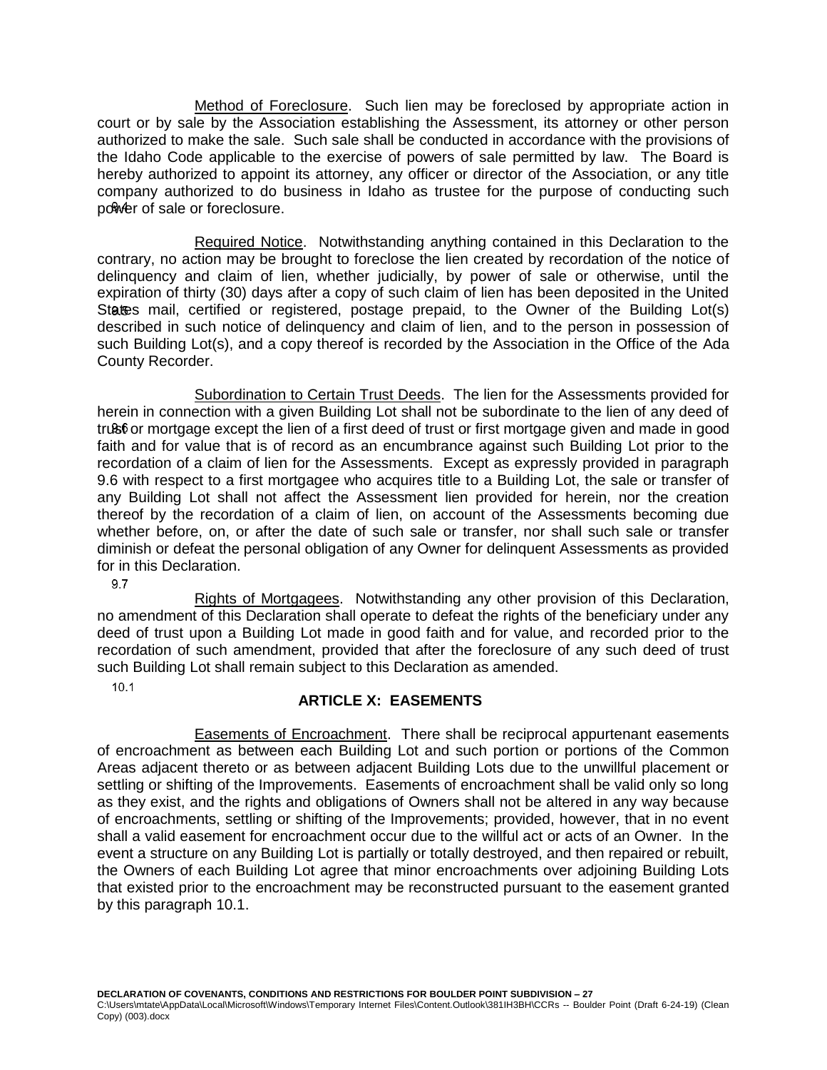Method of Foreclosure. Such lien may be foreclosed by appropriate action in court or by sale by the Association establishing the Assessment, its attorney or other person authorized to make the sale. Such sale shall be conducted in accordance with the provisions of the Idaho Code applicable to the exercise of powers of sale permitted by law. The Board is hereby authorized to appoint its attorney, any officer or director of the Association, or any title company authorized to do business in Idaho as trustee for the purpose of conducting such power of sale or foreclosure.

9.4 Required Notice. Notwithstanding anything contained in this Declaration to the contrary, no action may be brought to foreclose the lien created by recordation of the notice of delinquency and claim of lien, whether judicially, by power of sale or otherwise, until the expiration of thirty (30) days after a copy of such claim of lien has been deposited in the United States mail, certified or registered, postage prepaid, to the Owner of the Building Lot(s) described in such notice of delinquency and claim of lien, and to the person in possession of such Building Lot(s), and a copy thereof is recorded by the Association in the Office of the Ada County Recorder.

9.5 Subordination to Certain Trust Deeds. The lien for the Assessments provided for herein in connection with a given Building Lot shall not be subordinate to the lien of any deed of trust or mortgage except the lien of a first deed of trust or first mortgage given and made in good faith and for value that is of record as an encumbrance against such Building Lot prior to the recordation of a claim of lien for the Assessments. Except as expressly provided in paragraph 9.6 with respect to a first mortgagee who acquires title to a Building Lot, the sale or transfer of any Building Lot shall not affect the Assessment lien provided for herein, nor the creation thereof by the recordation of a claim of lien, on account of the Assessments becoming due whether before, on, or after the date of such sale or transfer, nor shall such sale or transfer diminish or defeat the personal obligation of any Owner for delinquent Assessments as provided for in this Declaration.

9.6 Rights of Mortgagees. Notwithstanding any other provision of this Declaration, no amendment of this Declaration shall operate to defeat the rights of the beneficiary under any deed of trust upon a Building Lot made in good faith and for value, and recorded prior to the recordation of such amendment, provided that after the foreclosure of any such deed of trust such Building Lot shall remain subject to this Declaration as amended.

9.7

## ARTICLE X: EASEMENTS

10.1 Easements of Encroachment. There shall be reciprocal appurtenant easements of encroachment as between each Building Lot and such portion or portions of the Common Areas adjacent thereto or as between adjacent Building Lots due to the unwillful placement or settling or shifting of the Improvements. Easements of encroachment shall be valid only so long as they exist, and the rights and obligations of Owners shall not be altered in any way because of encroachments, settling or shifting of the Improvements; provided, however, that in no event shall a valid easement for encroachment occur due to the willful act or acts of an Owner. In the event a structure on any Building Lot is partially or totally destroyed, and then repaired or rebuilt, the Owners of each Building Lot agree that minor encroachments over adjoining Building Lots that existed prior to the encroachment may be reconstructed pursuant to the easement granted by this paragraph 10.1.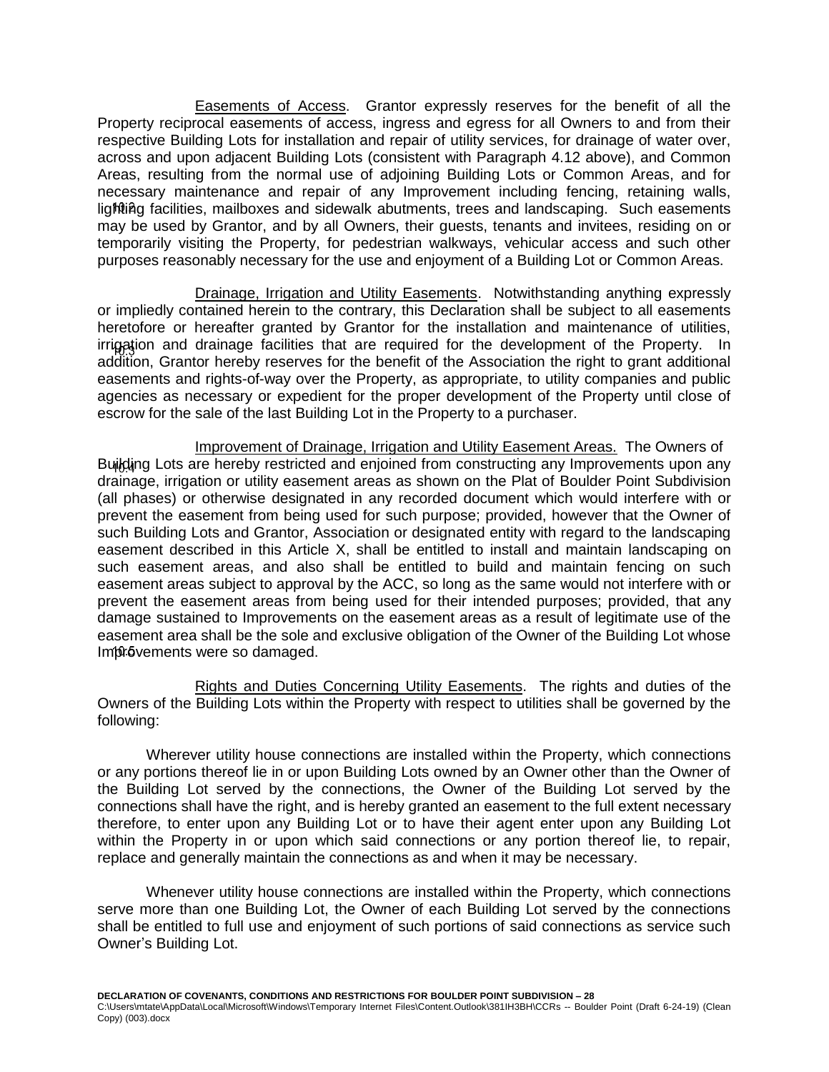10.2 Easements of Access. Grantor expressly reserves for the benefit of all the Property reciprocal easements of access, ingress and egress for all Owners to and from their respective Building Lots for installation and repair of utility services, for drainage of water over, across and upon adjacent Building Lots (consistent with Paragraph 4.12 above), and Common Areas, resulting from the normal use of adjoining Building Lots or Common Areas, and for necessary maintenance and repair of any Improvement including fencing, retaining walls, lighting facilities, mailboxes and sidewalk abutments, trees and landscaping. Such easements may be used by Grantor, and by all Owners, their guests, tenants and invitees, residing on or temporarily visiting the Property, for pedestrian walkways, vehicular access and such other purposes reasonably necessary for the use and enjoyment of a Building Lot or Common Areas.

10.3 Drainage, Irrigation and Utility Easements. Notwithstanding anything expressly or impliedly contained herein to the contrary, this Declaration shall be subject to all easements heretofore or hereafter granted by Grantor for the installation and maintenance of utilities, irrigation and drainage facilities that are required for the development of the Property. In addition, Grantor hereby reserves for the benefit of the Association the right to grant additional easements and rights-of-way over the Property, as appropriate, to utility companies and public agencies as necessary or expedient for the proper development of the Property until close of escrow for the sale of the last Building Lot in the Property to a purchaser.

10.4 Improvement of Drainage, Irrigation and Utility Easement Areas. The Owners of Building Lots are hereby restricted and enjoined from constructing any Improvements upon any drainage, irrigation or utility easement areas as shown on the Plat of Boulder Point Subdivision (all phases) or otherwise designated in any recorded document which would interfere with or prevent the easement from being used for such purpose; provided, however that the Owner of such Building Lots and Grantor, Association or designated entity with regard to the landscaping easement described in this Article X, shall be entitled to install and maintain landscaping on such easement areas, and also shall be entitled to build and maintain fencing on such easement areas subject to approval by the ACC, so long as the same would not interfere with or prevent the easement areas from being used for their intended purposes; provided, that any damage sustained to Improvements on the easement areas as a result of legitimate use of the easement area shall be the sole and exclusive obligation of the Owner of the Building Lot whose Improvements were so damaged.

10.5 Rights and Duties Concerning Utility Easements. The rights and duties of the Owners of the Building Lots within the Property with respect to utilities shall be governed by the following:

Wherever utility house connections are installed within the Property, which connections or any portions thereof lie in or upon Building Lots owned by an Owner other than the Owner of the Building Lot served by the connections, the Owner of the Building Lot served by the connections shall have the right, and is hereby granted an easement to the full extent necessary therefore, to enter upon any Building Lot or to have their agent enter upon any Building Lot within the Property in or upon which said connections or any portion thereof lie, to repair, replace and generally maintain the connections as and when it may be necessary.

Whenever utility house connections are installed within the Property, which connections serve more than one Building Lot, the Owner of each Building Lot served by the connections shall be entitled to full use and enjoyment of such portions of said connections as service such Owner's Building Lot.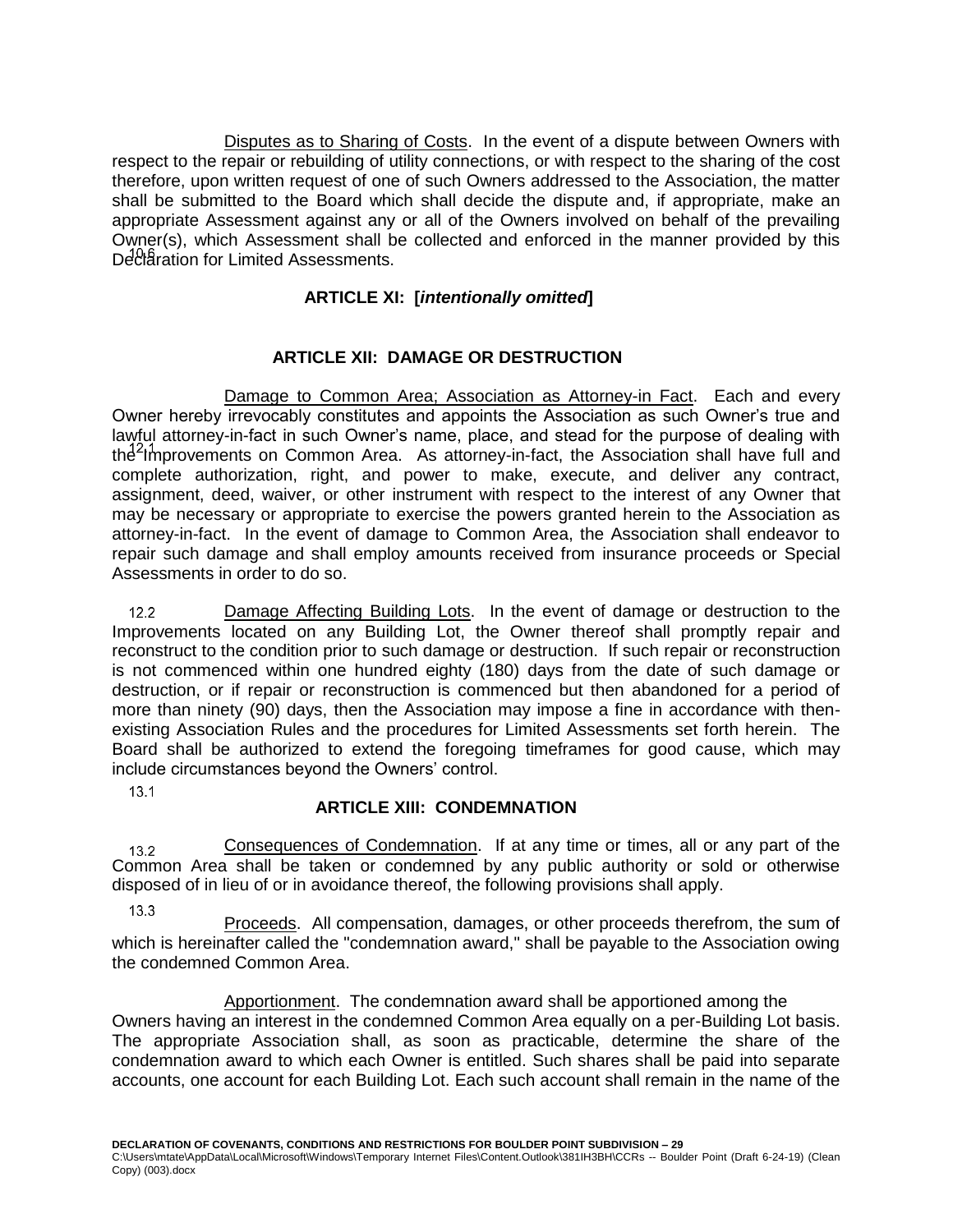10.6 Disputes as to Sharing of Costs. In the event of a dispute between Owners with respect to the repair or rebuilding of utility connections, or with respect to the sharing of the cost therefore, upon written request of one of such Owners addressed to the Association, the matter shall be submitted to the Board which shall decide the dispute and, if appropriate, make an appropriate Assessment against any or all of the Owners involved on behalf of the prevailing Owner(s), which Assessment shall be collected and enforced in the manner provided by this Declaration for Limited Assessments.

## ARTICLE XI: [*intentionally omitted*]

## ARTICLE XII: DAMAGE OR DESTRUCTION

12.1 Damage to Common Area; Association as Attorney-in Fact. Each and every Owner hereby irrevocably constitutes and appoints the Association as such Owner's true and lawful attorney-in-fact in such Owner's name, place, and stead for the purpose of dealing with the Improvements on Common Area. As attorney-in-fact, the Association shall have full and complete authorization, right, and power to make, execute, and deliver any contract, assignment, deed, waiver, or other instrument with respect to the interest of any Owner that may be necessary or appropriate to exercise the powers granted herein to the Association as attorney-in-fact. In the event of damage to Common Area, the Association shall endeavor to repair such damage and shall employ amounts received from insurance proceeds or Special Assessments in order to do so.

12.2 Damage Affecting Building Lots. In the event of damage or destruction to the Improvements located on any Building Lot, the Owner thereof shall promptly repair and reconstruct to the condition prior to such damage or destruction. If such repair or reconstruction is not commenced within one hundred eighty (180) days from the date of such damage or destruction, or if repair or reconstruction is commenced but then abandoned for a period of more than ninety (90) days, then the Association may impose a fine in accordance with then-existing Association Rules and the procedures for Limited Assessments set forth herein. The Board shall be authorized to extend the foregoing timeframes for good cause, which may include circumstances beyond the Owners' control.

## ARTICLE XIII: CONDEMNATION

13.1 Consequences of Condemnation. If at any time or times, all or any part of the Common Area shall be taken or condemned by any public authority or sold or otherwise disposed of in lieu of or in avoidance thereof, the following provisions shall apply.

13.2 Proceeds. All compensation, damages, or other proceeds therefrom, the sum of which is hereinafter called the "condemnation award," shall be payable to the Association owing the condemned Common Area.

13.3 Apportionment. The condemnation award shall be apportioned among the Owners having an interest in the condemned Common Area equally on a per-Building Lot basis. The appropriate Association shall, as soon as practicable, determine the share of the condemnation award to which each Owner is entitled. Such shares shall be paid into separate accounts, one account for each Building Lot. Each such account shall remain in the name of the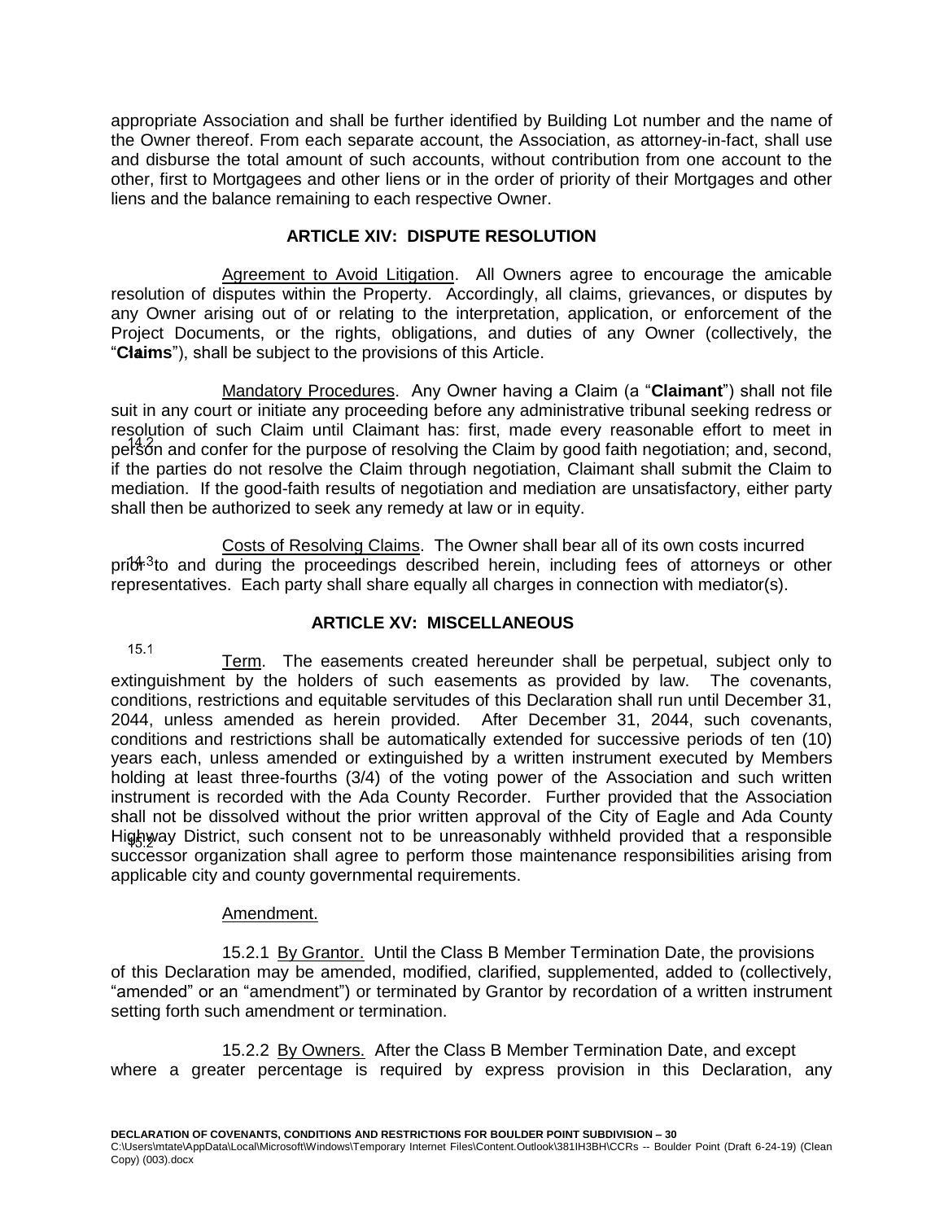appropriate Association and shall be further identified by Building Lot number and the name of the Owner thereof. From each separate account, the Association, as attorney-in-fact, shall use and disburse the total amount of such accounts, without contribution from one account to the other, first to Mortgagees and other liens or in the order of priority of their Mortgages and other liens and the balance remaining to each respective Owner.

## ARTICLE XIV: DISPUTE RESOLUTION

14.1 Agreement to Avoid Litigation. All Owners agree to encourage the amicable resolution of disputes within the Property. Accordingly, all claims, grievances, or disputes by any Owner arising out of or relating to the interpretation, application, or enforcement of the Project Documents, or the rights, obligations, and duties of any Owner (collectively, the "**Claims**"), shall be subject to the provisions of this Article.

14.2 Mandatory Procedures. Any Owner having a Claim (a "**Claimant**") shall not file suit in any court or initiate any proceeding before any administrative tribunal seeking redress or resolution of such Claim until Claimant has: first, made every reasonable effort to meet in person and confer for the purpose of resolving the Claim by good faith negotiation; and, second, if the parties do not resolve the Claim through negotiation, Claimant shall submit the Claim to mediation. If the good-faith results of negotiation and mediation are unsatisfactory, either party shall then be authorized to seek any remedy at law or in equity.

14.3 Costs of Resolving Claims. The Owner shall bear all of its own costs incurred prior to and during the proceedings described herein, including fees of attorneys or other representatives. Each party shall share equally all charges in connection with mediator(s).

## ARTICLE XV: MISCELLANEOUS

15.1 Term. The easements created hereunder shall be perpetual, subject only to extinguishment by the holders of such easements as provided by law. The covenants, conditions, restrictions and equitable servitudes of this Declaration shall run until December 31, 2044, unless amended as herein provided. After December 31, 2044, such covenants, conditions and restrictions shall be automatically extended for successive periods of ten (10) years each, unless amended or extinguished by a written instrument executed by Members holding at least three-fourths (3/4) of the voting power of the Association and such written instrument is recorded with the Ada County Recorder. Further provided that the Association shall not be dissolved without the prior written approval of the City of Eagle and Ada County Highway District, such consent not to be unreasonably withheld provided that a responsible successor organization shall agree to perform those maintenance responsibilities arising from applicable city and county governmental requirements.

15.2 Amendment.

15.2.1 By Grantor. Until the Class B Member Termination Date, the provisions of this Declaration may be amended, modified, clarified, supplemented, added to (collectively, "amended" or an "amendment") or terminated by Grantor by recordation of a written instrument setting forth such amendment or termination.

15.2.2 By Owners. After the Class B Member Termination Date, and except where a greater percentage is required by express provision in this Declaration, any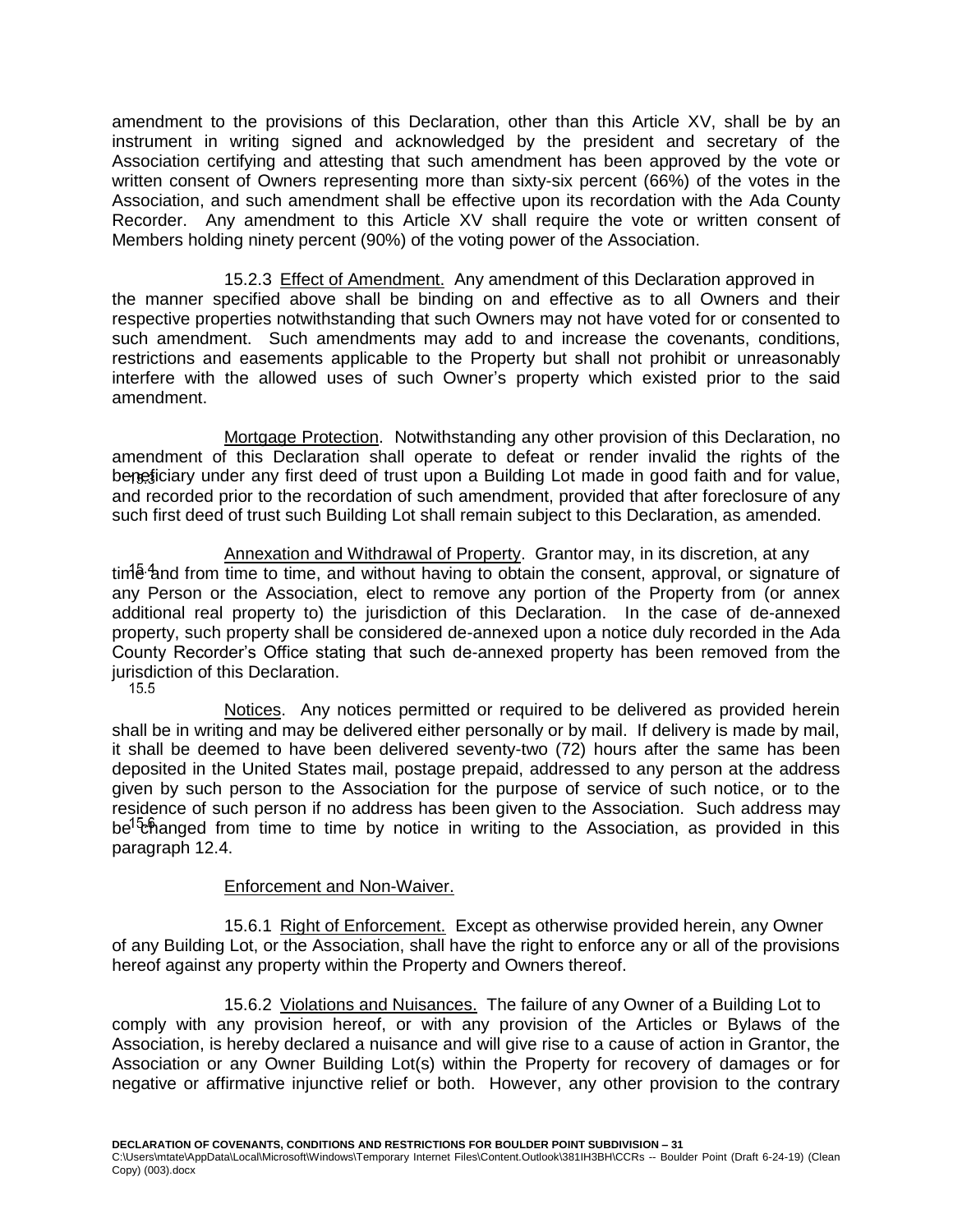amendment to the provisions of this Declaration, other than this Article XV, shall be by an instrument in writing signed and acknowledged by the president and secretary of the Association certifying and attesting that such amendment has been approved by the vote or written consent of Owners representing more than sixty-six percent (66%) of the votes in the Association, and such amendment shall be effective upon its recordation with the Ada County Recorder. Any amendment to this Article XV shall require the vote or written consent of Members holding ninety percent (90%) of the voting power of the Association.

15.2.3 Effect of Amendment. Any amendment of this Declaration approved in the manner specified above shall be binding on and effective as to all Owners and their respective properties notwithstanding that such Owners may not have voted for or consented to such amendment. Such amendments may add to and increase the covenants, conditions, restrictions and easements applicable to the Property but shall not prohibit or unreasonably interfere with the allowed uses of such Owner's property which existed prior to the said amendment.

15.3 Mortgage Protection. Notwithstanding any other provision of this Declaration, no amendment of this Declaration shall operate to defeat or render invalid the rights of the beneficiary under any first deed of trust upon a Building Lot made in good faith and for value, and recorded prior to the recordation of such amendment, provided that after foreclosure of any such first deed of trust such Building Lot shall remain subject to this Declaration, as amended.

15.4 Annexation and Withdrawal of Property. Grantor may, in its discretion, at any time and from time to time, and without having to obtain the consent, approval, or signature of any Person or the Association, elect to remove any portion of the Property from (or annex additional real property to) the jurisdiction of this Declaration. In the case of de-annexed property, such property shall be considered de-annexed upon a notice duly recorded in the Ada County Recorder's Office stating that such de-annexed property has been removed from the jurisdiction of this Declaration.

15.5 Notices. Any notices permitted or required to be delivered as provided herein shall be in writing and may be delivered either personally or by mail. If delivery is made by mail, it shall be deemed to have been delivered seventy-two (72) hours after the same has been deposited in the United States mail, postage prepaid, addressed to any person at the address given by such person to the Association for the purpose of service of such notice, or to the residence of such person if no address has been given to the Association. Such address may be changed from time to time by notice in writing to the Association, as provided in this paragraph 12.4.

15.6 Enforcement and Non-Waiver.

15.6.1 Right of Enforcement. Except as otherwise provided herein, any Owner of any Building Lot, or the Association, shall have the right to enforce any or all of the provisions hereof against any property within the Property and Owners thereof.

15.6.2 Violations and Nuisances. The failure of any Owner of a Building Lot to comply with any provision hereof, or with any provision of the Articles or Bylaws of the Association, is hereby declared a nuisance and will give rise to a cause of action in Grantor, the Association or any Owner Building Lot(s) within the Property for recovery of damages or for negative or affirmative injunctive relief or both. However, any other provision to the contrary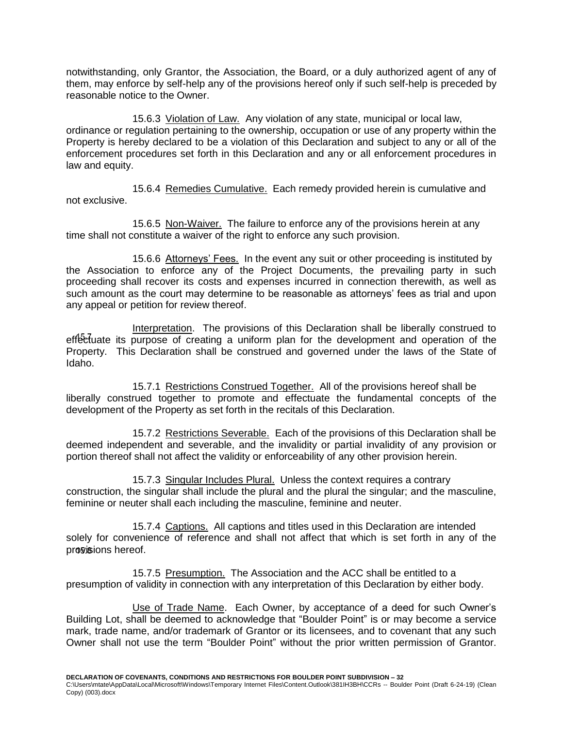notwithstanding, only Grantor, the Association, the Board, or a duly authorized agent of any of them, may enforce by self-help any of the provisions hereof only if such self-help is preceded by reasonable notice to the Owner.

15.6.3 Violation of Law. Any violation of any state, municipal or local law, ordinance or regulation pertaining to the ownership, occupation or use of any property within the Property is hereby declared to be a violation of this Declaration and subject to any or all of the enforcement procedures set forth in this Declaration and any or all enforcement procedures in law and equity.

15.6.4 Remedies Cumulative. Each remedy provided herein is cumulative and not exclusive.

15.6.5 Non-Waiver. The failure to enforce any of the provisions herein at any time shall not constitute a waiver of the right to enforce any such provision.

15.6.6 Attorneys' Fees. In the event any suit or other proceeding is instituted by the Association to enforce any of the Project Documents, the prevailing party in such proceeding shall recover its costs and expenses incurred in connection therewith, as well as such amount as the court may determine to be reasonable as attorneys' fees as trial and upon any appeal or petition for review thereof.

15.7 Interpretation. The provisions of this Declaration shall be liberally construed to effectuate its purpose of creating a uniform plan for the development and operation of the Property. This Declaration shall be construed and governed under the laws of the State of Idaho.

15.7.1 Restrictions Construed Together. All of the provisions hereof shall be liberally construed together to promote and effectuate the fundamental concepts of the development of the Property as set forth in the recitals of this Declaration.

15.7.2 Restrictions Severable. Each of the provisions of this Declaration shall be deemed independent and severable, and the invalidity or partial invalidity of any provision or portion thereof shall not affect the validity or enforceability of any other provision herein.

15.7.3 Singular Includes Plural. Unless the context requires a contrary construction, the singular shall include the plural and the plural the singular; and the masculine, feminine or neuter shall each including the masculine, feminine and neuter.

15.7.4 Captions. All captions and titles used in this Declaration are intended solely for convenience of reference and shall not affect that which is set forth in any of the provisions hereof.

15.7.5 Presumption. The Association and the ACC shall be entitled to a presumption of validity in connection with any interpretation of this Declaration by either body.

15.8 Use of Trade Name. Each Owner, by acceptance of a deed for such Owner's Building Lot, shall be deemed to acknowledge that "Boulder Point" is or may become a service mark, trade name, and/or trademark of Grantor or its licensees, and to covenant that any such Owner shall not use the term "Boulder Point" without the prior written permission of Grantor.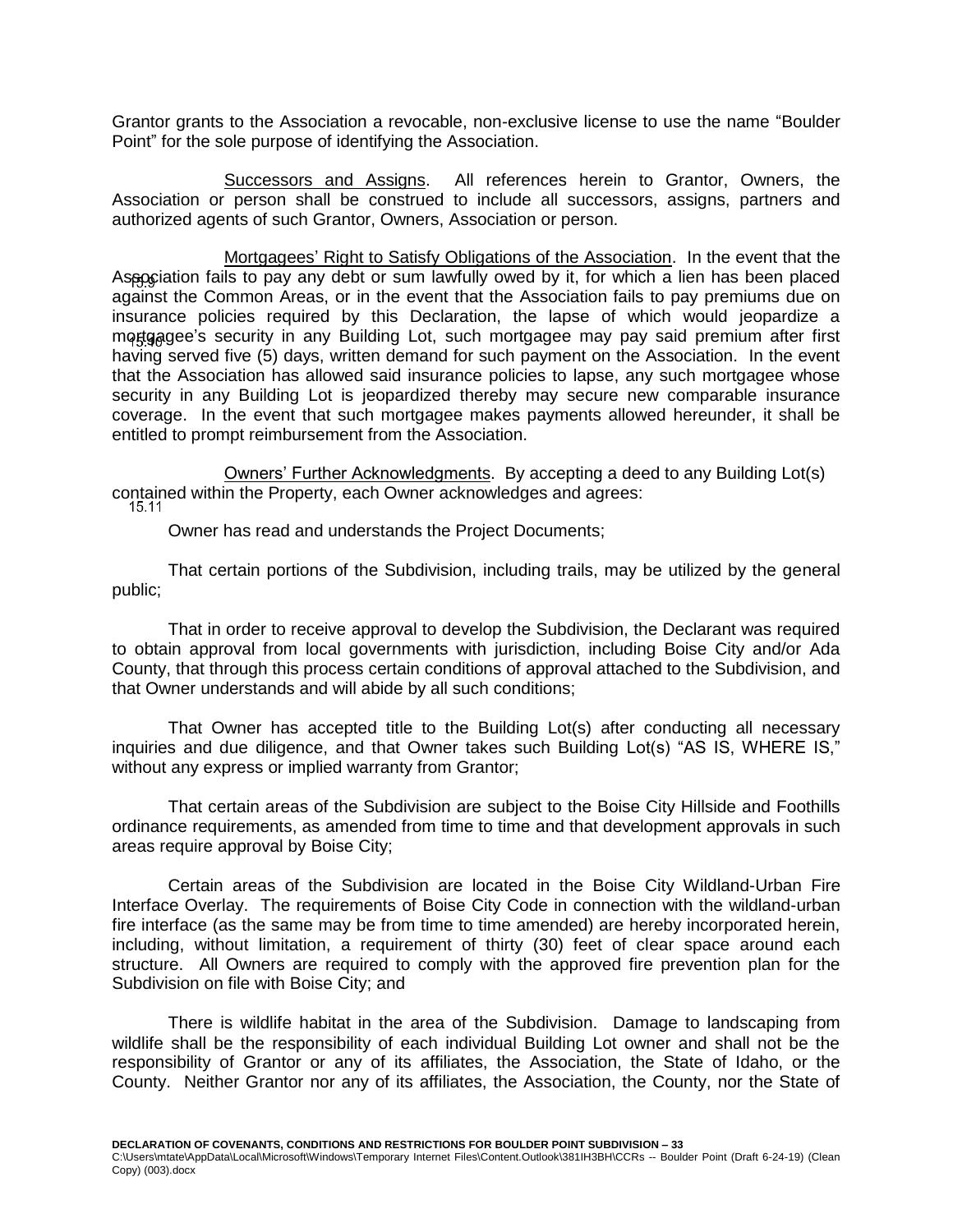Grantor grants to the Association a revocable, non-exclusive license to use the name "Boulder Point" for the sole purpose of identifying the Association.

15.9 Successors and Assigns. All references herein to Grantor, Owners, the Association or person shall be construed to include all successors, assigns, partners and authorized agents of such Grantor, Owners, Association or person.

15.10 Mortgagees' Right to Satisfy Obligations of the Association. In the event that the Association fails to pay any debt or sum lawfully owed by it, for which a lien has been placed against the Common Areas, or in the event that the Association fails to pay premiums due on insurance policies required by this Declaration, the lapse of which would jeopardize a mortgagee's security in any Building Lot, such mortgagee may pay said premium after first having served five (5) days, written demand for such payment on the Association. In the event that the Association has allowed said insurance policies to lapse, any such mortgagee whose security in any Building Lot is jeopardized thereby may secure new comparable insurance coverage. In the event that such mortgagee makes payments allowed hereunder, it shall be entitled to prompt reimbursement from the Association.

15.11 Owners' Further Acknowledgments. By accepting a deed to any Building Lot(s) contained within the Property, each Owner acknowledges and agrees:

Owner has read and understands the Project Documents;

That certain portions of the Subdivision, including trails, may be utilized by the general public;

That in order to receive approval to develop the Subdivision, the Declarant was required to obtain approval from local governments with jurisdiction, including Boise City and/or Ada County, that through this process certain conditions of approval attached to the Subdivision, and that Owner understands and will abide by all such conditions;

That Owner has accepted title to the Building Lot(s) after conducting all necessary inquiries and due diligence, and that Owner takes such Building Lot(s) "AS IS, WHERE IS," without any express or implied warranty from Grantor;

That certain areas of the Subdivision are subject to the Boise City Hillside and Foothills ordinance requirements, as amended from time to time and that development approvals in such areas require approval by Boise City;

Certain areas of the Subdivision are located in the Boise City Wildland-Urban Fire Interface Overlay. The requirements of Boise City Code in connection with the wildland-urban fire interface (as the same may be from time to time amended) are hereby incorporated herein, including, without limitation, a requirement of thirty (30) feet of clear space around each structure. All Owners are required to comply with the approved fire prevention plan for the Subdivision on file with Boise City; and

There is wildlife habitat in the area of the Subdivision. Damage to landscaping from wildlife shall be the responsibility of each individual Building Lot owner and shall not be the responsibility of Grantor or any of its affiliates, the Association, the State of Idaho, or the County. Neither Grantor nor any of its affiliates, the Association, the County, nor the State of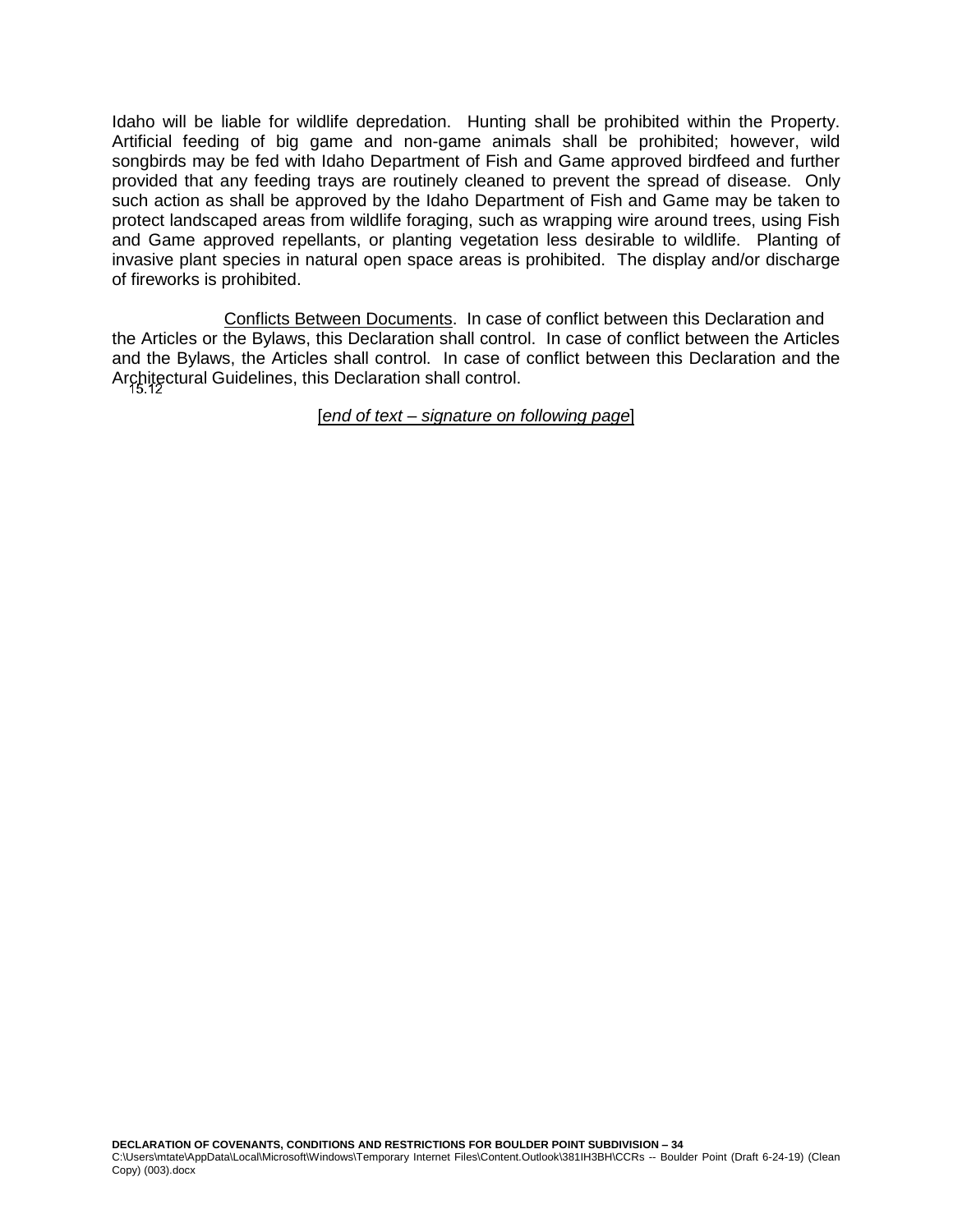Idaho will be liable for wildlife depredation. Hunting shall be prohibited within the Property. Artificial feeding of big game and non-game animals shall be prohibited; however, wild songbirds may be fed with Idaho Department of Fish and Game approved birdfeed and further provided that any feeding trays are routinely cleaned to prevent the spread of disease. Only such action as shall be approved by the Idaho Department of Fish and Game may be taken to protect landscaped areas from wildlife foraging, such as wrapping wire around trees, using Fish and Game approved repellants, or planting vegetation less desirable to wildlife. Planting of invasive plant species in natural open space areas is prohibited. The display and/or discharge of fireworks is prohibited.

15.12 Conflicts Between Documents. In case of conflict between this Declaration and the Articles or the Bylaws, this Declaration shall control. In case of conflict between the Articles and the Bylaws, the Articles shall control. In case of conflict between this Declaration and the Architectural Guidelines, this Declaration shall control.

[*end of text – signature on following page*]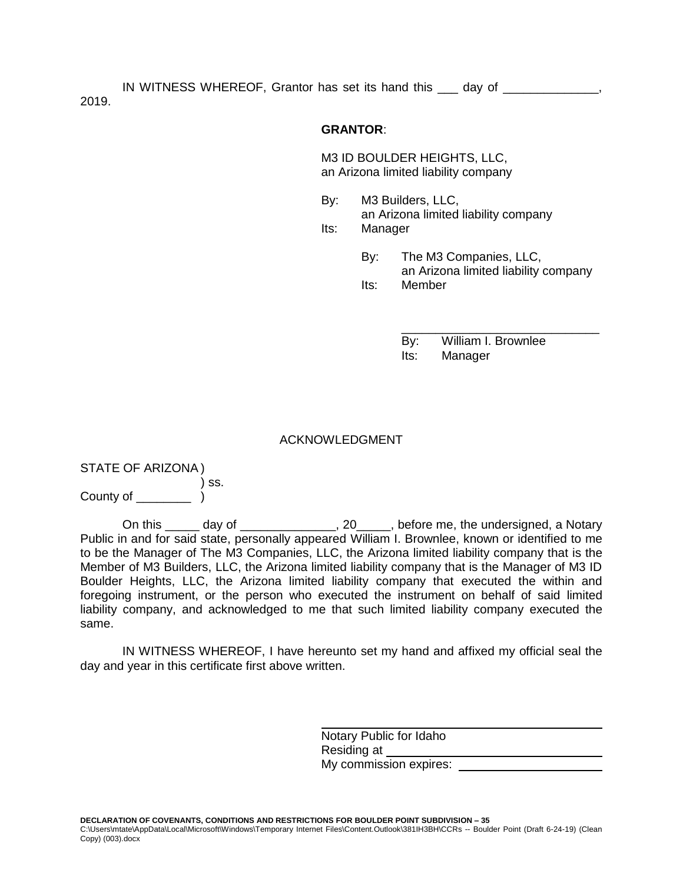IN WITNESS WHEREOF, Grantor has set its hand this ___ day of ______________, 2019.

**GRANTOR**:

M3 ID BOULDER HEIGHTS, LLC,
an Arizona limited liability company

By: M3 Builders, LLC,
an Arizona limited liability company
Its: Manager

By: The M3 Companies, LLC,
an Arizona limited liability company
Its: Member

______________________________
By: William I. Brownlee
Its: Manager

ACKNOWLEDGMENT

STATE OF ARIZONA )
) ss.
County of ________ )

On this _____ day of ______________, 20_____, before me, the undersigned, a Notary Public in and for said state, personally appeared William I. Brownlee, known or identified to me to be the Manager of The M3 Companies, LLC, the Arizona limited liability company that is the Member of M3 Builders, LLC, the Arizona limited liability company that is the Manager of M3 ID Boulder Heights, LLC, the Arizona limited liability company that executed the within and foregoing instrument, or the person who executed the instrument on behalf of said limited liability company, and acknowledged to me that such limited liability company executed the same.

IN WITNESS WHEREOF, I have hereunto set my hand and affixed my official seal the day and year in this certificate first above written.

______________________________
Notary Public for Idaho
Residing at ______________________________
My commission expires: ____________________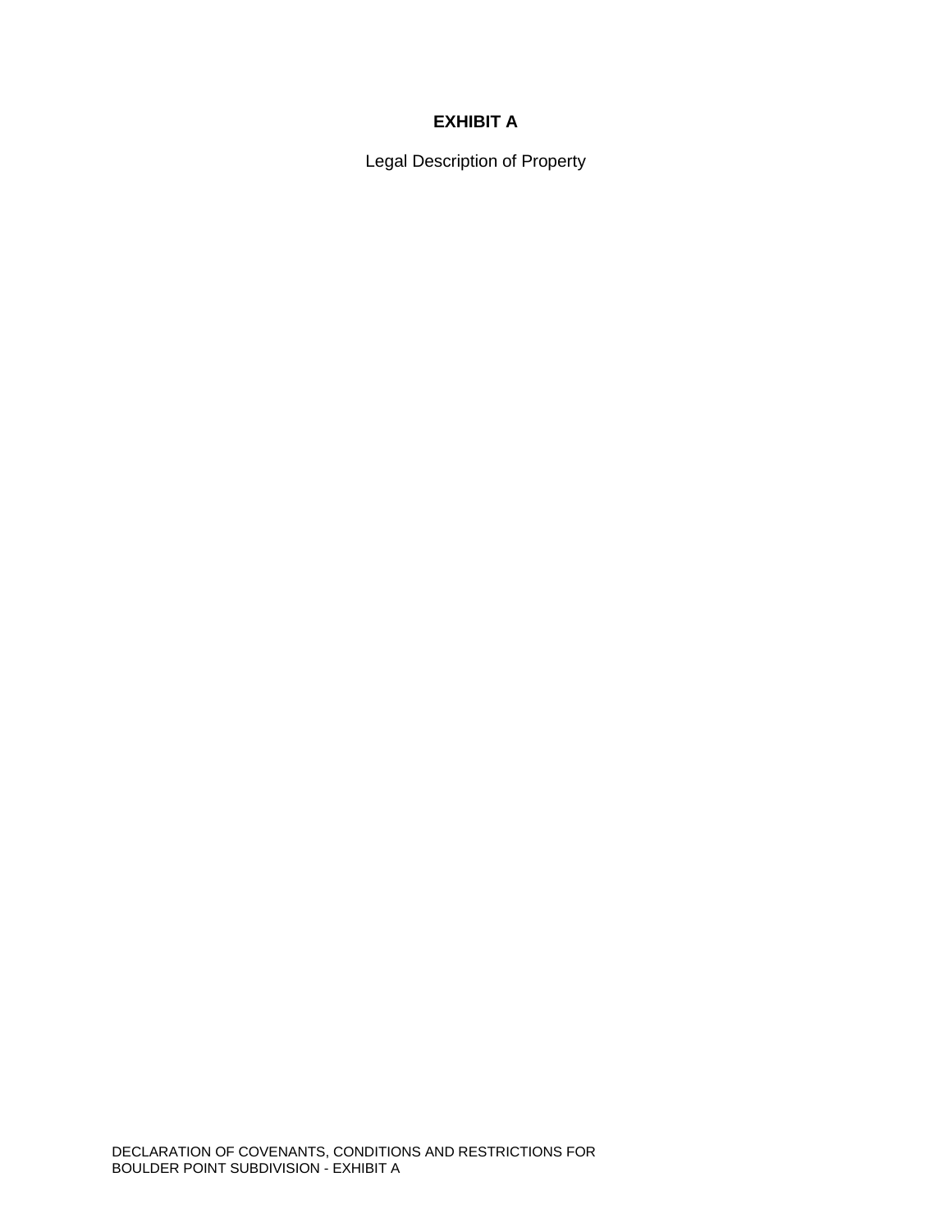**EXHIBIT A**

Legal Description of Property